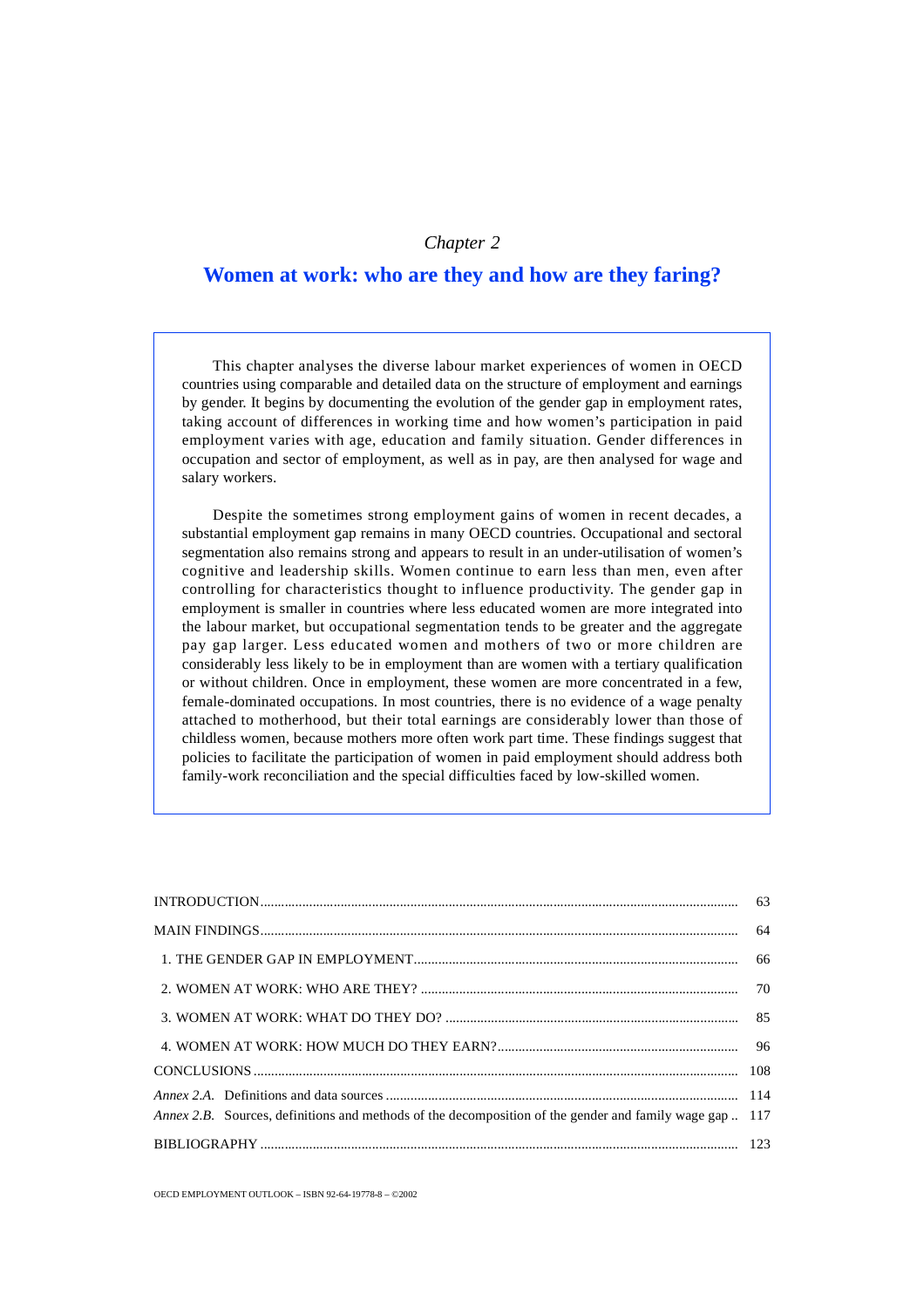*Chapter 2*

# Women at work: who are they and how are they faring?

This chapter analyses the diverse labour market experiences of women in OECD countries using comparable and detailed data on the structure of employment and earnings by gender. It begins by documenting the evolution of the gender gap in employment rates, taking account of differences in working time and how women's participation in paid employment varies with age, education and family situation. Gender differences in occupation and sector of employment, as well as in pay, are then analysed for wage and salary workers.

Despite the sometimes strong employment gains of women in recent decades, a substantial employment gap remains in many OECD countries. Occupational and sectoral segmentation also remains strong and appears to result in an under-utilisation of women's cognitive and leadership skills. Women continue to earn less than men, even after controlling for characteristics thought to influence productivity. The gender gap in employment is smaller in countries where less educated women are more integrated into the labour market, but occupational segmentation tends to be greater and the aggregate pay gap larger. Less educated women and mothers of two or more children are considerably less likely to be in employment than are women with a tertiary qualification or without children. Once in employment, these women are more concentrated in a few, female-dominated occupations. In most countries, there is no evidence of a wage penalty attached to motherhood, but their total earnings are considerably lower than those of childless women, because mothers more often work part time. These findings suggest that policies to facilitate the participation of women in paid employment should address both family-work reconciliation and the special difficulties faced by low-skilled women.

| | |
|---|---|
| INTRODUCTION | 63 |
| MAIN FINDINGS | 64 |
| 1. THE GENDER GAP IN EMPLOYMENT | 66 |
| 2. WOMEN AT WORK: WHO ARE THEY? | 70 |
| 3. WOMEN AT WORK: WHAT DO THEY DO? | 85 |
| 4. WOMEN AT WORK: HOW MUCH DO THEY EARN? | 96 |
| CONCLUSIONS | 108 |
| *Annex 2.A.* Definitions and data sources | 114 |
| *Annex 2.B.* Sources, definitions and methods of the decomposition of the gender and family wage gap | 117 |
| BIBLIOGRAPHY | 123 |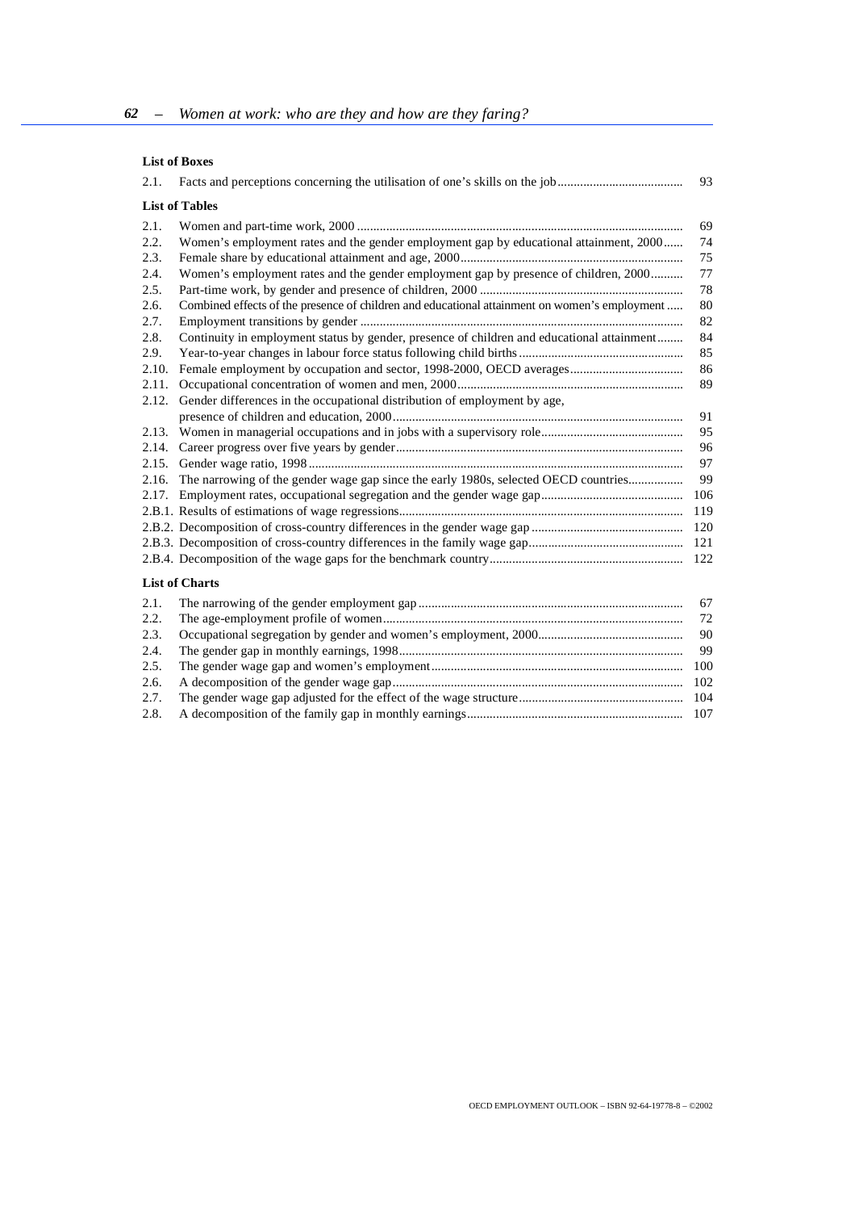**List of Boxes**

| | | |
|---|---|---|
| 2.1. | Facts and perceptions concerning the utilisation of one's skills on the job | 93 |

**List of Tables**

| | | |
|---|---|---|
| 2.1. | Women and part-time work, 2000 | 69 |
| 2.2. | Women's employment rates and the gender employment gap by educational attainment, 2000 | 74 |
| 2.3. | Female share by educational attainment and age, 2000 | 75 |
| 2.4. | Women's employment rates and the gender employment gap by presence of children, 2000 | 77 |
| 2.5. | Part-time work, by gender and presence of children, 2000 | 78 |
| 2.6. | Combined effects of the presence of children and educational attainment on women's employment | 80 |
| 2.7. | Employment transitions by gender | 82 |
| 2.8. | Continuity in employment status by gender, presence of children and educational attainment | 84 |
| 2.9. | Year-to-year changes in labour force status following child births | 85 |
| 2.10. | Female employment by occupation and sector, 1998-2000, OECD averages | 86 |
| 2.11. | Occupational concentration of women and men, 2000 | 89 |
| 2.12. | Gender differences in the occupational distribution of employment by age, presence of children and education, 2000 | 91 |
| 2.13. | Women in managerial occupations and in jobs with a supervisory role | 95 |
| 2.14. | Career progress over five years by gender | 96 |
| 2.15. | Gender wage ratio, 1998 | 97 |
| 2.16. | The narrowing of the gender wage gap since the early 1980s, selected OECD countries | 99 |
| 2.17. | Employment rates, occupational segregation and the gender wage gap | 106 |
| 2.B.1. | Results of estimations of wage regressions | 119 |
| 2.B.2. | Decomposition of cross-country differences in the gender wage gap | 120 |
| 2.B.3. | Decomposition of cross-country differences in the family wage gap | 121 |
| 2.B.4. | Decomposition of the wage gaps for the benchmark country | 122 |

**List of Charts**

| | | |
|---|---|---|
| 2.1. | The narrowing of the gender employment gap | 67 |
| 2.2. | The age-employment profile of women | 72 |
| 2.3. | Occupational segregation by gender and women's employment, 2000 | 90 |
| 2.4. | The gender gap in monthly earnings, 1998 | 99 |
| 2.5. | The gender wage gap and women's employment | 100 |
| 2.6. | A decomposition of the gender wage gap | 102 |
| 2.7. | The gender wage gap adjusted for the effect of the wage structure | 104 |
| 2.8. | A decomposition of the family gap in monthly earnings | 107 |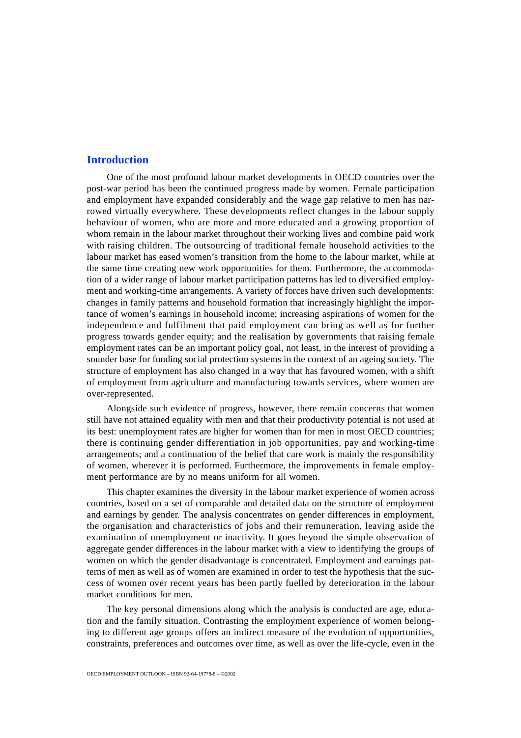## Introduction

One of the most profound labour market developments in OECD countries over the post-war period has been the continued progress made by women. Female participation and employment have expanded considerably and the wage gap relative to men has narrowed virtually everywhere. These developments reflect changes in the labour supply behaviour of women, who are more and more educated and a growing proportion of whom remain in the labour market throughout their working lives and combine paid work with raising children. The outsourcing of traditional female household activities to the labour market has eased women's transition from the home to the labour market, while at the same time creating new work opportunities for them. Furthermore, the accommodation of a wider range of labour market participation patterns has led to diversified employment and working-time arrangements. A variety of forces have driven such developments: changes in family patterns and household formation that increasingly highlight the importance of women's earnings in household income; increasing aspirations of women for the independence and fulfilment that paid employment can bring as well as for further progress towards gender equity; and the realisation by governments that raising female employment rates can be an important policy goal, not least, in the interest of providing a sounder base for funding social protection systems in the context of an ageing society. The structure of employment has also changed in a way that has favoured women, with a shift of employment from agriculture and manufacturing towards services, where women are over-represented.

Alongside such evidence of progress, however, there remain concerns that women still have not attained equality with men and that their productivity potential is not used at its best: unemployment rates are higher for women than for men in most OECD countries; there is continuing gender differentiation in job opportunities, pay and working-time arrangements; and a continuation of the belief that care work is mainly the responsibility of women, wherever it is performed. Furthermore, the improvements in female employment performance are by no means uniform for all women.

This chapter examines the diversity in the labour market experience of women across countries, based on a set of comparable and detailed data on the structure of employment and earnings by gender. The analysis concentrates on gender differences in employment, the organisation and characteristics of jobs and their remuneration, leaving aside the examination of unemployment or inactivity. It goes beyond the simple observation of aggregate gender differences in the labour market with a view to identifying the groups of women on which the gender disadvantage is concentrated. Employment and earnings patterns of men as well as of women are examined in order to test the hypothesis that the success of women over recent years has been partly fuelled by deterioration in the labour market conditions for men.

The key personal dimensions along which the analysis is conducted are age, education and the family situation. Contrasting the employment experience of women belonging to different age groups offers an indirect measure of the evolution of opportunities, constraints, preferences and outcomes over time, as well as over the life-cycle, even in the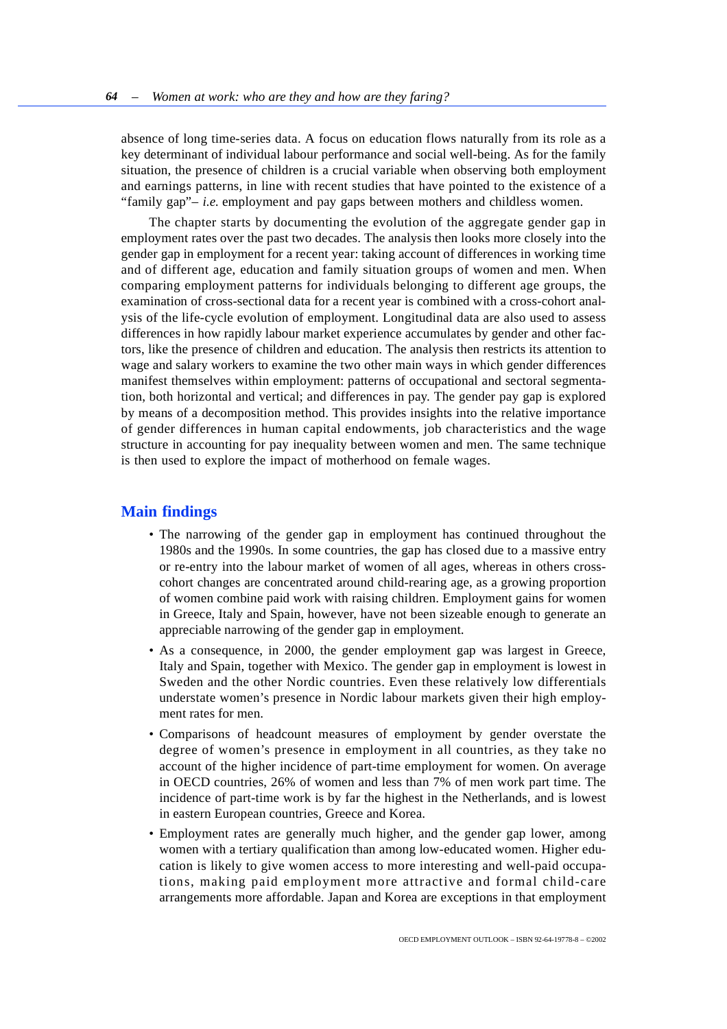absence of long time-series data. A focus on education flows naturally from its role as a key determinant of individual labour performance and social well-being. As for the family situation, the presence of children is a crucial variable when observing both employment and earnings patterns, in line with recent studies that have pointed to the existence of a "family gap"– *i.e.* employment and pay gaps between mothers and childless women.

The chapter starts by documenting the evolution of the aggregate gender gap in employment rates over the past two decades. The analysis then looks more closely into the gender gap in employment for a recent year: taking account of differences in working time and of different age, education and family situation groups of women and men. When comparing employment patterns for individuals belonging to different age groups, the examination of cross-sectional data for a recent year is combined with a cross-cohort analysis of the life-cycle evolution of employment. Longitudinal data are also used to assess differences in how rapidly labour market experience accumulates by gender and other factors, like the presence of children and education. The analysis then restricts its attention to wage and salary workers to examine the two other main ways in which gender differences manifest themselves within employment: patterns of occupational and sectoral segmentation, both horizontal and vertical; and differences in pay. The gender pay gap is explored by means of a decomposition method. This provides insights into the relative importance of gender differences in human capital endowments, job characteristics and the wage structure in accounting for pay inequality between women and men. The same technique is then used to explore the impact of motherhood on female wages.

## Main findings

- The narrowing of the gender gap in employment has continued throughout the 1980s and the 1990s. In some countries, the gap has closed due to a massive entry or re-entry into the labour market of women of all ages, whereas in others cross-cohort changes are concentrated around child-rearing age, as a growing proportion of women combine paid work with raising children. Employment gains for women in Greece, Italy and Spain, however, have not been sizeable enough to generate an appreciable narrowing of the gender gap in employment.
- As a consequence, in 2000, the gender employment gap was largest in Greece, Italy and Spain, together with Mexico. The gender gap in employment is lowest in Sweden and the other Nordic countries. Even these relatively low differentials understate women's presence in Nordic labour markets given their high employment rates for men.
- Comparisons of headcount measures of employment by gender overstate the degree of women's presence in employment in all countries, as they take no account of the higher incidence of part-time employment for women. On average in OECD countries, 26% of women and less than 7% of men work part time. The incidence of part-time work is by far the highest in the Netherlands, and is lowest in eastern European countries, Greece and Korea.
- Employment rates are generally much higher, and the gender gap lower, among women with a tertiary qualification than among low-educated women. Higher education is likely to give women access to more interesting and well-paid occupations, making paid employment more attractive and formal child-care arrangements more affordable. Japan and Korea are exceptions in that employment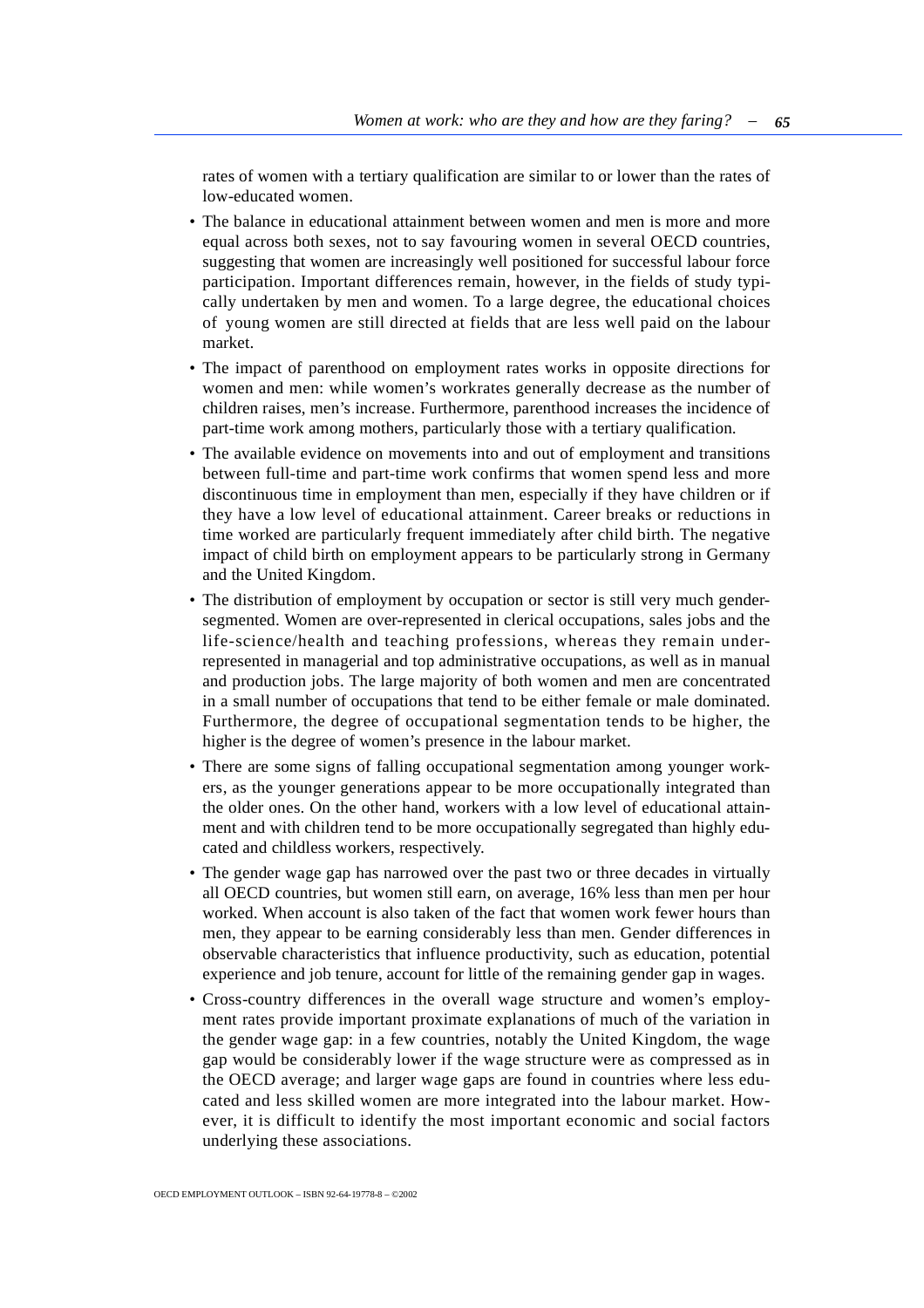rates of women with a tertiary qualification are similar to or lower than the rates of low-educated women.

- The balance in educational attainment between women and men is more and more equal across both sexes, not to say favouring women in several OECD countries, suggesting that women are increasingly well positioned for successful labour force participation. Important differences remain, however, in the fields of study typically undertaken by men and women. To a large degree, the educational choices of young women are still directed at fields that are less well paid on the labour market.
- The impact of parenthood on employment rates works in opposite directions for women and men: while women's workrates generally decrease as the number of children raises, men's increase. Furthermore, parenthood increases the incidence of part-time work among mothers, particularly those with a tertiary qualification.
- The available evidence on movements into and out of employment and transitions between full-time and part-time work confirms that women spend less and more discontinuous time in employment than men, especially if they have children or if they have a low level of educational attainment. Career breaks or reductions in time worked are particularly frequent immediately after child birth. The negative impact of child birth on employment appears to be particularly strong in Germany and the United Kingdom.
- The distribution of employment by occupation or sector is still very much gender-segmented. Women are over-represented in clerical occupations, sales jobs and the life-science/health and teaching professions, whereas they remain under-represented in managerial and top administrative occupations, as well as in manual and production jobs. The large majority of both women and men are concentrated in a small number of occupations that tend to be either female or male dominated. Furthermore, the degree of occupational segmentation tends to be higher, the higher is the degree of women's presence in the labour market.
- There are some signs of falling occupational segmentation among younger workers, as the younger generations appear to be more occupationally integrated than the older ones. On the other hand, workers with a low level of educational attainment and with children tend to be more occupationally segregated than highly educated and childless workers, respectively.
- The gender wage gap has narrowed over the past two or three decades in virtually all OECD countries, but women still earn, on average, 16% less than men per hour worked. When account is also taken of the fact that women work fewer hours than men, they appear to be earning considerably less than men. Gender differences in observable characteristics that influence productivity, such as education, potential experience and job tenure, account for little of the remaining gender gap in wages.
- Cross-country differences in the overall wage structure and women's employment rates provide important proximate explanations of much of the variation in the gender wage gap: in a few countries, notably the United Kingdom, the wage gap would be considerably lower if the wage structure were as compressed as in the OECD average; and larger wage gaps are found in countries where less educated and less skilled women are more integrated into the labour market. However, it is difficult to identify the most important economic and social factors underlying these associations.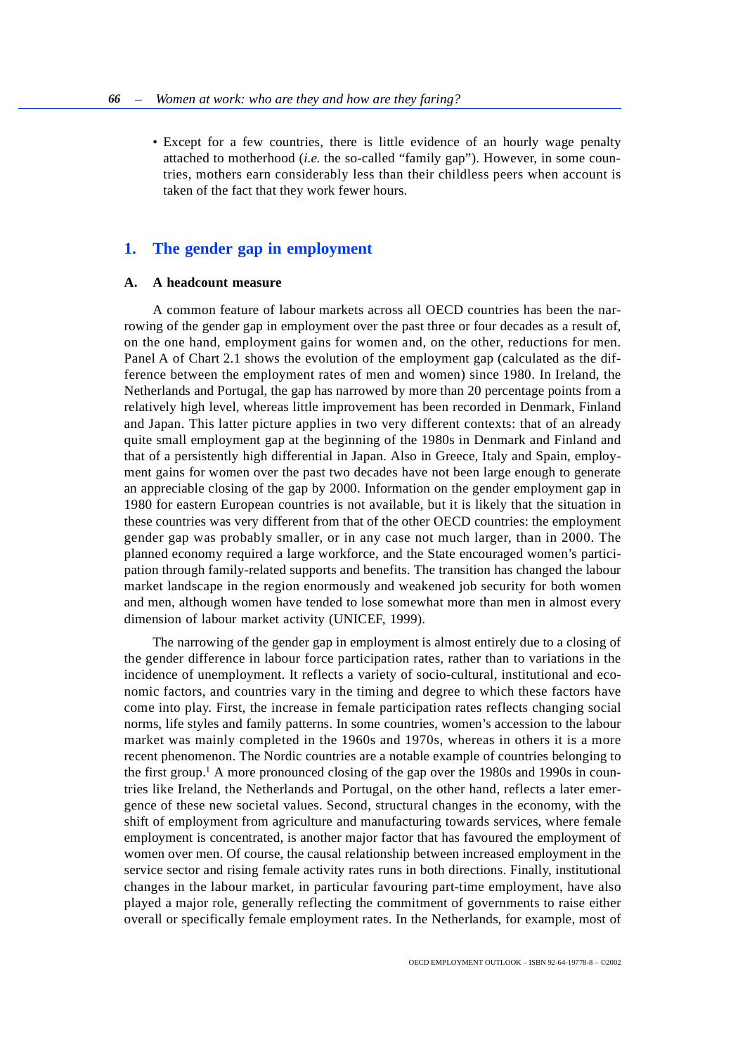- Except for a few countries, there is little evidence of an hourly wage penalty attached to motherhood (*i.e.* the so-called "family gap"). However, in some countries, mothers earn considerably less than their childless peers when account is taken of the fact that they work fewer hours.

## 1. The gender gap in employment

### A. A headcount measure

A common feature of labour markets across all OECD countries has been the narrowing of the gender gap in employment over the past three or four decades as a result of, on the one hand, employment gains for women and, on the other, reductions for men. Panel A of Chart 2.1 shows the evolution of the employment gap (calculated as the difference between the employment rates of men and women) since 1980. In Ireland, the Netherlands and Portugal, the gap has narrowed by more than 20 percentage points from a relatively high level, whereas little improvement has been recorded in Denmark, Finland and Japan. This latter picture applies in two very different contexts: that of an already quite small employment gap at the beginning of the 1980s in Denmark and Finland and that of a persistently high differential in Japan. Also in Greece, Italy and Spain, employment gains for women over the past two decades have not been large enough to generate an appreciable closing of the gap by 2000. Information on the gender employment gap in 1980 for eastern European countries is not available, but it is likely that the situation in these countries was very different from that of the other OECD countries: the employment gender gap was probably smaller, or in any case not much larger, than in 2000. The planned economy required a large workforce, and the State encouraged women's participation through family-related supports and benefits. The transition has changed the labour market landscape in the region enormously and weakened job security for both women and men, although women have tended to lose somewhat more than men in almost every dimension of labour market activity (UNICEF, 1999).

The narrowing of the gender gap in employment is almost entirely due to a closing of the gender difference in labour force participation rates, rather than to variations in the incidence of unemployment. It reflects a variety of socio-cultural, institutional and economic factors, and countries vary in the timing and degree to which these factors have come into play. First, the increase in female participation rates reflects changing social norms, life styles and family patterns. In some countries, women's accession to the labour market was mainly completed in the 1960s and 1970s, whereas in others it is a more recent phenomenon. The Nordic countries are a notable example of countries belonging to the first group.[1] A more pronounced closing of the gap over the 1980s and 1990s in countries like Ireland, the Netherlands and Portugal, on the other hand, reflects a later emergence of these new societal values. Second, structural changes in the economy, with the shift of employment from agriculture and manufacturing towards services, where female employment is concentrated, is another major factor that has favoured the employment of women over men. Of course, the causal relationship between increased employment in the service sector and rising female activity rates runs in both directions. Finally, institutional changes in the labour market, in particular favouring part-time employment, have also played a major role, generally reflecting the commitment of governments to raise either overall or specifically female employment rates. In the Netherlands, for example, most of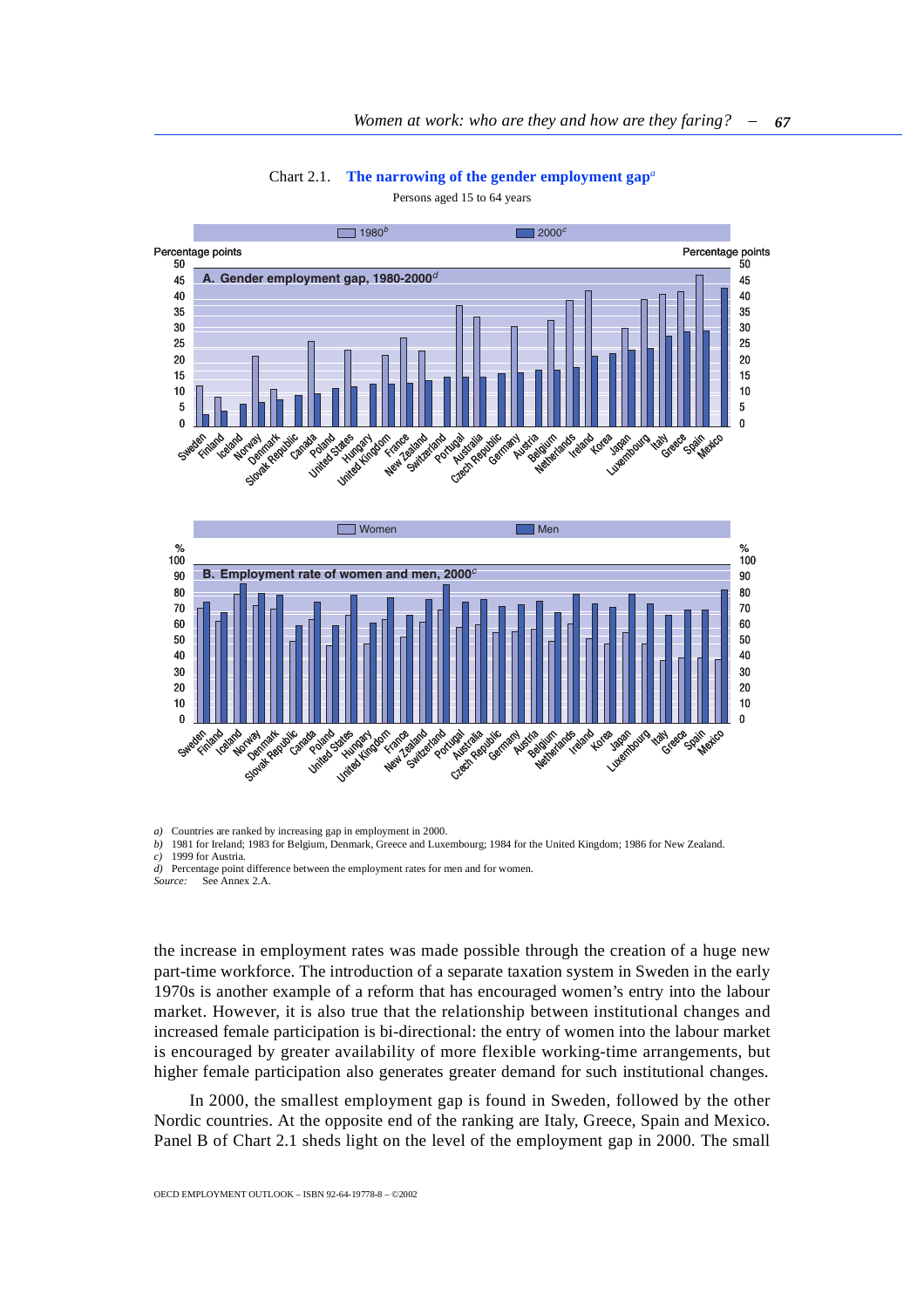Chart 2.1. **The narrowing of the gender employment gap**[d]

Persons aged 15 to 64 years

*a)* Countries are ranked by increasing gap in employment in 2000.
*b)* 1981 for Ireland; 1983 for Belgium, Denmark, Greece and Luxembourg; 1984 for the United Kingdom; 1986 for New Zealand.
*c)* 1999 for Austria.
*d)* Percentage point difference between the employment rates for men and for women.
*Source:* See Annex 2.A.

the increase in employment rates was made possible through the creation of a huge new part-time workforce. The introduction of a separate taxation system in Sweden in the early 1970s is another example of a reform that has encouraged women's entry into the labour market. However, it is also true that the relationship between institutional changes and increased female participation is bi-directional: the entry of women into the labour market is encouraged by greater availability of more flexible working-time arrangements, but higher female participation also generates greater demand for such institutional changes.

In 2000, the smallest employment gap is found in Sweden, followed by the other Nordic countries. At the opposite end of the ranking are Italy, Greece, Spain and Mexico. Panel B of Chart 2.1 sheds light on the level of the employment gap in 2000. The small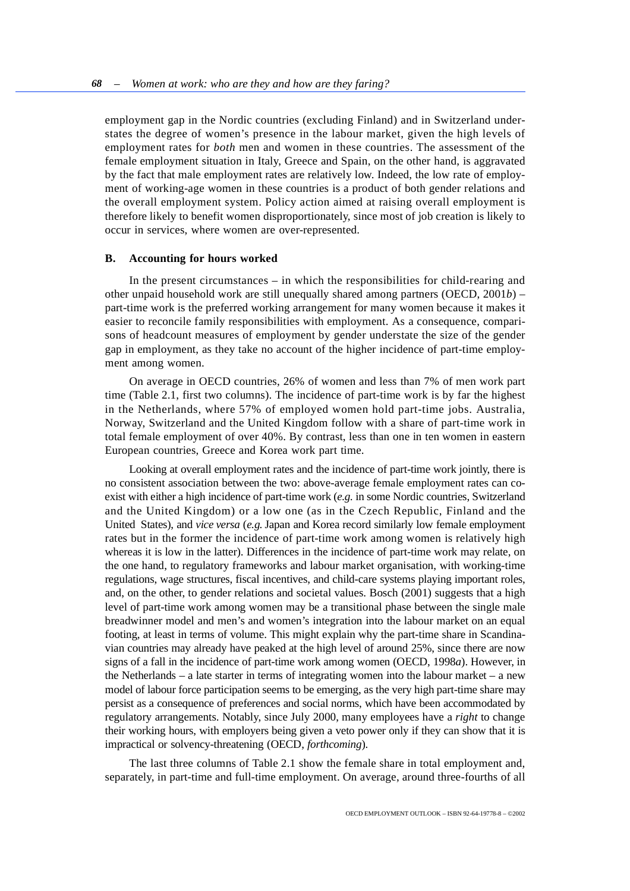employment gap in the Nordic countries (excluding Finland) and in Switzerland understates the degree of women's presence in the labour market, given the high levels of employment rates for *both* men and women in these countries. The assessment of the female employment situation in Italy, Greece and Spain, on the other hand, is aggravated by the fact that male employment rates are relatively low. Indeed, the low rate of employment of working-age women in these countries is a product of both gender relations and the overall employment system. Policy action aimed at raising overall employment is therefore likely to benefit women disproportionately, since most of job creation is likely to occur in services, where women are over-represented.

### B. Accounting for hours worked

In the present circumstances – in which the responsibilities for child-rearing and other unpaid household work are still unequally shared among partners (OECD, 2001*b*) – part-time work is the preferred working arrangement for many women because it makes it easier to reconcile family responsibilities with employment. As a consequence, comparisons of headcount measures of employment by gender understate the size of the gender gap in employment, as they take no account of the higher incidence of part-time employment among women.

On average in OECD countries, 26% of women and less than 7% of men work part time (Table 2.1, first two columns). The incidence of part-time work is by far the highest in the Netherlands, where 57% of employed women hold part-time jobs. Australia, Norway, Switzerland and the United Kingdom follow with a share of part-time work in total female employment of over 40%. By contrast, less than one in ten women in eastern European countries, Greece and Korea work part time.

Looking at overall employment rates and the incidence of part-time work jointly, there is no consistent association between the two: above-average female employment rates can co-exist with either a high incidence of part-time work (*e.g.* in some Nordic countries, Switzerland and the United Kingdom) or a low one (as in the Czech Republic, Finland and the United States), and *vice versa* (*e.g.* Japan and Korea record similarly low female employment rates but in the former the incidence of part-time work among women is relatively high whereas it is low in the latter). Differences in the incidence of part-time work may relate, on the one hand, to regulatory frameworks and labour market organisation, with working-time regulations, wage structures, fiscal incentives, and child-care systems playing important roles, and, on the other, to gender relations and societal values. Bosch (2001) suggests that a high level of part-time work among women may be a transitional phase between the single male breadwinner model and men's and women's integration into the labour market on an equal footing, at least in terms of volume. This might explain why the part-time share in Scandinavian countries may already have peaked at the high level of around 25%, since there are now signs of a fall in the incidence of part-time work among women (OECD, 1998*a*). However, in the Netherlands – a late starter in terms of integrating women into the labour market – a new model of labour force participation seems to be emerging, as the very high part-time share may persist as a consequence of preferences and social norms, which have been accommodated by regulatory arrangements. Notably, since July 2000, many employees have a *right* to change their working hours, with employers being given a veto power only if they can show that it is impractical or solvency-threatening (OECD, *forthcoming*).

The last three columns of Table 2.1 show the female share in total employment and, separately, in part-time and full-time employment. On average, around three-fourths of all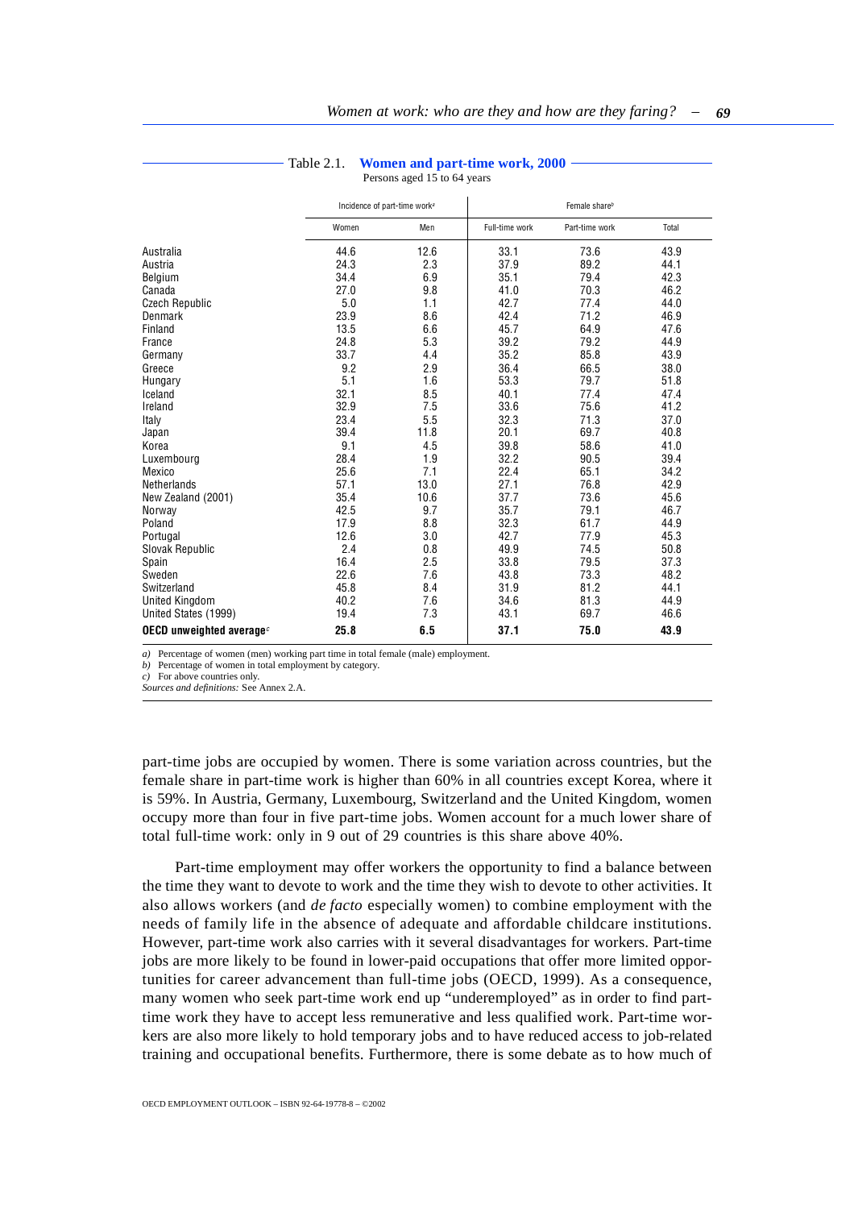Table 2.1. **Women and part-time work, 2000**

Persons aged 15 to 64 years

| | Incidence of part-time work[a] | | Female share[b] | | |
|---|---|---|---|---|---|
| | Women | Men | Full-time work | Part-time work | Total |
| Australia | 44.6 | 12.6 | 33.1 | 73.6 | 43.9 |
| Austria | 24.3 | 2.3 | 37.9 | 89.2 | 44.1 |
| Belgium | 34.4 | 6.9 | 35.1 | 79.4 | 42.3 |
| Canada | 27.0 | 9.8 | 41.0 | 70.3 | 46.2 |
| Czech Republic | 5.0 | 1.1 | 42.7 | 77.4 | 44.0 |
| Denmark | 23.9 | 8.6 | 42.4 | 71.2 | 46.9 |
| Finland | 13.5 | 6.6 | 45.7 | 64.9 | 47.6 |
| France | 24.8 | 5.3 | 39.2 | 79.2 | 44.9 |
| Germany | 33.7 | 4.4 | 35.2 | 85.8 | 43.9 |
| Greece | 9.2 | 2.9 | 36.4 | 66.5 | 38.0 |
| Hungary | 5.1 | 1.6 | 53.3 | 79.7 | 51.8 |
| Iceland | 32.1 | 8.5 | 40.1 | 77.4 | 47.4 |
| Ireland | 32.9 | 7.5 | 33.6 | 75.6 | 41.2 |
| Italy | 23.4 | 5.5 | 32.3 | 71.3 | 37.0 |
| Japan | 39.4 | 11.8 | 20.1 | 69.7 | 40.8 |
| Korea | 9.1 | 4.5 | 39.8 | 58.6 | 41.0 |
| Luxembourg | 28.4 | 1.9 | 32.2 | 90.5 | 39.4 |
| Mexico | 25.6 | 7.1 | 22.4 | 65.1 | 34.2 |
| Netherlands | 57.1 | 13.0 | 27.1 | 76.8 | 42.9 |
| New Zealand (2001) | 35.4 | 10.6 | 37.7 | 73.6 | 45.6 |
| Norway | 42.5 | 9.7 | 35.7 | 79.1 | 46.7 |
| Poland | 17.9 | 8.8 | 32.3 | 61.7 | 44.9 |
| Portugal | 12.6 | 3.0 | 42.7 | 77.9 | 45.3 |
| Slovak Republic | 2.4 | 0.8 | 49.9 | 74.5 | 50.8 |
| Spain | 16.4 | 2.5 | 33.8 | 79.5 | 37.3 |
| Sweden | 22.6 | 7.6 | 43.8 | 73.3 | 48.2 |
| Switzerland | 45.8 | 8.4 | 31.9 | 81.2 | 44.1 |
| United Kingdom | 40.2 | 7.6 | 34.6 | 81.3 | 44.9 |
| United States (1999) | 19.4 | 7.3 | 43.1 | 69.7 | 46.6 |
| **OECD unweighted average**[c] | **25.8** | **6.5** | **37.1** | **75.0** | **43.9** |

*a)* Percentage of women (men) working part time in total female (male) employment.
*b)* Percentage of women in total employment by category.
*c)* For above countries only.
*Sources and definitions:* See Annex 2.A.

part-time jobs are occupied by women. There is some variation across countries, but the female share in part-time work is higher than 60% in all countries except Korea, where it is 59%. In Austria, Germany, Luxembourg, Switzerland and the United Kingdom, women occupy more than four in five part-time jobs. Women account for a much lower share of total full-time work: only in 9 out of 29 countries is this share above 40%.

Part-time employment may offer workers the opportunity to find a balance between the time they want to devote to work and the time they wish to devote to other activities. It also allows workers (and *de facto* especially women) to combine employment with the needs of family life in the absence of adequate and affordable childcare institutions. However, part-time work also carries with it several disadvantages for workers. Part-time jobs are more likely to be found in lower-paid occupations that offer more limited opportunities for career advancement than full-time jobs (OECD, 1999). As a consequence, many women who seek part-time work end up "underemployed" as in order to find part-time work they have to accept less remunerative and less qualified work. Part-time workers are also more likely to hold temporary jobs and to have reduced access to job-related training and occupational benefits. Furthermore, there is some debate as to how much of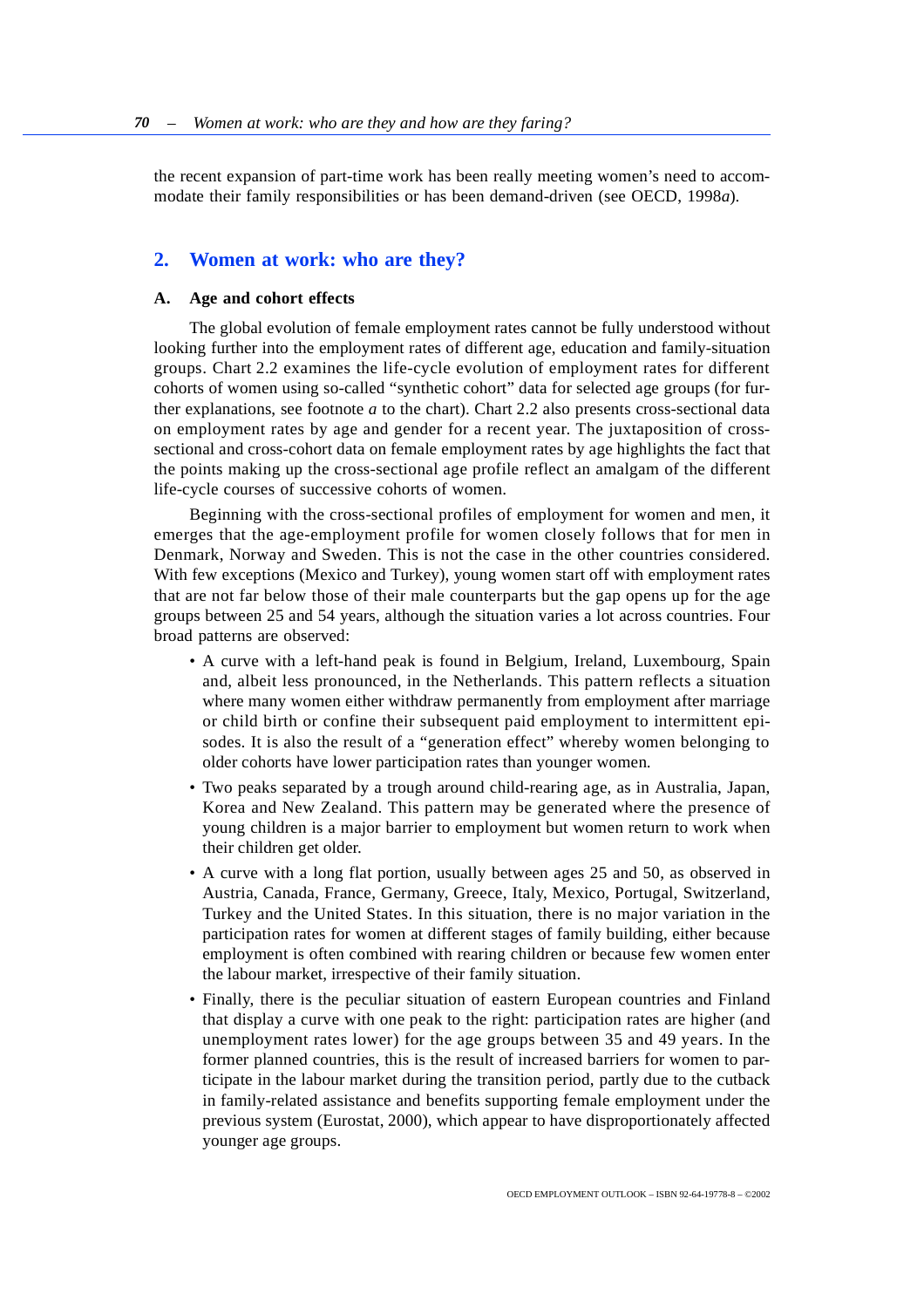the recent expansion of part-time work has been really meeting women's need to accommodate their family responsibilities or has been demand-driven (see OECD, 1998*a*).

## 2. Women at work: who are they?

### A. Age and cohort effects

The global evolution of female employment rates cannot be fully understood without looking further into the employment rates of different age, education and family-situation groups. Chart 2.2 examines the life-cycle evolution of employment rates for different cohorts of women using so-called "synthetic cohort" data for selected age groups (for further explanations, see footnote *a* to the chart). Chart 2.2 also presents cross-sectional data on employment rates by age and gender for a recent year. The juxtaposition of cross-sectional and cross-cohort data on female employment rates by age highlights the fact that the points making up the cross-sectional age profile reflect an amalgam of the different life-cycle courses of successive cohorts of women.

Beginning with the cross-sectional profiles of employment for women and men, it emerges that the age-employment profile for women closely follows that for men in Denmark, Norway and Sweden. This is not the case in the other countries considered. With few exceptions (Mexico and Turkey), young women start off with employment rates that are not far below those of their male counterparts but the gap opens up for the age groups between 25 and 54 years, although the situation varies a lot across countries. Four broad patterns are observed:

- A curve with a left-hand peak is found in Belgium, Ireland, Luxembourg, Spain and, albeit less pronounced, in the Netherlands. This pattern reflects a situation where many women either withdraw permanently from employment after marriage or child birth or confine their subsequent paid employment to intermittent episodes. It is also the result of a "generation effect" whereby women belonging to older cohorts have lower participation rates than younger women.
- Two peaks separated by a trough around child-rearing age, as in Australia, Japan, Korea and New Zealand. This pattern may be generated where the presence of young children is a major barrier to employment but women return to work when their children get older.
- A curve with a long flat portion, usually between ages 25 and 50, as observed in Austria, Canada, France, Germany, Greece, Italy, Mexico, Portugal, Switzerland, Turkey and the United States. In this situation, there is no major variation in the participation rates for women at different stages of family building, either because employment is often combined with rearing children or because few women enter the labour market, irrespective of their family situation.
- Finally, there is the peculiar situation of eastern European countries and Finland that display a curve with one peak to the right: participation rates are higher (and unemployment rates lower) for the age groups between 35 and 49 years. In the former planned countries, this is the result of increased barriers for women to participate in the labour market during the transition period, partly due to the cutback in family-related assistance and benefits supporting female employment under the previous system (Eurostat, 2000), which appear to have disproportionately affected younger age groups.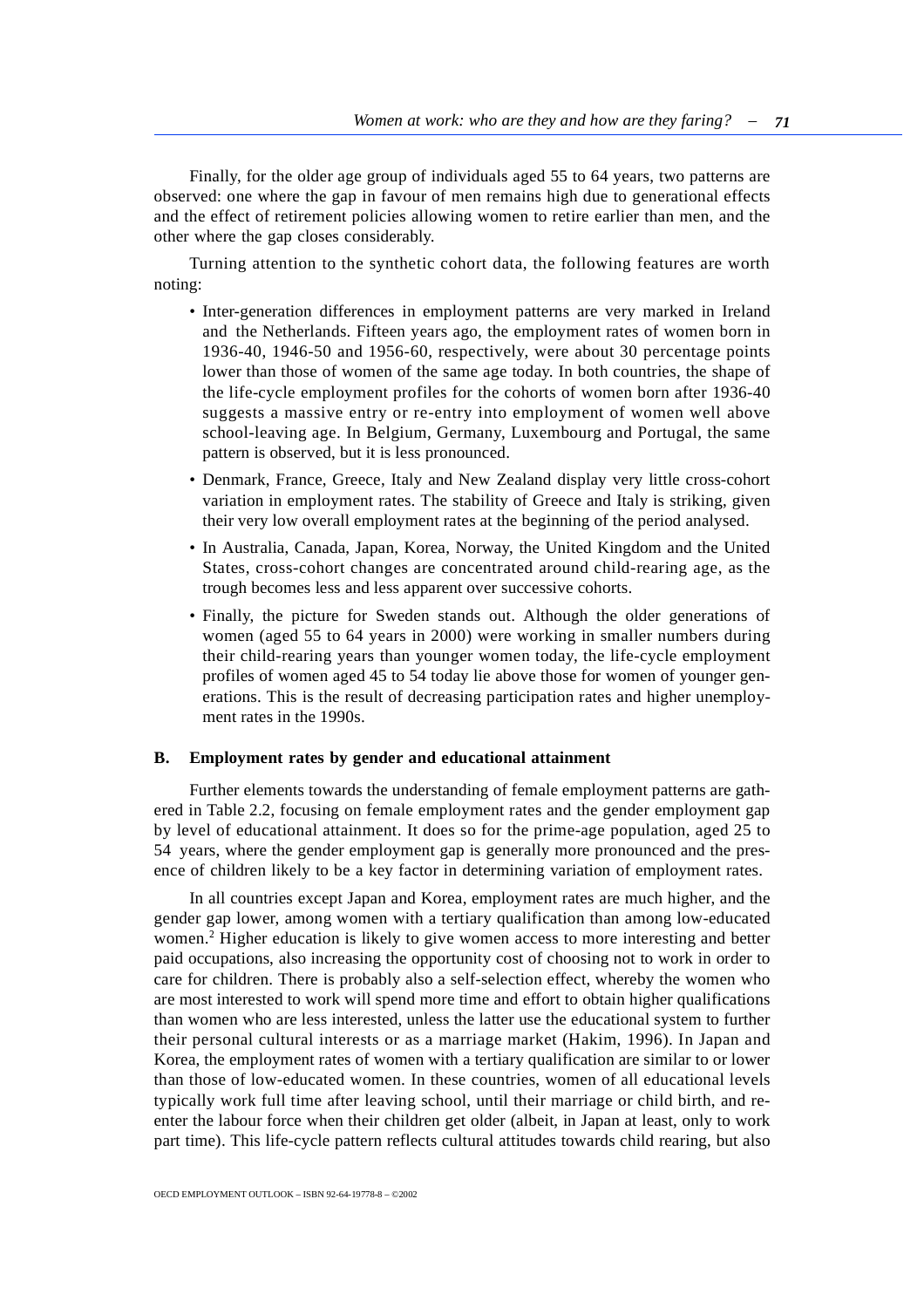Finally, for the older age group of individuals aged 55 to 64 years, two patterns are observed: one where the gap in favour of men remains high due to generational effects and the effect of retirement policies allowing women to retire earlier than men, and the other where the gap closes considerably.

Turning attention to the synthetic cohort data, the following features are worth noting:

- Inter-generation differences in employment patterns are very marked in Ireland and the Netherlands. Fifteen years ago, the employment rates of women born in 1936-40, 1946-50 and 1956-60, respectively, were about 30 percentage points lower than those of women of the same age today. In both countries, the shape of the life-cycle employment profiles for the cohorts of women born after 1936-40 suggests a massive entry or re-entry into employment of women well above school-leaving age. In Belgium, Germany, Luxembourg and Portugal, the same pattern is observed, but it is less pronounced.
- Denmark, France, Greece, Italy and New Zealand display very little cross-cohort variation in employment rates. The stability of Greece and Italy is striking, given their very low overall employment rates at the beginning of the period analysed.
- In Australia, Canada, Japan, Korea, Norway, the United Kingdom and the United States, cross-cohort changes are concentrated around child-rearing age, as the trough becomes less and less apparent over successive cohorts.
- Finally, the picture for Sweden stands out. Although the older generations of women (aged 55 to 64 years in 2000) were working in smaller numbers during their child-rearing years than younger women today, the life-cycle employment profiles of women aged 45 to 54 today lie above those for women of younger generations. This is the result of decreasing participation rates and higher unemployment rates in the 1990s.

### B. Employment rates by gender and educational attainment

Further elements towards the understanding of female employment patterns are gathered in Table 2.2, focusing on female employment rates and the gender employment gap by level of educational attainment. It does so for the prime-age population, aged 25 to 54 years, where the gender employment gap is generally more pronounced and the presence of children likely to be a key factor in determining variation of employment rates.

In all countries except Japan and Korea, employment rates are much higher, and the gender gap lower, among women with a tertiary qualification than among low-educated women.[2] Higher education is likely to give women access to more interesting and better paid occupations, also increasing the opportunity cost of choosing not to work in order to care for children. There is probably also a self-selection effect, whereby the women who are most interested to work will spend more time and effort to obtain higher qualifications than women who are less interested, unless the latter use the educational system to further their personal cultural interests or as a marriage market (Hakim, 1996). In Japan and Korea, the employment rates of women with a tertiary qualification are similar to or lower than those of low-educated women. In these countries, women of all educational levels typically work full time after leaving school, until their marriage or child birth, and re-enter the labour force when their children get older (albeit, in Japan at least, only to work part time). This life-cycle pattern reflects cultural attitudes towards child rearing, but also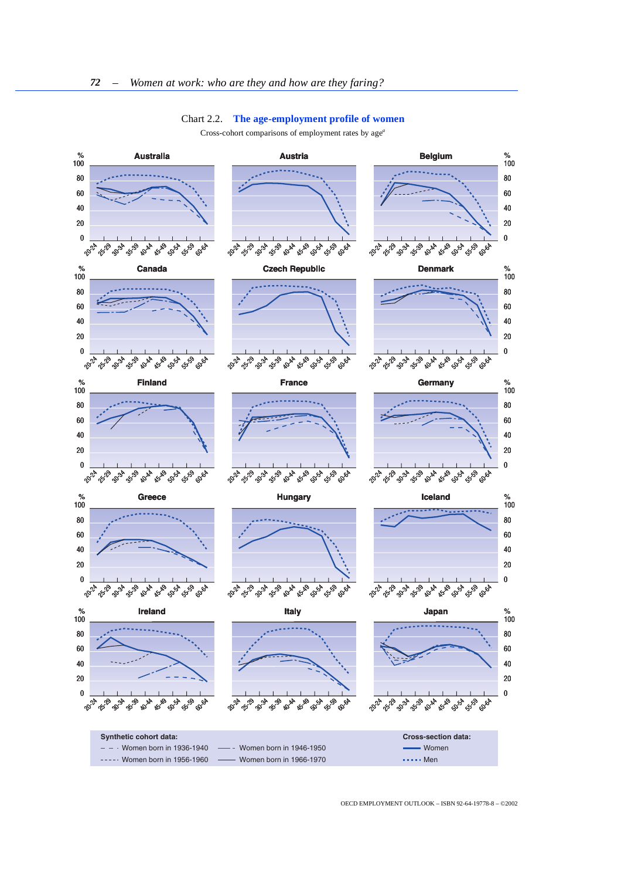Chart 2.2. **The age-employment profile of women**

Cross-cohort comparisons of employment rates by age[a]

Australia | Austria | Belgium

Canada | Czech Republic | Denmark

Finland | France | Germany

Greece | Hungary | Iceland

Ireland | Italy | Japan

Axes: % (0–100); age groups 20-24, 25-29, 30-34, 35-39, 40-44, 45-49, 50-54, 55-59, 60-64

**Synthetic cohort data:**
- Women born in 1936-1940
- Women born in 1946-1950
- Women born in 1956-1960
- Women born in 1966-1970

**Cross-section data:**
- Women
- Men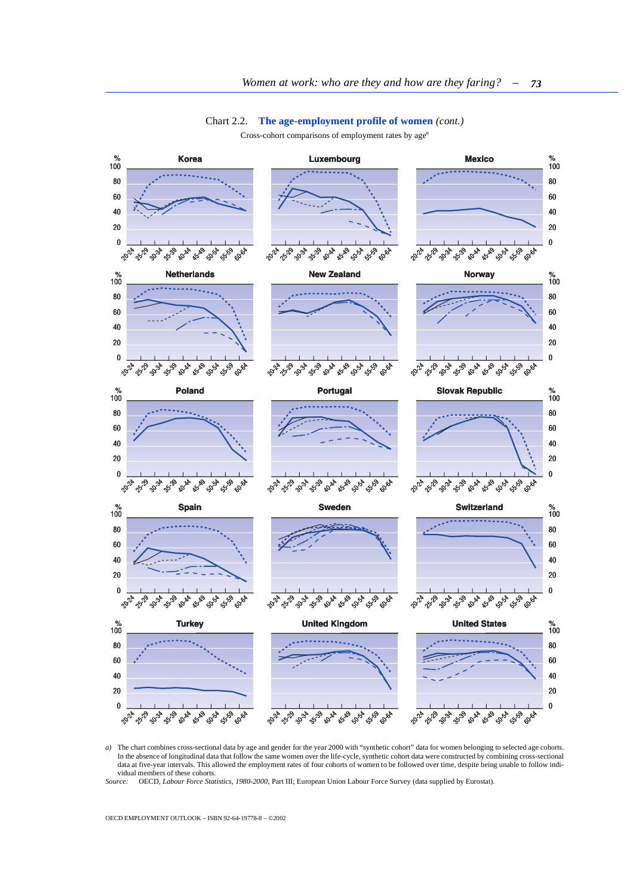Chart 2.2. **The age-employment profile of women** *(cont.)*

Cross-cohort comparisons of employment rates by age[a]

Korea | Luxembourg | Mexico

Netherlands | New Zealand | Norway

Poland | Portugal | Slovak Republic

Spain | Sweden | Switzerland

Turkey | United Kingdom | United States

*a)* The chart combines cross-sectional data by age and gender for the year 2000 with "synthetic cohort" data for women belonging to selected age cohorts. In the absence of longitudinal data that follow the same women over the life-cycle, synthetic cohort data were constructed by combining cross-sectional data at five-year intervals. This allowed the employment rates of four cohorts of women to be followed over time, despite being unable to follow individual members of these cohorts.

*Source:* OECD, *Labour Force Statistics, 1980-2000*, Part III; European Union Labour Force Survey (data supplied by Eurostat).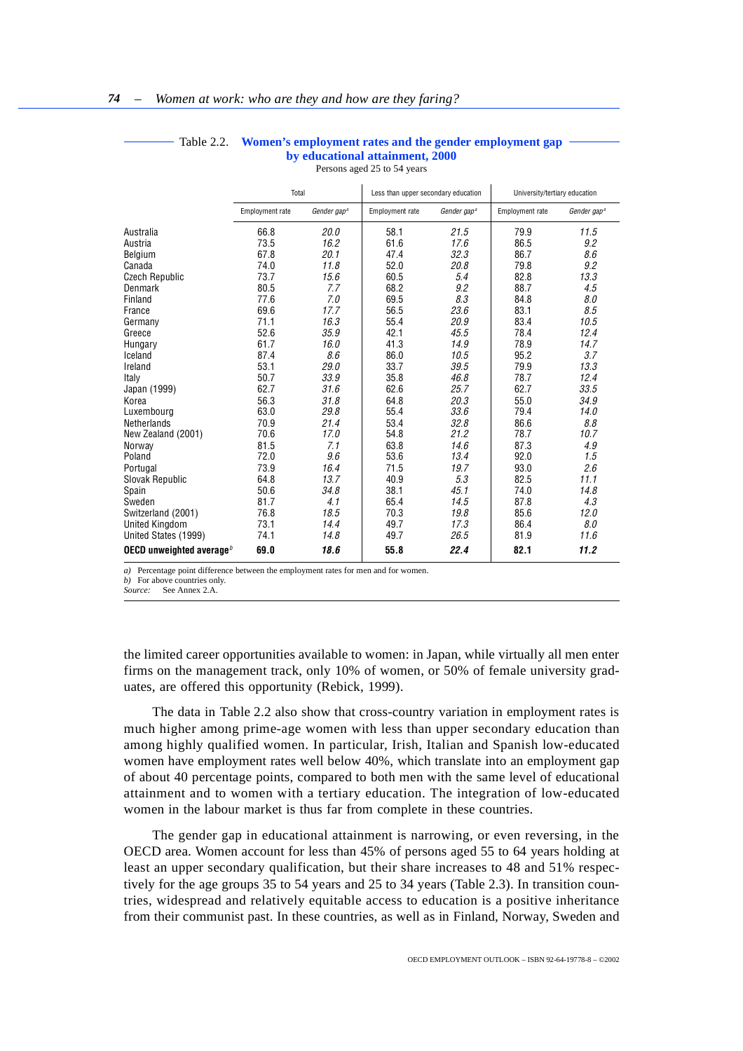Table 2.2. **Women's employment rates and the gender employment gap by educational attainment, 2000**

Persons aged 25 to 54 years

| | Total | | Less than upper secondary education | | University/tertiary education | |
|---|---|---|---|---|---|---|
| | Employment rate | *Gender gap[a]* | Employment rate | *Gender gap[a]* | Employment rate | *Gender gap[a]* |
| Australia | 66.8 | *20.0* | 58.1 | *21.5* | 79.9 | *11.5* |
| Austria | 73.5 | *16.2* | 61.6 | *17.6* | 86.5 | *9.2* |
| Belgium | 67.8 | *20.1* | 47.4 | *32.3* | 86.7 | *8.6* |
| Canada | 74.0 | *11.8* | 52.0 | *20.8* | 79.8 | *9.2* |
| Czech Republic | 73.7 | *15.6* | 60.5 | *5.4* | 82.8 | *13.3* |
| Denmark | 80.5 | *7.7* | 68.2 | *9.2* | 88.7 | *4.5* |
| Finland | 77.6 | *7.0* | 69.5 | *8.3* | 84.8 | *8.0* |
| France | 69.6 | *17.7* | 56.5 | *23.6* | 83.1 | *8.5* |
| Germany | 71.1 | *16.3* | 55.4 | *20.9* | 83.4 | *10.5* |
| Greece | 52.6 | *35.9* | 42.1 | *45.5* | 78.4 | *12.4* |
| Hungary | 61.7 | *16.0* | 41.3 | *14.9* | 78.9 | *14.7* |
| Iceland | 87.4 | *8.6* | 86.0 | *10.5* | 95.2 | *3.7* |
| Ireland | 53.1 | *29.0* | 33.7 | *39.5* | 79.9 | *13.3* |
| Italy | 50.7 | *33.9* | 35.8 | *46.8* | 78.7 | *12.4* |
| Japan (1999) | 62.7 | *31.6* | 62.6 | *25.7* | 62.7 | *33.5* |
| Korea | 56.3 | *31.8* | 64.8 | *20.3* | 55.0 | *34.9* |
| Luxembourg | 63.0 | *29.8* | 55.4 | *33.6* | 79.4 | *14.0* |
| Netherlands | 70.9 | *21.4* | 53.4 | *32.8* | 86.6 | *8.8* |
| New Zealand (2001) | 70.6 | *17.0* | 54.8 | *21.2* | 78.7 | *10.7* |
| Norway | 81.5 | *7.1* | 63.8 | *14.6* | 87.3 | *4.9* |
| Poland | 72.0 | *9.6* | 53.6 | *13.4* | 92.0 | *1.5* |
| Portugal | 73.9 | *16.4* | 71.5 | *19.7* | 93.0 | *2.6* |
| Slovak Republic | 64.8 | *13.7* | 40.9 | *5.3* | 82.5 | *11.1* |
| Spain | 50.6 | *34.8* | 38.1 | *45.1* | 74.0 | *14.8* |
| Sweden | 81.7 | *4.1* | 65.4 | *14.5* | 87.8 | *4.3* |
| Switzerland (2001) | 76.8 | *18.5* | 70.3 | *19.8* | 85.6 | *12.0* |
| United Kingdom | 73.1 | *14.4* | 49.7 | *17.3* | 86.4 | *8.0* |
| United States (1999) | 74.1 | *14.8* | 49.7 | *26.5* | 81.9 | *11.6* |
| **OECD unweighted average[b]** | **69.0** | ***18.6*** | **55.8** | ***22.4*** | **82.1** | ***11.2*** |

*a)* Percentage point difference between the employment rates for men and for women.
*b)* For above countries only.
*Source:* See Annex 2.A.

the limited career opportunities available to women: in Japan, while virtually all men enter firms on the management track, only 10% of women, or 50% of female university graduates, are offered this opportunity (Rebick, 1999).

The data in Table 2.2 also show that cross-country variation in employment rates is much higher among prime-age women with less than upper secondary education than among highly qualified women. In particular, Irish, Italian and Spanish low-educated women have employment rates well below 40%, which translate into an employment gap of about 40 percentage points, compared to both men with the same level of educational attainment and to women with a tertiary education. The integration of low-educated women in the labour market is thus far from complete in these countries.

The gender gap in educational attainment is narrowing, or even reversing, in the OECD area. Women account for less than 45% of persons aged 55 to 64 years holding at least an upper secondary qualification, but their share increases to 48 and 51% respectively for the age groups 35 to 54 years and 25 to 34 years (Table 2.3). In transition countries, widespread and relatively equitable access to education is a positive inheritance from their communist past. In these countries, as well as in Finland, Norway, Sweden and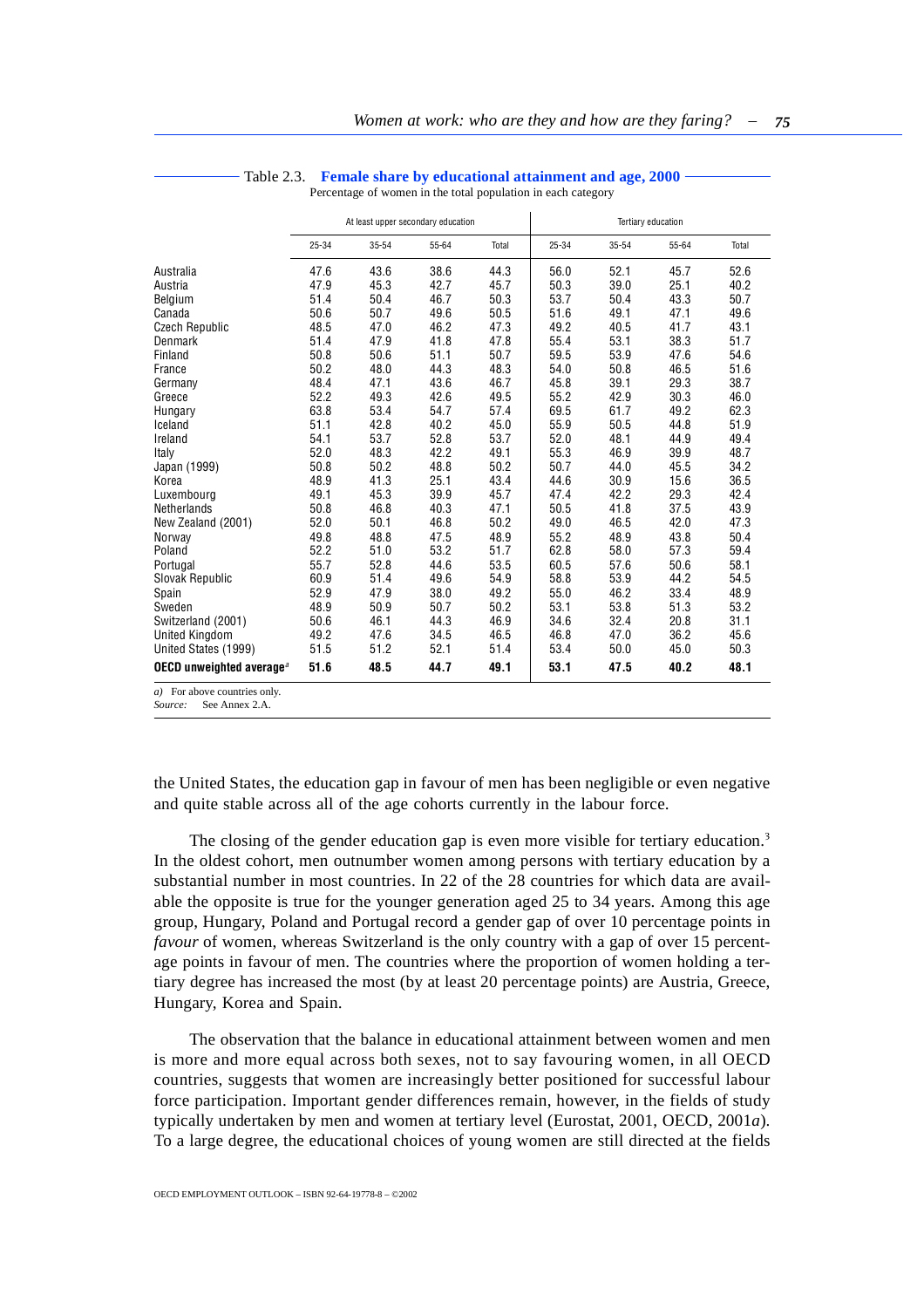Table 2.3. **Female share by educational attainment and age, 2000**

Percentage of women in the total population in each category

| | At least upper secondary education | | | | Tertiary education | | | |
|---|---|---|---|---|---|---|---|---|
| | 25-34 | 35-54 | 55-64 | Total | 25-34 | 35-54 | 55-64 | Total |
| Australia | 47.6 | 43.6 | 38.6 | 44.3 | 56.0 | 52.1 | 45.7 | 52.6 |
| Austria | 47.9 | 45.3 | 42.7 | 45.7 | 50.3 | 39.0 | 25.1 | 40.2 |
| Belgium | 51.4 | 50.4 | 46.7 | 50.3 | 53.7 | 50.4 | 43.3 | 50.7 |
| Canada | 50.6 | 50.7 | 49.6 | 50.5 | 51.6 | 49.1 | 47.1 | 49.6 |
| Czech Republic | 48.5 | 47.0 | 46.2 | 47.3 | 49.2 | 40.5 | 41.7 | 43.1 |
| Denmark | 51.4 | 47.9 | 41.8 | 47.8 | 55.4 | 53.1 | 38.3 | 51.7 |
| Finland | 50.8 | 50.6 | 51.1 | 50.7 | 59.5 | 53.9 | 47.6 | 54.6 |
| France | 50.2 | 48.0 | 44.3 | 48.3 | 54.0 | 50.8 | 46.5 | 51.6 |
| Germany | 48.4 | 47.1 | 43.6 | 46.7 | 45.8 | 39.1 | 29.3 | 38.7 |
| Greece | 52.2 | 49.3 | 42.6 | 49.5 | 55.2 | 42.9 | 30.3 | 46.0 |
| Hungary | 63.8 | 53.4 | 54.7 | 57.4 | 69.5 | 61.7 | 49.2 | 62.3 |
| Iceland | 51.1 | 42.8 | 40.2 | 45.0 | 55.9 | 50.5 | 44.8 | 51.9 |
| Ireland | 54.1 | 53.7 | 52.8 | 53.7 | 52.0 | 48.1 | 44.9 | 49.4 |
| Italy | 52.0 | 48.3 | 42.2 | 49.1 | 55.3 | 46.9 | 39.9 | 48.7 |
| Japan (1999) | 50.8 | 50.2 | 48.8 | 50.2 | 50.7 | 44.0 | 45.5 | 34.2 |
| Korea | 48.9 | 41.3 | 25.1 | 43.4 | 44.6 | 30.9 | 15.6 | 36.5 |
| Luxembourg | 49.1 | 45.3 | 39.9 | 45.7 | 47.4 | 42.2 | 29.3 | 42.4 |
| Netherlands | 50.8 | 46.8 | 40.3 | 47.1 | 50.5 | 41.8 | 37.5 | 43.9 |
| New Zealand (2001) | 52.0 | 50.1 | 46.8 | 50.2 | 49.0 | 46.5 | 42.0 | 47.3 |
| Norway | 49.8 | 48.8 | 47.5 | 48.9 | 55.2 | 48.9 | 43.8 | 50.4 |
| Poland | 52.2 | 51.0 | 53.2 | 51.7 | 62.8 | 58.0 | 57.3 | 59.4 |
| Portugal | 55.7 | 52.8 | 44.6 | 53.5 | 60.5 | 57.6 | 50.6 | 58.1 |
| Slovak Republic | 60.9 | 51.4 | 49.6 | 54.9 | 58.8 | 53.9 | 44.2 | 54.5 |
| Spain | 52.9 | 47.9 | 38.0 | 49.2 | 55.0 | 46.2 | 33.4 | 48.9 |
| Sweden | 48.9 | 50.9 | 50.7 | 50.2 | 53.1 | 53.8 | 51.3 | 53.2 |
| Switzerland (2001) | 50.6 | 46.1 | 44.3 | 46.9 | 34.6 | 32.4 | 20.8 | 31.1 |
| United Kingdom | 49.2 | 47.6 | 34.5 | 46.5 | 46.8 | 47.0 | 36.2 | 45.6 |
| United States (1999) | 51.5 | 51.2 | 52.1 | 51.4 | 53.4 | 50.0 | 45.0 | 50.3 |
| **OECD unweighted average[a]** | **51.6** | **48.5** | **44.7** | **49.1** | **53.1** | **47.5** | **40.2** | **48.1** |

*a)* For above countries only.
*Source:* See Annex 2.A.

the United States, the education gap in favour of men has been negligible or even negative and quite stable across all of the age cohorts currently in the labour force.

The closing of the gender education gap is even more visible for tertiary education.[3] In the oldest cohort, men outnumber women among persons with tertiary education by a substantial number in most countries. In 22 of the 28 countries for which data are available the opposite is true for the younger generation aged 25 to 34 years. Among this age group, Hungary, Poland and Portugal record a gender gap of over 10 percentage points in *favour* of women, whereas Switzerland is the only country with a gap of over 15 percentage points in favour of men. The countries where the proportion of women holding a tertiary degree has increased the most (by at least 20 percentage points) are Austria, Greece, Hungary, Korea and Spain.

The observation that the balance in educational attainment between women and men is more and more equal across both sexes, not to say favouring women, in all OECD countries, suggests that women are increasingly better positioned for successful labour force participation. Important gender differences remain, however, in the fields of study typically undertaken by men and women at tertiary level (Eurostat, 2001, OECD, 2001*a*). To a large degree, the educational choices of young women are still directed at the fields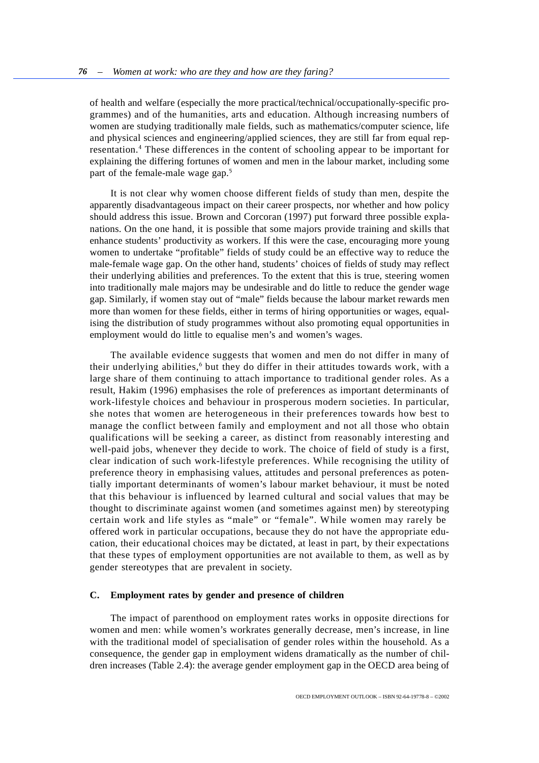of health and welfare (especially the more practical/technical/occupationally-specific programmes) and of the humanities, arts and education. Although increasing numbers of women are studying traditionally male fields, such as mathematics/computer science, life and physical sciences and engineering/applied sciences, they are still far from equal representation.[4] These differences in the content of schooling appear to be important for explaining the differing fortunes of women and men in the labour market, including some part of the female-male wage gap.[5]

It is not clear why women choose different fields of study than men, despite the apparently disadvantageous impact on their career prospects, nor whether and how policy should address this issue. Brown and Corcoran (1997) put forward three possible explanations. On the one hand, it is possible that some majors provide training and skills that enhance students' productivity as workers. If this were the case, encouraging more young women to undertake "profitable" fields of study could be an effective way to reduce the male-female wage gap. On the other hand, students' choices of fields of study may reflect their underlying abilities and preferences. To the extent that this is true, steering women into traditionally male majors may be undesirable and do little to reduce the gender wage gap. Similarly, if women stay out of "male" fields because the labour market rewards men more than women for these fields, either in terms of hiring opportunities or wages, equalising the distribution of study programmes without also promoting equal opportunities in employment would do little to equalise men's and women's wages.

The available evidence suggests that women and men do not differ in many of their underlying abilities,[6] but they do differ in their attitudes towards work, with a large share of them continuing to attach importance to traditional gender roles. As a result, Hakim (1996) emphasises the role of preferences as important determinants of work-lifestyle choices and behaviour in prosperous modern societies. In particular, she notes that women are heterogeneous in their preferences towards how best to manage the conflict between family and employment and not all those who obtain qualifications will be seeking a career, as distinct from reasonably interesting and well-paid jobs, whenever they decide to work. The choice of field of study is a first, clear indication of such work-lifestyle preferences. While recognising the utility of preference theory in emphasising values, attitudes and personal preferences as potentially important determinants of women's labour market behaviour, it must be noted that this behaviour is influenced by learned cultural and social values that may be thought to discriminate against women (and sometimes against men) by stereotyping certain work and life styles as "male" or "female". While women may rarely be offered work in particular occupations, because they do not have the appropriate education, their educational choices may be dictated, at least in part, by their expectations that these types of employment opportunities are not available to them, as well as by gender stereotypes that are prevalent in society.

### C. Employment rates by gender and presence of children

The impact of parenthood on employment rates works in opposite directions for women and men: while women's workrates generally decrease, men's increase, in line with the traditional model of specialisation of gender roles within the household. As a consequence, the gender gap in employment widens dramatically as the number of children increases (Table 2.4): the average gender employment gap in the OECD area being of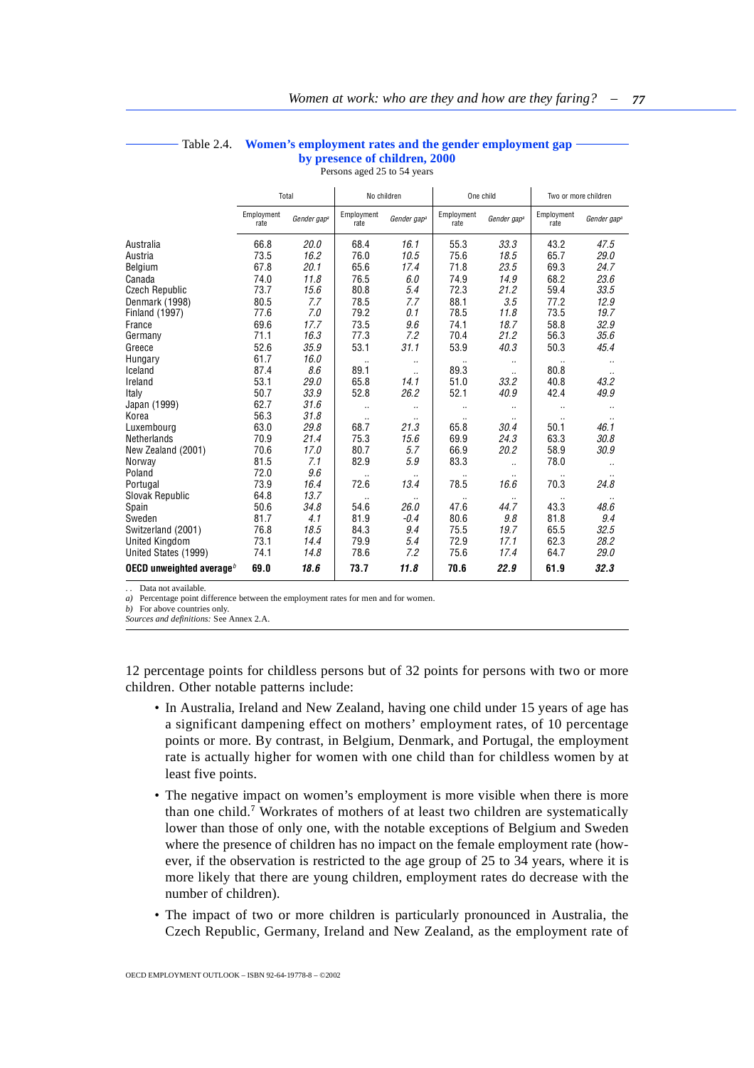Table 2.4. **Women's employment rates and the gender employment gap by presence of children, 2000**

Persons aged 25 to 54 years

| | Total | | No children | | One child | | Two or more children | |
|---|---|---|---|---|---|---|---|---|
| | Employment rate | *Gender gap*[a] | Employment rate | *Gender gap*[a] | Employment rate | *Gender gap*[a] | Employment rate | *Gender gap*[a] |
| Australia | 66.8 | *20.0* | 68.4 | *16.1* | 55.3 | *33.3* | 43.2 | *47.5* |
| Austria | 73.5 | *16.2* | 76.0 | *10.5* | 75.6 | *18.5* | 65.7 | *29.0* |
| Belgium | 67.8 | *20.1* | 65.6 | *17.4* | 71.8 | *23.5* | 69.3 | *24.7* |
| Canada | 74.0 | *11.8* | 76.5 | *6.0* | 74.9 | *14.9* | 68.2 | *23.6* |
| Czech Republic | 73.7 | *15.6* | 80.8 | *5.4* | 72.3 | *21.2* | 59.4 | *33.5* |
| Denmark (1998) | 80.5 | *7.7* | 78.5 | *7.7* | 88.1 | *3.5* | 77.2 | *12.9* |
| Finland (1997) | 77.6 | *7.0* | 79.2 | *0.1* | 78.5 | *11.8* | 73.5 | *19.7* |
| France | 69.6 | *17.7* | 73.5 | *9.6* | 74.1 | *18.7* | 58.8 | *32.9* |
| Germany | 71.1 | *16.3* | 77.3 | *7.2* | 70.4 | *21.2* | 56.3 | *35.6* |
| Greece | 52.6 | *35.9* | 53.1 | *31.1* | 53.9 | *40.3* | 50.3 | *45.4* |
| Hungary | 61.7 | *16.0* | .. | .. | .. | .. | .. | .. |
| Iceland | 87.4 | *8.6* | 89.1 | .. | 89.3 | .. | 80.8 | .. |
| Ireland | 53.1 | *29.0* | 65.8 | *14.1* | 51.0 | *33.2* | 40.8 | *43.2* |
| Italy | 50.7 | *33.9* | 52.8 | *26.2* | 52.1 | *40.9* | 42.4 | *49.9* |
| Japan (1999) | 62.7 | *31.6* | .. | .. | .. | .. | .. | .. |
| Korea | 56.3 | *31.8* | .. | .. | .. | .. | .. | .. |
| Luxembourg | 63.0 | *29.8* | 68.7 | *21.3* | 65.8 | *30.4* | 50.1 | *46.1* |
| Netherlands | 70.9 | *21.4* | 75.3 | *15.6* | 69.9 | *24.3* | 63.3 | *30.8* |
| New Zealand (2001) | 70.6 | *17.0* | 80.7 | *5.7* | 66.9 | *20.2* | 58.9 | *30.9* |
| Norway | 81.5 | *7.1* | 82.9 | *5.9* | 83.3 | .. | 78.0 | .. |
| Poland | 72.0 | *9.6* | .. | .. | .. | .. | .. | .. |
| Portugal | 73.9 | *16.4* | 72.6 | *13.4* | 78.5 | *16.6* | 70.3 | *24.8* |
| Slovak Republic | 64.8 | *13.7* | .. | .. | .. | .. | .. | .. |
| Spain | 50.6 | *34.8* | 54.6 | *26.0* | 47.6 | *44.7* | 43.3 | *48.6* |
| Sweden | 81.7 | *4.1* | 81.9 | *-0.4* | 80.6 | *9.8* | 81.8 | *9.4* |
| Switzerland (2001) | 76.8 | *18.5* | 84.3 | *9.4* | 75.5 | *19.7* | 65.5 | *32.5* |
| United Kingdom | 73.1 | *14.4* | 79.9 | *5.4* | 72.9 | *17.1* | 62.3 | *28.2* |
| United States (1999) | 74.1 | *14.8* | 78.6 | *7.2* | 75.6 | *17.4* | 64.7 | *29.0* |
| **OECD unweighted average**[b] | **69.0** | ***18.6*** | **73.7** | ***11.8*** | **70.6** | ***22.9*** | **61.9** | ***32.3*** |

. . Data not available.
*a)* Percentage point difference between the employment rates for men and for women.
*b)* For above countries only.
*Sources and definitions:* See Annex 2.A.

12 percentage points for childless persons but of 32 points for persons with two or more children. Other notable patterns include:

- In Australia, Ireland and New Zealand, having one child under 15 years of age has a significant dampening effect on mothers' employment rates, of 10 percentage points or more. By contrast, in Belgium, Denmark, and Portugal, the employment rate is actually higher for women with one child than for childless women by at least five points.
- The negative impact on women's employment is more visible when there is more than one child.[7] Workrates of mothers of at least two children are systematically lower than those of only one, with the notable exceptions of Belgium and Sweden where the presence of children has no impact on the female employment rate (however, if the observation is restricted to the age group of 25 to 34 years, where it is more likely that there are young children, employment rates do decrease with the number of children).
- The impact of two or more children is particularly pronounced in Australia, the Czech Republic, Germany, Ireland and New Zealand, as the employment rate of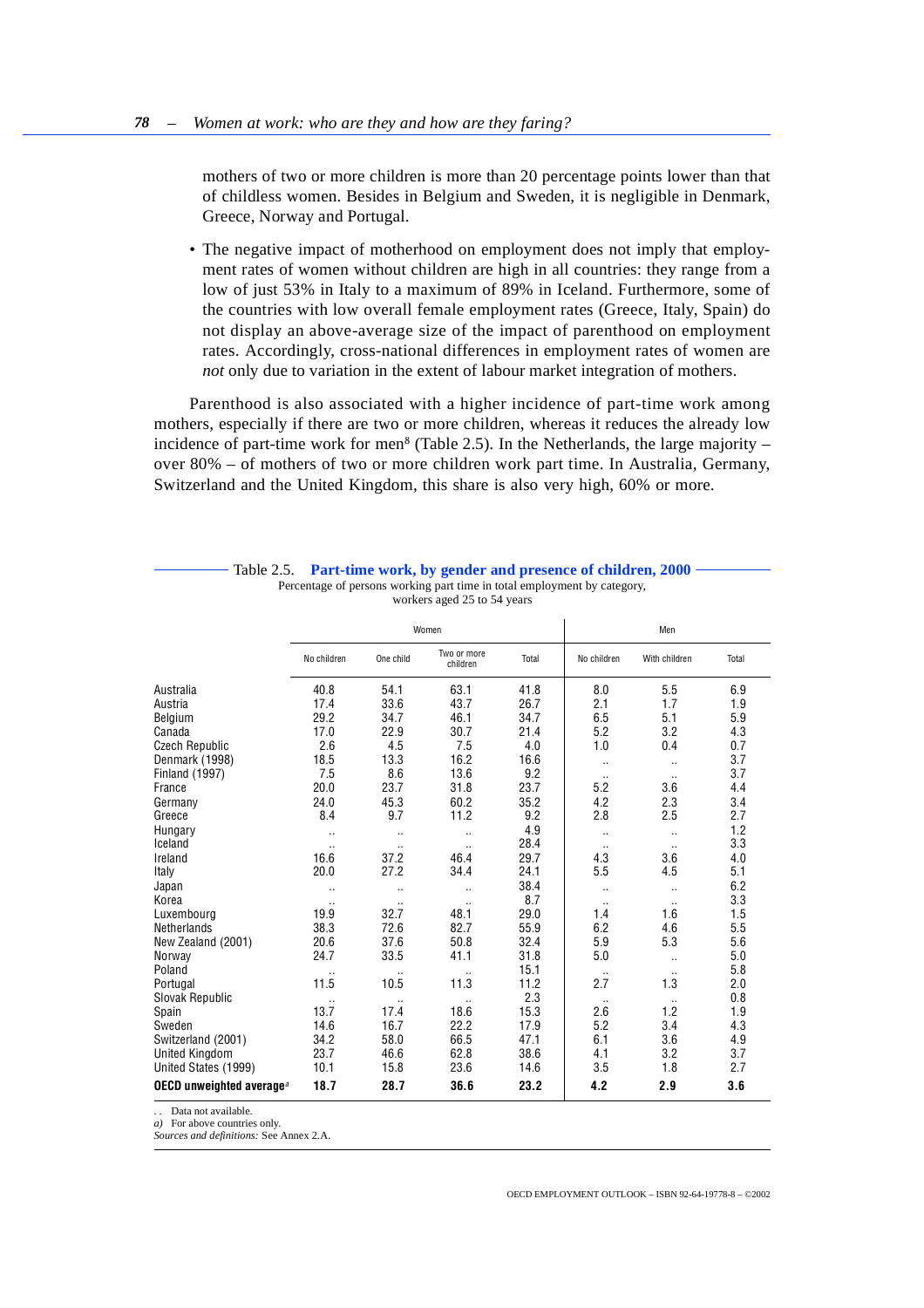mothers of two or more children is more than 20 percentage points lower than that of childless women. Besides in Belgium and Sweden, it is negligible in Denmark, Greece, Norway and Portugal.

- The negative impact of motherhood on employment does not imply that employment rates of women without children are high in all countries: they range from a low of just 53% in Italy to a maximum of 89% in Iceland. Furthermore, some of the countries with low overall female employment rates (Greece, Italy, Spain) do not display an above-average size of the impact of parenthood on employment rates. Accordingly, cross-national differences in employment rates of women are *not* only due to variation in the extent of labour market integration of mothers.

Parenthood is also associated with a higher incidence of part-time work among mothers, especially if there are two or more children, whereas it reduces the already low incidence of part-time work for men[8] (Table 2.5). In the Netherlands, the large majority – over 80% – of mothers of two or more children work part time. In Australia, Germany, Switzerland and the United Kingdom, this share is also very high, 60% or more.

**Table 2.5. Part-time work, by gender and presence of children, 2000**

Percentage of persons working part time in total employment by category, workers aged 25 to 54 years

| | Women | | | | Men | | |
|---|---|---|---|---|---|---|---|
| | No children | One child | Two or more children | Total | No children | With children | Total |
| Australia | 40.8 | 54.1 | 63.1 | 41.8 | 8.0 | 5.5 | 6.9 |
| Austria | 17.4 | 33.6 | 43.7 | 26.7 | 2.1 | 1.7 | 1.9 |
| Belgium | 29.2 | 34.7 | 46.1 | 34.7 | 6.5 | 5.1 | 5.9 |
| Canada | 17.0 | 22.9 | 30.7 | 21.4 | 5.2 | 3.2 | 4.3 |
| Czech Republic | 2.6 | 4.5 | 7.5 | 4.0 | 1.0 | 0.4 | 0.7 |
| Denmark (1998) | 18.5 | 13.3 | 16.2 | 16.6 | .. | .. | 3.7 |
| Finland (1997) | 7.5 | 8.6 | 13.6 | 9.2 | .. | .. | 3.7 |
| France | 20.0 | 23.7 | 31.8 | 23.7 | 5.2 | 3.6 | 4.4 |
| Germany | 24.0 | 45.3 | 60.2 | 35.2 | 4.2 | 2.3 | 3.4 |
| Greece | 8.4 | 9.7 | 11.2 | 9.2 | 2.8 | 2.5 | 2.7 |
| Hungary | .. | .. | .. | 4.9 | .. | .. | 1.2 |
| Iceland | .. | .. | .. | 28.4 | .. | .. | 3.3 |
| Ireland | 16.6 | 37.2 | 46.4 | 29.7 | 4.3 | 3.6 | 4.0 |
| Italy | 20.0 | 27.2 | 34.4 | 24.1 | 5.5 | 4.5 | 5.1 |
| Japan | .. | .. | .. | 38.4 | .. | .. | 6.2 |
| Korea | .. | .. | .. | 8.7 | .. | .. | 3.3 |
| Luxembourg | 19.9 | 32.7 | 48.1 | 29.0 | 1.4 | 1.6 | 1.5 |
| Netherlands | 38.3 | 72.6 | 82.7 | 55.9 | 6.2 | 4.6 | 5.5 |
| New Zealand (2001) | 20.6 | 37.6 | 50.8 | 32.4 | 5.9 | 5.3 | 5.6 |
| Norway | 24.7 | 33.5 | 41.1 | 31.8 | 5.0 | .. | 5.0 |
| Poland | .. | .. | .. | 15.1 | .. | .. | 5.8 |
| Portugal | 11.5 | 10.5 | 11.3 | 11.2 | 2.7 | 1.3 | 2.0 |
| Slovak Republic | .. | .. | .. | 2.3 | .. | .. | 0.8 |
| Spain | 13.7 | 17.4 | 18.6 | 15.3 | 2.6 | 1.2 | 1.9 |
| Sweden | 14.6 | 16.7 | 22.2 | 17.9 | 5.2 | 3.4 | 4.3 |
| Switzerland (2001) | 34.2 | 58.0 | 66.5 | 47.1 | 6.1 | 3.6 | 4.9 |
| United Kingdom | 23.7 | 46.6 | 62.8 | 38.6 | 4.1 | 3.2 | 3.7 |
| United States (1999) | 10.1 | 15.8 | 23.6 | 14.6 | 3.5 | 1.8 | 2.7 |
| **OECD unweighted average[a]** | **18.7** | **28.7** | **36.6** | **23.2** | **4.2** | **2.9** | **3.6** |

. . Data not available.

*a)* For above countries only.

*Sources and definitions:* See Annex 2.A.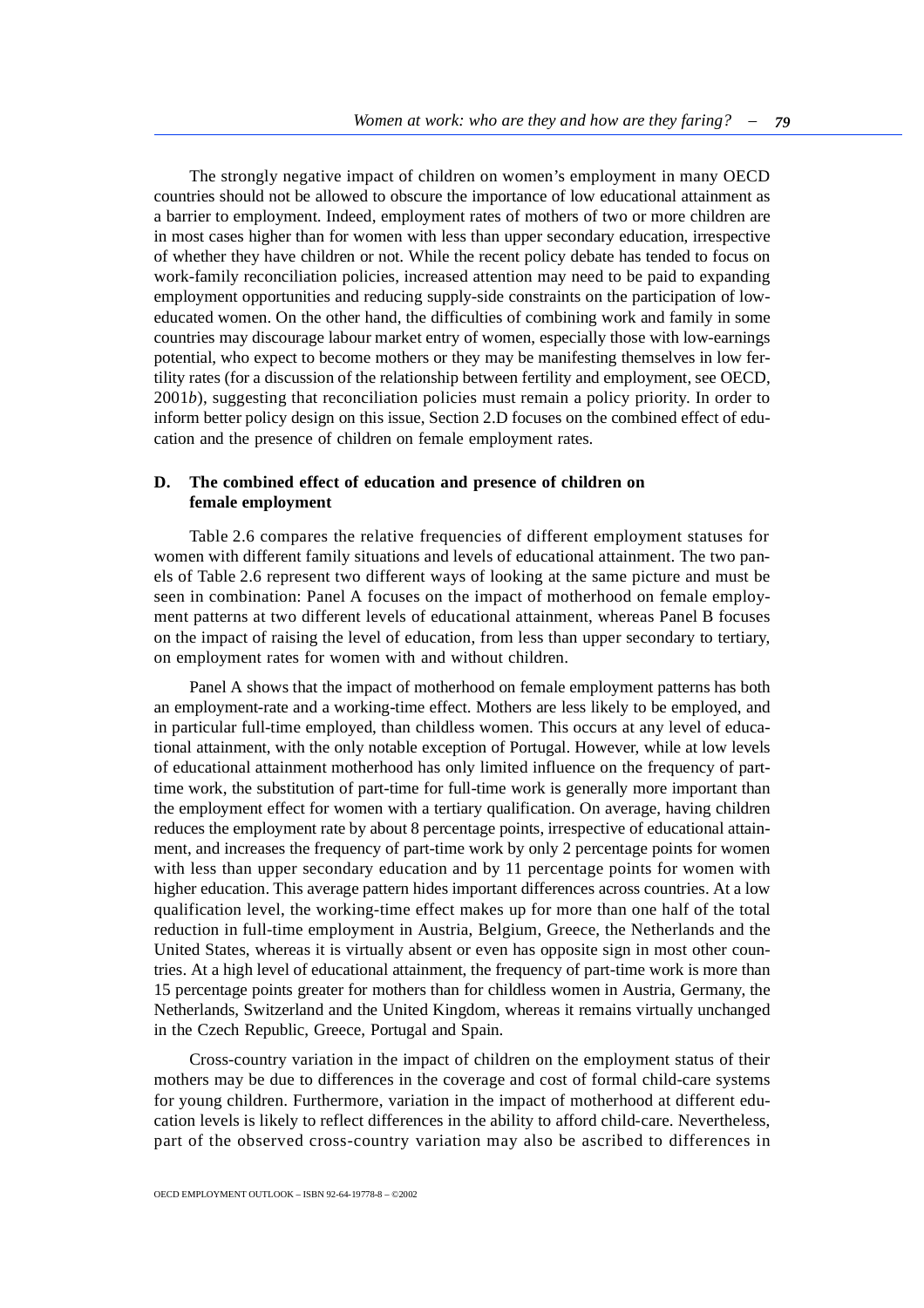The strongly negative impact of children on women's employment in many OECD countries should not be allowed to obscure the importance of low educational attainment as a barrier to employment. Indeed, employment rates of mothers of two or more children are in most cases higher than for women with less than upper secondary education, irrespective of whether they have children or not. While the recent policy debate has tended to focus on work-family reconciliation policies, increased attention may need to be paid to expanding employment opportunities and reducing supply-side constraints on the participation of low-educated women. On the other hand, the difficulties of combining work and family in some countries may discourage labour market entry of women, especially those with low-earnings potential, who expect to become mothers or they may be manifesting themselves in low fertility rates (for a discussion of the relationship between fertility and employment, see OECD, 2001*b*), suggesting that reconciliation policies must remain a policy priority. In order to inform better policy design on this issue, Section 2.D focuses on the combined effect of education and the presence of children on female employment rates.

## D. The combined effect of education and presence of children on female employment

Table 2.6 compares the relative frequencies of different employment statuses for women with different family situations and levels of educational attainment. The two panels of Table 2.6 represent two different ways of looking at the same picture and must be seen in combination: Panel A focuses on the impact of motherhood on female employment patterns at two different levels of educational attainment, whereas Panel B focuses on the impact of raising the level of education, from less than upper secondary to tertiary, on employment rates for women with and without children.

Panel A shows that the impact of motherhood on female employment patterns has both an employment-rate and a working-time effect. Mothers are less likely to be employed, and in particular full-time employed, than childless women. This occurs at any level of educational attainment, with the only notable exception of Portugal. However, while at low levels of educational attainment motherhood has only limited influence on the frequency of part-time work, the substitution of part-time for full-time work is generally more important than the employment effect for women with a tertiary qualification. On average, having children reduces the employment rate by about 8 percentage points, irrespective of educational attainment, and increases the frequency of part-time work by only 2 percentage points for women with less than upper secondary education and by 11 percentage points for women with higher education. This average pattern hides important differences across countries. At a low qualification level, the working-time effect makes up for more than one half of the total reduction in full-time employment in Austria, Belgium, Greece, the Netherlands and the United States, whereas it is virtually absent or even has opposite sign in most other countries. At a high level of educational attainment, the frequency of part-time work is more than 15 percentage points greater for mothers than for childless women in Austria, Germany, the Netherlands, Switzerland and the United Kingdom, whereas it remains virtually unchanged in the Czech Republic, Greece, Portugal and Spain.

Cross-country variation in the impact of children on the employment status of their mothers may be due to differences in the coverage and cost of formal child-care systems for young children. Furthermore, variation in the impact of motherhood at different education levels is likely to reflect differences in the ability to afford child-care. Nevertheless, part of the observed cross-country variation may also be ascribed to differences in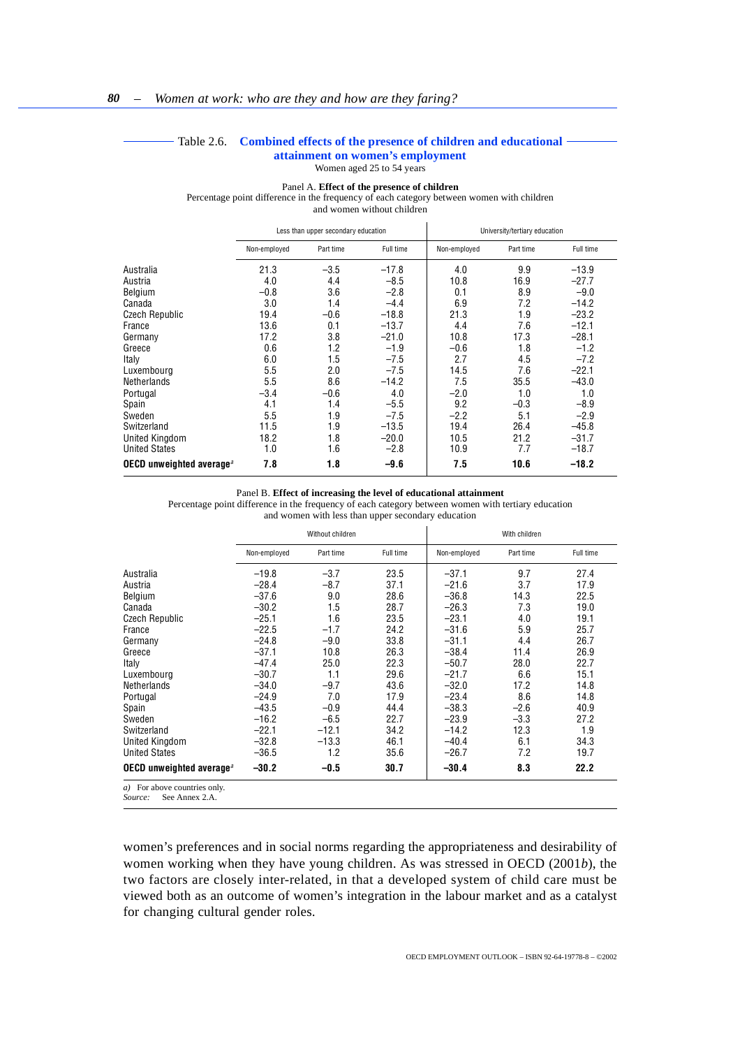Table 2.6. **Combined effects of the presence of children and educational attainment on women's employment**

Women aged 25 to 54 years

Panel A. **Effect of the presence of children**

Percentage point difference in the frequency of each category between women with children and women without children

| | Less than upper secondary education | | | University/tertiary education | | |
|---|---|---|---|---|---|---|
| | Non-employed | Part time | Full time | Non-employed | Part time | Full time |
| Australia | 21.3 | −3.5 | −17.8 | 4.0 | 9.9 | −13.9 |
| Austria | 4.0 | 4.4 | −8.5 | 10.8 | 16.9 | −27.7 |
| Belgium | −0.8 | 3.6 | −2.8 | 0.1 | 8.9 | −9.0 |
| Canada | 3.0 | 1.4 | −4.4 | 6.9 | 7.2 | −14.2 |
| Czech Republic | 19.4 | −0.6 | −18.8 | 21.3 | 1.9 | −23.2 |
| France | 13.6 | 0.1 | −13.7 | 4.4 | 7.6 | −12.1 |
| Germany | 17.2 | 3.8 | −21.0 | 10.8 | 17.3 | −28.1 |
| Greece | 0.6 | 1.2 | −1.9 | −0.6 | 1.8 | −1.2 |
| Italy | 6.0 | 1.5 | −7.5 | 2.7 | 4.5 | −7.2 |
| Luxembourg | 5.5 | 2.0 | −7.5 | 14.5 | 7.6 | −22.1 |
| Netherlands | 5.5 | 8.6 | −14.2 | 7.5 | 35.5 | −43.0 |
| Portugal | −3.4 | −0.6 | 4.0 | −2.0 | 1.0 | 1.0 |
| Spain | 4.1 | 1.4 | −5.5 | 9.2 | −0.3 | −8.9 |
| Sweden | 5.5 | 1.9 | −7.5 | −2.2 | 5.1 | −2.9 |
| Switzerland | 11.5 | 1.9 | −13.5 | 19.4 | 26.4 | −45.8 |
| United Kingdom | 18.2 | 1.8 | −20.0 | 10.5 | 21.2 | −31.7 |
| United States | 1.0 | 1.6 | −2.8 | 10.9 | 7.7 | −18.7 |
| **OECD unweighted average**[a] | **7.8** | **1.8** | **−9.6** | **7.5** | **10.6** | **−18.2** |

Panel B. **Effect of increasing the level of educational attainment**

Percentage point difference in the frequency of each category between women with tertiary education and women with less than upper secondary education

| | Without children | | | With children | | |
|---|---|---|---|---|---|---|
| | Non-employed | Part time | Full time | Non-employed | Part time | Full time |
| Australia | −19.8 | −3.7 | 23.5 | −37.1 | 9.7 | 27.4 |
| Austria | −28.4 | −8.7 | 37.1 | −21.6 | 3.7 | 17.9 |
| Belgium | −37.6 | 9.0 | 28.6 | −36.8 | 14.3 | 22.5 |
| Canada | −30.2 | 1.5 | 28.7 | −26.3 | 7.3 | 19.0 |
| Czech Republic | −25.1 | 1.6 | 23.5 | −23.1 | 4.0 | 19.1 |
| France | −22.5 | −1.7 | 24.2 | −31.6 | 5.9 | 25.7 |
| Germany | −24.8 | −9.0 | 33.8 | −31.1 | 4.4 | 26.7 |
| Greece | −37.1 | 10.8 | 26.3 | −38.4 | 11.4 | 26.9 |
| Italy | −47.4 | 25.0 | 22.3 | −50.7 | 28.0 | 22.7 |
| Luxembourg | −30.7 | 1.1 | 29.6 | −21.7 | 6.6 | 15.1 |
| Netherlands | −34.0 | −9.7 | 43.6 | −32.0 | 17.2 | 14.8 |
| Portugal | −24.9 | 7.0 | 17.9 | −23.4 | 8.6 | 14.8 |
| Spain | −43.5 | −0.9 | 44.4 | −38.3 | −2.6 | 40.9 |
| Sweden | −16.2 | −6.5 | 22.7 | −23.9 | −3.3 | 27.2 |
| Switzerland | −22.1 | −12.1 | 34.2 | −14.2 | 12.3 | 1.9 |
| United Kingdom | −32.8 | −13.3 | 46.1 | −40.4 | 6.1 | 34.3 |
| United States | −36.5 | 1.2 | 35.6 | −26.7 | 7.2 | 19.7 |
| **OECD unweighted average**[a] | **−30.2** | **−0.5** | **30.7** | **−30.4** | **8.3** | **22.2** |

*a)* For above countries only.
*Source:* See Annex 2.A.

women's preferences and in social norms regarding the appropriateness and desirability of women working when they have young children. As was stressed in OECD (2001*b*), the two factors are closely inter-related, in that a developed system of child care must be viewed both as an outcome of women's integration in the labour market and as a catalyst for changing cultural gender roles.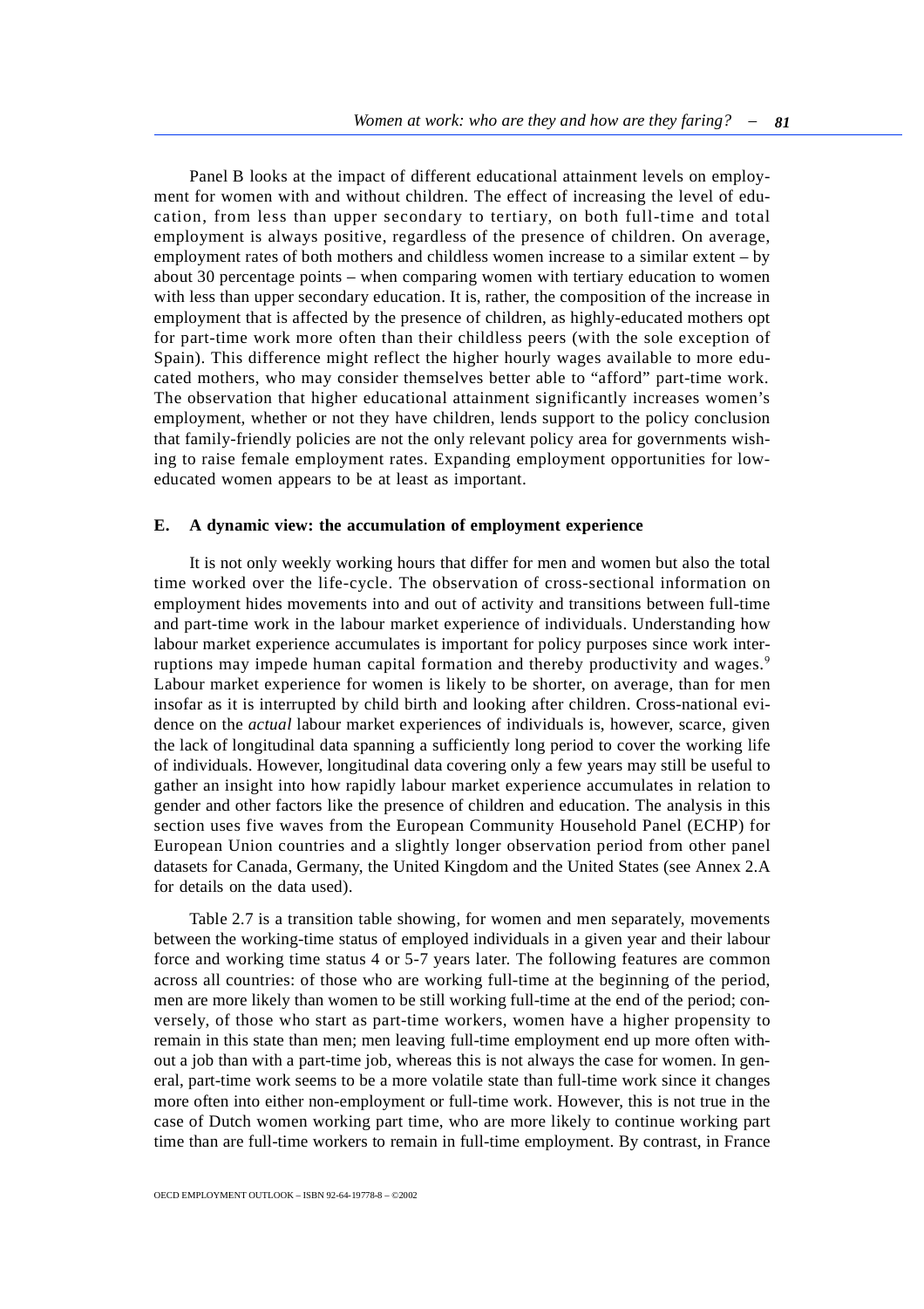Panel B looks at the impact of different educational attainment levels on employment for women with and without children. The effect of increasing the level of education, from less than upper secondary to tertiary, on both full-time and total employment is always positive, regardless of the presence of children. On average, employment rates of both mothers and childless women increase to a similar extent – by about 30 percentage points – when comparing women with tertiary education to women with less than upper secondary education. It is, rather, the composition of the increase in employment that is affected by the presence of children, as highly-educated mothers opt for part-time work more often than their childless peers (with the sole exception of Spain). This difference might reflect the higher hourly wages available to more educated mothers, who may consider themselves better able to "afford" part-time work. The observation that higher educational attainment significantly increases women's employment, whether or not they have children, lends support to the policy conclusion that family-friendly policies are not the only relevant policy area for governments wishing to raise female employment rates. Expanding employment opportunities for low-educated women appears to be at least as important.

## E. A dynamic view: the accumulation of employment experience

It is not only weekly working hours that differ for men and women but also the total time worked over the life-cycle. The observation of cross-sectional information on employment hides movements into and out of activity and transitions between full-time and part-time work in the labour market experience of individuals. Understanding how labour market experience accumulates is important for policy purposes since work interruptions may impede human capital formation and thereby productivity and wages.[9] Labour market experience for women is likely to be shorter, on average, than for men insofar as it is interrupted by child birth and looking after children. Cross-national evidence on the *actual* labour market experiences of individuals is, however, scarce, given the lack of longitudinal data spanning a sufficiently long period to cover the working life of individuals. However, longitudinal data covering only a few years may still be useful to gather an insight into how rapidly labour market experience accumulates in relation to gender and other factors like the presence of children and education. The analysis in this section uses five waves from the European Community Household Panel (ECHP) for European Union countries and a slightly longer observation period from other panel datasets for Canada, Germany, the United Kingdom and the United States (see Annex 2.A for details on the data used).

Table 2.7 is a transition table showing, for women and men separately, movements between the working-time status of employed individuals in a given year and their labour force and working time status 4 or 5-7 years later. The following features are common across all countries: of those who are working full-time at the beginning of the period, men are more likely than women to be still working full-time at the end of the period; conversely, of those who start as part-time workers, women have a higher propensity to remain in this state than men; men leaving full-time employment end up more often without a job than with a part-time job, whereas this is not always the case for women. In general, part-time work seems to be a more volatile state than full-time work since it changes more often into either non-employment or full-time work. However, this is not true in the case of Dutch women working part time, who are more likely to continue working part time than are full-time workers to remain in full-time employment. By contrast, in France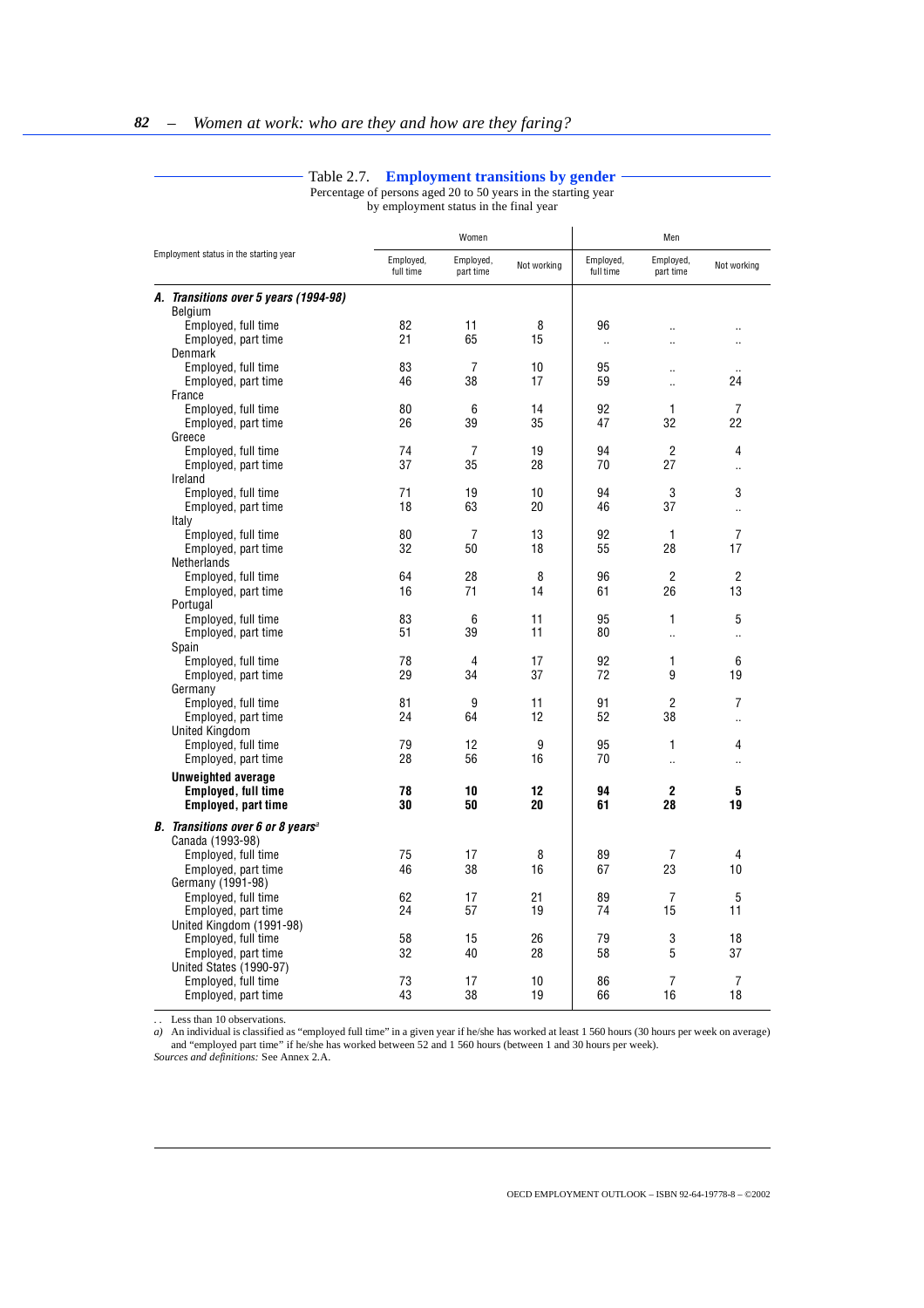### Table 2.7. Employment transitions by gender

Percentage of persons aged 20 to 50 years in the starting year by employment status in the final year

| Employment status in the starting year | Women | | | Men | | |
|---|---|---|---|---|---|---|
| | Employed, full time | Employed, part time | Not working | Employed, full time | Employed, part time | Not working |
| ***A. Transitions over 5 years (1994-98)*** | | | | | | |
| Belgium | | | | | | |
| Employed, full time | 82 | 11 | 8 | 96 | .. | .. |
| Employed, part time | 21 | 65 | 15 | .. | .. | .. |
| Denmark | | | | | | |
| Employed, full time | 83 | 7 | 10 | 95 | .. | .. |
| Employed, part time | 46 | 38 | 17 | 59 | .. | 24 |
| France | | | | | | |
| Employed, full time | 80 | 6 | 14 | 92 | 1 | 7 |
| Employed, part time | 26 | 39 | 35 | 47 | 32 | 22 |
| Greece | | | | | | |
| Employed, full time | 74 | 7 | 19 | 94 | 2 | 4 |
| Employed, part time | 37 | 35 | 28 | 70 | 27 | .. |
| Ireland | | | | | | |
| Employed, full time | 71 | 19 | 10 | 94 | 3 | 3 |
| Employed, part time | 18 | 63 | 20 | 46 | 37 | .. |
| Italy | | | | | | |
| Employed, full time | 80 | 7 | 13 | 92 | 1 | 7 |
| Employed, part time | 32 | 50 | 18 | 55 | 28 | 17 |
| Netherlands | | | | | | |
| Employed, full time | 64 | 28 | 8 | 96 | 2 | 2 |
| Employed, part time | 16 | 71 | 14 | 61 | 26 | 13 |
| Portugal | | | | | | |
| Employed, full time | 83 | 6 | 11 | 95 | 1 | 5 |
| Employed, part time | 51 | 39 | 11 | 80 | .. | .. |
| Spain | | | | | | |
| Employed, full time | 78 | 4 | 17 | 92 | 1 | 6 |
| Employed, part time | 29 | 34 | 37 | 72 | 9 | 19 |
| Germany | | | | | | |
| Employed, full time | 81 | 9 | 11 | 91 | 2 | 7 |
| Employed, part time | 24 | 64 | 12 | 52 | 38 | .. |
| United Kingdom | | | | | | |
| Employed, full time | 79 | 12 | 9 | 95 | 1 | 4 |
| Employed, part time | 28 | 56 | 16 | 70 | .. | .. |
| **Unweighted average** | | | | | | |
| **Employed, full time** | **78** | **10** | **12** | **94** | **2** | **5** |
| **Employed, part time** | **30** | **50** | **20** | **61** | **28** | **19** |
| ***B. Transitions over 6 or 8 years***[a] | | | | | | |
| Canada (1993-98) | | | | | | |
| Employed, full time | 75 | 17 | 8 | 89 | 7 | 4 |
| Employed, part time | 46 | 38 | 16 | 67 | 23 | 10 |
| Germany (1991-98) | | | | | | |
| Employed, full time | 62 | 17 | 21 | 89 | 7 | 5 |
| Employed, part time | 24 | 57 | 19 | 74 | 15 | 11 |
| United Kingdom (1991-98) | | | | | | |
| Employed, full time | 58 | 15 | 26 | 79 | 3 | 18 |
| Employed, part time | 32 | 40 | 28 | 58 | 5 | 37 |
| United States (1990-97) | | | | | | |
| Employed, full time | 73 | 17 | 10 | 86 | 7 | 7 |
| Employed, part time | 43 | 38 | 19 | 66 | 16 | 18 |

. . Less than 10 observations.

*a)* An individual is classified as "employed full time" in a given year if he/she has worked at least 1 560 hours (30 hours per week on average) and "employed part time" if he/she has worked between 52 and 1 560 hours (between 1 and 30 hours per week).

*Sources and definitions:* See Annex 2.A.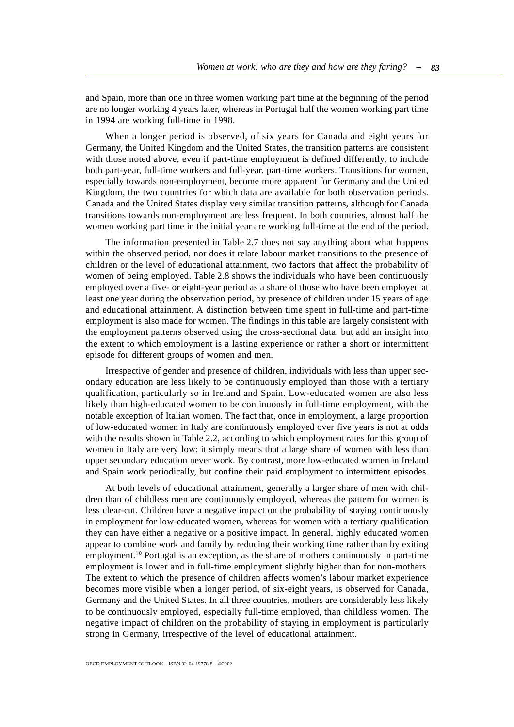and Spain, more than one in three women working part time at the beginning of the period are no longer working 4 years later, whereas in Portugal half the women working part time in 1994 are working full-time in 1998.

When a longer period is observed, of six years for Canada and eight years for Germany, the United Kingdom and the United States, the transition patterns are consistent with those noted above, even if part-time employment is defined differently, to include both part-year, full-time workers and full-year, part-time workers. Transitions for women, especially towards non-employment, become more apparent for Germany and the United Kingdom, the two countries for which data are available for both observation periods. Canada and the United States display very similar transition patterns, although for Canada transitions towards non-employment are less frequent. In both countries, almost half the women working part time in the initial year are working full-time at the end of the period.

The information presented in Table 2.7 does not say anything about what happens within the observed period, nor does it relate labour market transitions to the presence of children or the level of educational attainment, two factors that affect the probability of women of being employed. Table 2.8 shows the individuals who have been continuously employed over a five- or eight-year period as a share of those who have been employed at least one year during the observation period, by presence of children under 15 years of age and educational attainment. A distinction between time spent in full-time and part-time employment is also made for women. The findings in this table are largely consistent with the employment patterns observed using the cross-sectional data, but add an insight into the extent to which employment is a lasting experience or rather a short or intermittent episode for different groups of women and men.

Irrespective of gender and presence of children, individuals with less than upper secondary education are less likely to be continuously employed than those with a tertiary qualification, particularly so in Ireland and Spain. Low-educated women are also less likely than high-educated women to be continuously in full-time employment, with the notable exception of Italian women. The fact that, once in employment, a large proportion of low-educated women in Italy are continuously employed over five years is not at odds with the results shown in Table 2.2, according to which employment rates for this group of women in Italy are very low: it simply means that a large share of women with less than upper secondary education never work. By contrast, more low-educated women in Ireland and Spain work periodically, but confine their paid employment to intermittent episodes.

At both levels of educational attainment, generally a larger share of men with children than of childless men are continuously employed, whereas the pattern for women is less clear-cut. Children have a negative impact on the probability of staying continuously in employment for low-educated women, whereas for women with a tertiary qualification they can have either a negative or a positive impact. In general, highly educated women appear to combine work and family by reducing their working time rather than by exiting employment.[10] Portugal is an exception, as the share of mothers continuously in part-time employment is lower and in full-time employment slightly higher than for non-mothers. The extent to which the presence of children affects women's labour market experience becomes more visible when a longer period, of six-eight years, is observed for Canada, Germany and the United States. In all three countries, mothers are considerably less likely to be continuously employed, especially full-time employed, than childless women. The negative impact of children on the probability of staying in employment is particularly strong in Germany, irrespective of the level of educational attainment.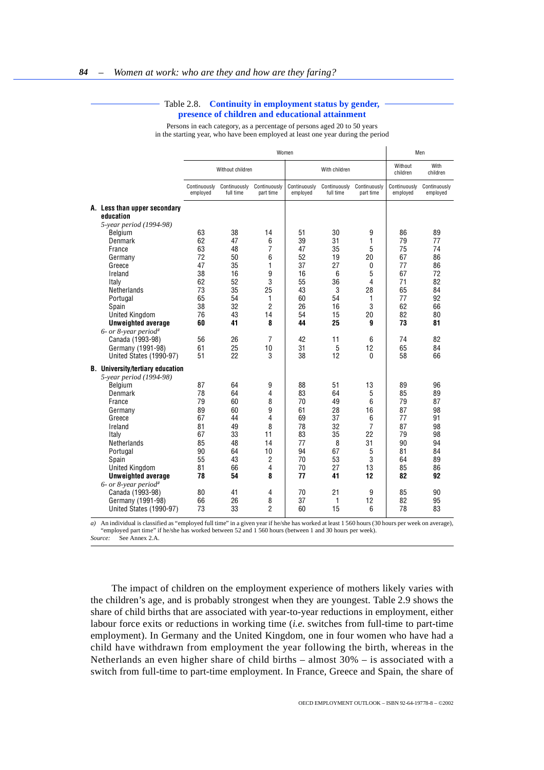## Table 2.8. Continuity in employment status by gender, presence of children and educational attainment

Persons in each category, as a percentage of persons aged 20 to 50 years in the starting year, who have been employed at least one year during the period

| | Women | | | | | | Men | |
|---|---|---|---|---|---|---|---|---|
| | Without children | | | With children | | | Without children | With children |
| | Continuously employed | Continuously full time | Continuously part time | Continuously employed | Continuously full time | Continuously part time | Continuously employed | Continuously employed |
| **A. Less than upper secondary education** | | | | | | | | |
| *5-year period (1994-98)* | | | | | | | | |
| Belgium | 63 | 38 | 14 | 51 | 30 | 9 | 86 | 89 |
| Denmark | 62 | 47 | 6 | 39 | 31 | 1 | 79 | 77 |
| France | 63 | 48 | 7 | 47 | 35 | 5 | 75 | 74 |
| Germany | 72 | 50 | 6 | 52 | 19 | 20 | 67 | 86 |
| Greece | 47 | 35 | 1 | 37 | 27 | 0 | 77 | 86 |
| Ireland | 38 | 16 | 9 | 16 | 6 | 5 | 67 | 72 |
| Italy | 62 | 52 | 3 | 55 | 36 | 4 | 71 | 82 |
| Netherlands | 73 | 35 | 25 | 43 | 3 | 28 | 65 | 84 |
| Portugal | 65 | 54 | 1 | 60 | 54 | 1 | 77 | 92 |
| Spain | 38 | 32 | 2 | 26 | 16 | 3 | 62 | 66 |
| United Kingdom | 76 | 43 | 14 | 54 | 15 | 20 | 82 | 80 |
| **Unweighted average** | **60** | **41** | **8** | **44** | **25** | **9** | **73** | **81** |
| *6- or 8-year period[a]* | | | | | | | | |
| Canada (1993-98) | 56 | 26 | 7 | 42 | 11 | 6 | 74 | 82 |
| Germany (1991-98) | 61 | 25 | 10 | 31 | 5 | 12 | 65 | 84 |
| United States (1990-97) | 51 | 22 | 3 | 38 | 12 | 0 | 58 | 66 |
| **B. University/tertiary education** | | | | | | | | |
| *5-year period (1994-98)* | | | | | | | | |
| Belgium | 87 | 64 | 9 | 88 | 51 | 13 | 89 | 96 |
| Denmark | 78 | 64 | 4 | 83 | 64 | 5 | 85 | 89 |
| France | 79 | 60 | 8 | 70 | 49 | 6 | 79 | 87 |
| Germany | 89 | 60 | 9 | 61 | 28 | 16 | 87 | 98 |
| Greece | 67 | 44 | 4 | 69 | 37 | 6 | 77 | 91 |
| Ireland | 81 | 49 | 8 | 78 | 32 | 7 | 87 | 98 |
| Italy | 67 | 33 | 11 | 83 | 35 | 22 | 79 | 98 |
| Netherlands | 85 | 48 | 14 | 77 | 8 | 31 | 90 | 94 |
| Portugal | 90 | 64 | 10 | 94 | 67 | 5 | 81 | 84 |
| Spain | 55 | 43 | 2 | 70 | 53 | 3 | 64 | 89 |
| United Kingdom | 81 | 66 | 4 | 70 | 27 | 13 | 85 | 86 |
| **Unweighted average** | **78** | **54** | **8** | **77** | **41** | **12** | **82** | **92** |
| *6- or 8-year period[a]* | | | | | | | | |
| Canada (1993-98) | 80 | 41 | 4 | 70 | 21 | 9 | 85 | 90 |
| Germany (1991-98) | 66 | 26 | 8 | 37 | 1 | 12 | 82 | 95 |
| United States (1990-97) | 73 | 33 | 2 | 60 | 15 | 6 | 78 | 83 |

*a)* An individual is classified as "employed full time" in a given year if he/she has worked at least 1 560 hours (30 hours per week on average), "employed part time" if he/she has worked between 52 and 1 560 hours (between 1 and 30 hours per week).

*Source:* See Annex 2.A.

The impact of children on the employment experience of mothers likely varies with the children's age, and is probably strongest when they are youngest. Table 2.9 shows the share of child births that are associated with year-to-year reductions in employment, either labour force exits or reductions in working time (*i.e.* switches from full-time to part-time employment). In Germany and the United Kingdom, one in four women who have had a child have withdrawn from employment the year following the birth, whereas in the Netherlands an even higher share of child births – almost 30% – is associated with a switch from full-time to part-time employment. In France, Greece and Spain, the share of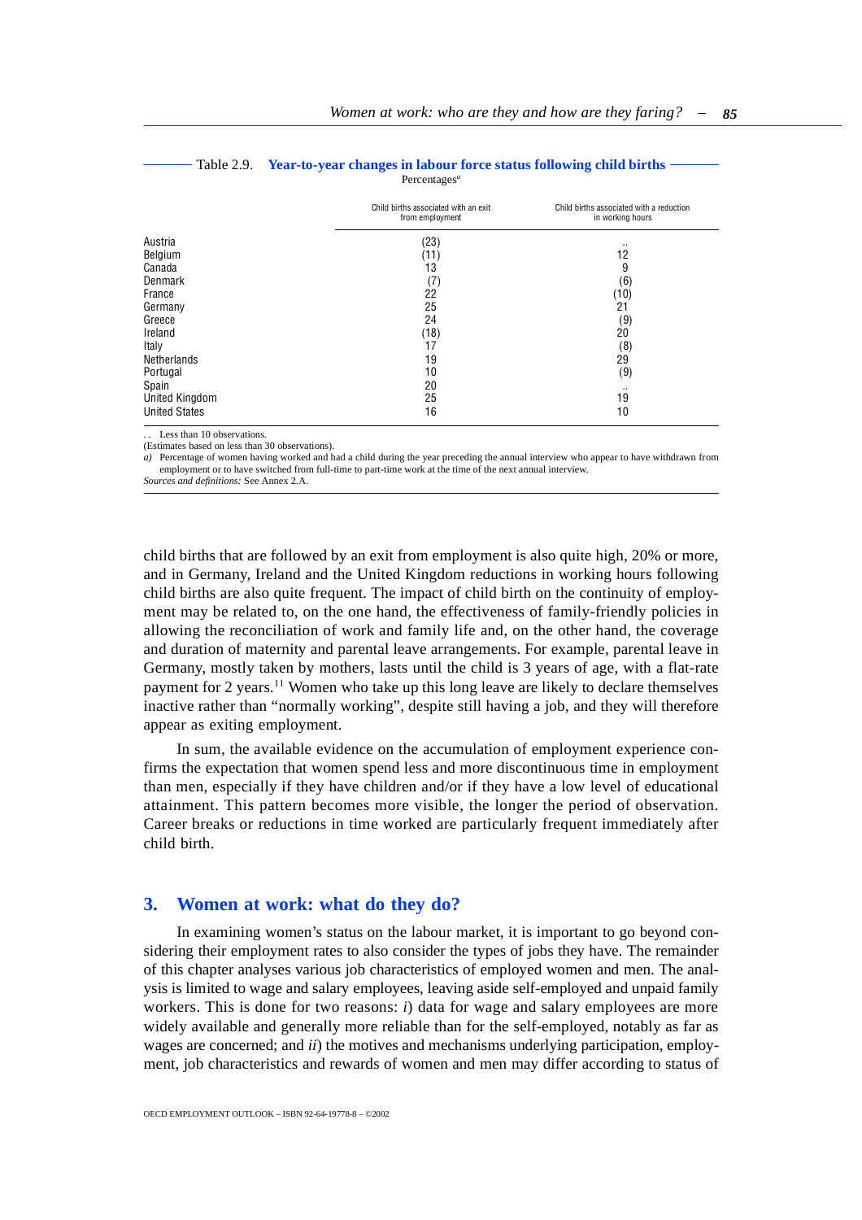Table 2.9. **Year-to-year changes in labour force status following child births**

Percentages[a]

| | Child births associated with an exit from employment | Child births associated with a reduction in working hours |
|---|---|---|
| Austria | (23) | .. |
| Belgium | (11) | 12 |
| Canada | 13 | 9 |
| Denmark | (7) | (6) |
| France | 22 | (10) |
| Germany | 25 | 21 |
| Greece | 24 | (9) |
| Ireland | (18) | 20 |
| Italy | 17 | (8) |
| Netherlands | 19 | 29 |
| Portugal | 10 | (9) |
| Spain | 20 | .. |
| United Kingdom | 25 | 19 |
| United States | 16 | 10 |

. . Less than 10 observations.

(Estimates based on less than 30 observations).

*a)* Percentage of women having worked and had a child during the year preceding the annual interview who appear to have withdrawn from employment or to have switched from full-time to part-time work at the time of the next annual interview.

*Sources and definitions:* See Annex 2.A.

child births that are followed by an exit from employment is also quite high, 20% or more, and in Germany, Ireland and the United Kingdom reductions in working hours following child births are also quite frequent. The impact of child birth on the continuity of employment may be related to, on the one hand, the effectiveness of family-friendly policies in allowing the reconciliation of work and family life and, on the other hand, the coverage and duration of maternity and parental leave arrangements. For example, parental leave in Germany, mostly taken by mothers, lasts until the child is 3 years of age, with a flat-rate payment for 2 years.[11] Women who take up this long leave are likely to declare themselves inactive rather than "normally working", despite still having a job, and they will therefore appear as exiting employment.

In sum, the available evidence on the accumulation of employment experience confirms the expectation that women spend less and more discontinuous time in employment than men, especially if they have children and/or if they have a low level of educational attainment. This pattern becomes more visible, the longer the period of observation. Career breaks or reductions in time worked are particularly frequent immediately after child birth.

## 3. Women at work: what do they do?

In examining women's status on the labour market, it is important to go beyond considering their employment rates to also consider the types of jobs they have. The remainder of this chapter analyses various job characteristics of employed women and men. The analysis is limited to wage and salary employees, leaving aside self-employed and unpaid family workers. This is done for two reasons: *i*) data for wage and salary employees are more widely available and generally more reliable than for the self-employed, notably as far as wages are concerned; and *ii*) the motives and mechanisms underlying participation, employment, job characteristics and rewards of women and men may differ according to status of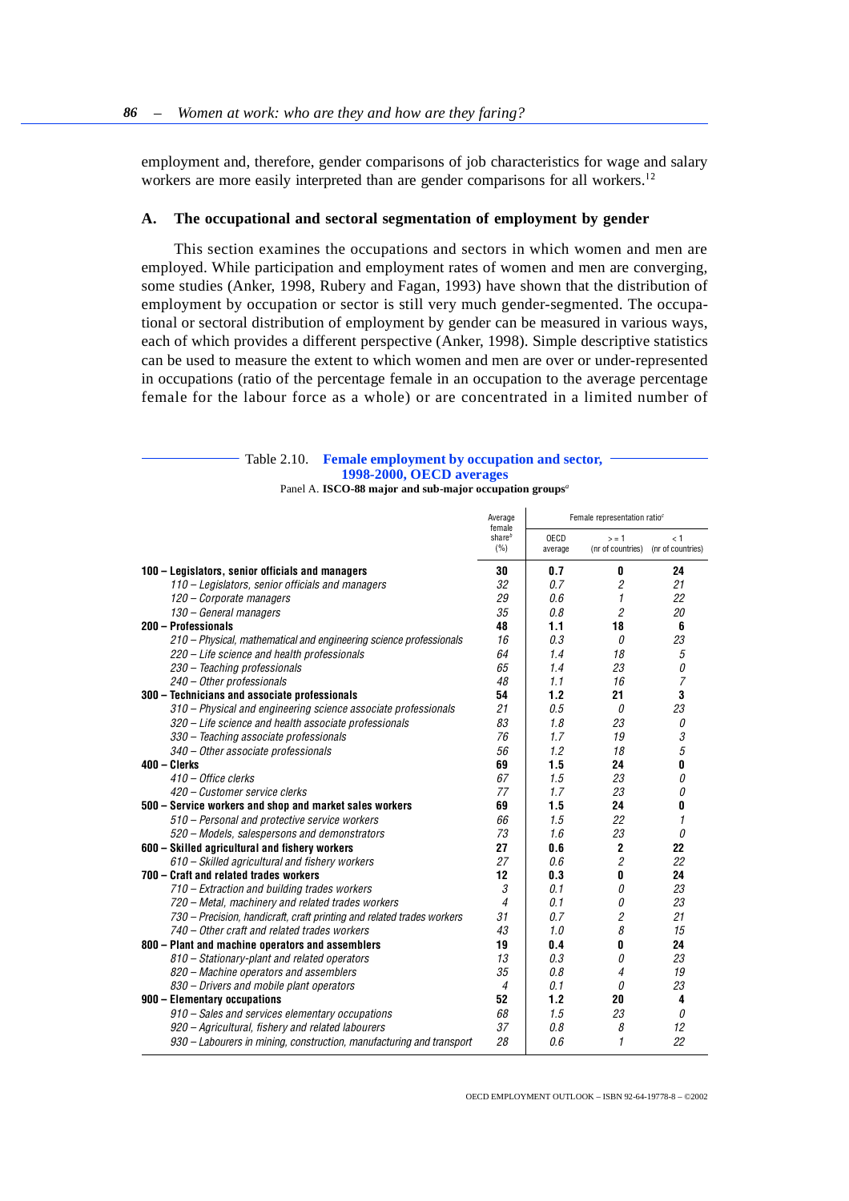employment and, therefore, gender comparisons of job characteristics for wage and salary workers are more easily interpreted than are gender comparisons for all workers.[12]

### A. The occupational and sectoral segmentation of employment by gender

This section examines the occupations and sectors in which women and men are employed. While participation and employment rates of women and men are converging, some studies (Anker, 1998, Rubery and Fagan, 1993) have shown that the distribution of employment by occupation or sector is still very much gender-segmented. The occupational or sectoral distribution of employment by gender can be measured in various ways, each of which provides a different perspective (Anker, 1998). Simple descriptive statistics can be used to measure the extent to which women and men are over or under-represented in occupations (ratio of the percentage female in an occupation to the average percentage female for the labour force as a whole) or are concentrated in a limited number of

Table 2.10. **Female employment by occupation and sector, 1998-2000, OECD averages**

Panel A. **ISCO-88 major and sub-major occupation groups**[a]

| | Average female share[b] (%) | Female representation ratio[c] | | |
|---|---|---|---|---|
| | | OECD average | >= 1 (nr of countries) | < 1 (nr of countries) |
| **100 – Legislators, senior officials and managers** | **30** | **0.7** | **0** | **24** |
| *110 – Legislators, senior officials and managers* | *32* | *0.7* | *2* | *21* |
| *120 – Corporate managers* | *29* | *0.6* | *1* | *22* |
| *130 – General managers* | *35* | *0.8* | *2* | *20* |
| **200 – Professionals** | **48** | **1.1** | **18** | **6** |
| *210 – Physical, mathematical and engineering science professionals* | *16* | *0.3* | *0* | *23* |
| *220 – Life science and health professionals* | *64* | *1.4* | *18* | *5* |
| *230 – Teaching professionals* | *65* | *1.4* | *23* | *0* |
| *240 – Other professionals* | *48* | *1.1* | *16* | *7* |
| **300 – Technicians and associate professionals** | **54** | **1.2** | **21** | **3** |
| *310 – Physical and engineering science associate professionals* | *21* | *0.5* | *0* | *23* |
| *320 – Life science and health associate professionals* | *83* | *1.8* | *23* | *0* |
| *330 – Teaching associate professionals* | *76* | *1.7* | *19* | *3* |
| *340 – Other associate professionals* | *56* | *1.2* | *18* | *5* |
| **400 – Clerks** | **69** | **1.5** | **24** | **0** |
| *410 – Office clerks* | *67* | *1.5* | *23* | *0* |
| *420 – Customer service clerks* | *77* | *1.7* | *23* | *0* |
| **500 – Service workers and shop and market sales workers** | **69** | **1.5** | **24** | **0** |
| *510 – Personal and protective service workers* | *66* | *1.5* | *22* | *1* |
| *520 – Models, salespersons and demonstrators* | *73* | *1.6* | *23* | *0* |
| **600 – Skilled agricultural and fishery workers** | **27** | **0.6** | **2** | **22** |
| *610 – Skilled agricultural and fishery workers* | *27* | *0.6* | *2* | *22* |
| **700 – Craft and related trades workers** | **12** | **0.3** | **0** | **24** |
| *710 – Extraction and building trades workers* | *3* | *0.1* | *0* | *23* |
| *720 – Metal, machinery and related trades workers* | *4* | *0.1* | *0* | *23* |
| *730 – Precision, handicraft, craft printing and related trades workers* | *31* | *0.7* | *2* | *21* |
| *740 – Other craft and related trades workers* | *43* | *1.0* | *8* | *15* |
| **800 – Plant and machine operators and assemblers** | **19** | **0.4** | **0** | **24** |
| *810 – Stationary-plant and related operators* | *13* | *0.3* | *0* | *23* |
| *820 – Machine operators and assemblers* | *35* | *0.8* | *4* | *19* |
| *830 – Drivers and mobile plant operators* | *4* | *0.1* | *0* | *23* |
| **900 – Elementary occupations** | **52** | **1.2** | **20** | **4** |
| *910 – Sales and services elementary occupations* | *68* | *1.5* | *23* | *0* |
| *920 – Agricultural, fishery and related labourers* | *37* | *0.8* | *8* | *12* |
| *930 – Labourers in mining, construction, manufacturing and transport* | *28* | *0.6* | *1* | *22* |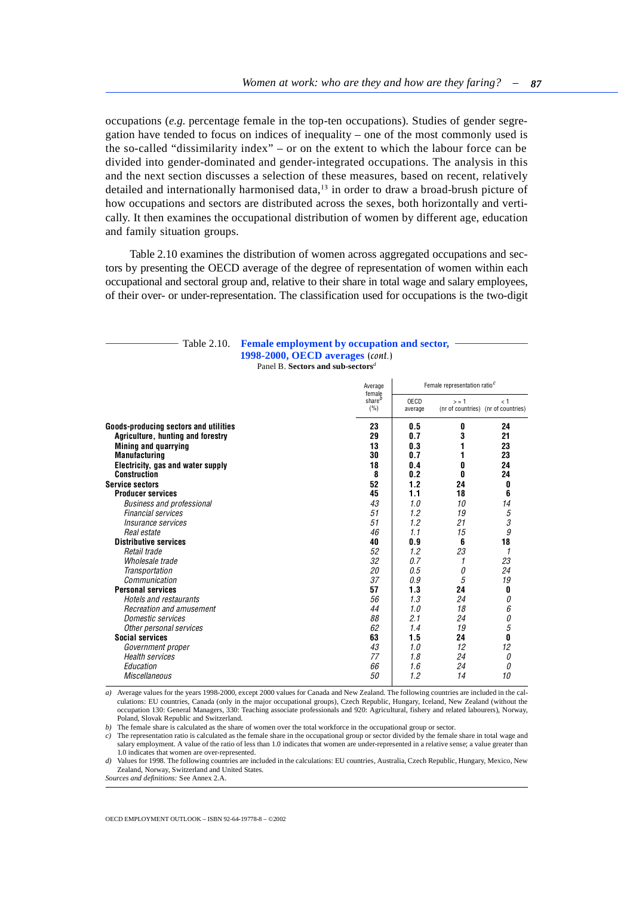occupations (*e.g.* percentage female in the top-ten occupations). Studies of gender segregation have tended to focus on indices of inequality – one of the most commonly used is the so-called "dissimilarity index" – or on the extent to which the labour force can be divided into gender-dominated and gender-integrated occupations. The analysis in this and the next section discusses a selection of these measures, based on recent, relatively detailed and internationally harmonised data,[13] in order to draw a broad-brush picture of how occupations and sectors are distributed across the sexes, both horizontally and vertically. It then examines the occupational distribution of women by different age, education and family situation groups.

Table 2.10 examines the distribution of women across aggregated occupations and sectors by presenting the OECD average of the degree of representation of women within each occupational and sectoral group and, relative to their share in total wage and salary employees, of their over- or under-representation. The classification used for occupations is the two-digit

Table 2.10. **Female employment by occupation and sector, 1998-2000, OECD averages** (*cont.*)

Panel B. **Sectors and sub-sectors**[d]

| | Average female share[b] (%) | Female representation ratio[c] | | |
|---|---|---|---|---|
| | | OECD average | >= 1 (nr of countries) | < 1 (nr of countries) |
| **Goods-producing sectors and utilities** | **23** | **0.5** | **0** | **24** |
| **Agriculture, hunting and forestry** | **29** | **0.7** | **3** | **21** |
| **Mining and quarrying** | **13** | **0.3** | **1** | **23** |
| **Manufacturing** | **30** | **0.7** | **1** | **23** |
| **Electricity, gas and water supply** | **18** | **0.4** | **0** | **24** |
| **Construction** | **8** | **0.2** | **0** | **24** |
| **Service sectors** | **52** | **1.2** | **24** | **0** |
| **Producer services** | **45** | **1.1** | **18** | **6** |
| *Business and professional* | *43* | *1.0* | *10* | *14* |
| *Financial services* | *51* | *1.2* | *19* | *5* |
| *Insurance services* | *51* | *1.2* | *21* | *3* |
| *Real estate* | *46* | *1.1* | *15* | *9* |
| **Distributive services** | **40** | **0.9** | **6** | **18** |
| *Retail trade* | *52* | *1.2* | *23* | *1* |
| *Wholesale trade* | *32* | *0.7* | *1* | *23* |
| *Transportation* | *20* | *0.5* | *0* | *24* |
| *Communication* | *37* | *0.9* | *5* | *19* |
| **Personal services** | **57** | **1.3** | **24** | **0** |
| *Hotels and restaurants* | *56* | *1.3* | *24* | *0* |
| *Recreation and amusement* | *44* | *1.0* | *18* | *6* |
| *Domestic services* | *88* | *2.1* | *24* | *0* |
| *Other personal services* | *62* | *1.4* | *19* | *5* |
| **Social services** | **63** | **1.5** | **24** | **0** |
| *Government proper* | *43* | *1.0* | *12* | *12* |
| *Health services* | *77* | *1.8* | *24* | *0* |
| *Education* | *66* | *1.6* | *24* | *0* |
| *Miscellaneous* | *50* | *1.2* | *14* | *10* |

a) Average values for the years 1998-2000, except 2000 values for Canada and New Zealand. The following countries are included in the calculations: EU countries, Canada (only in the major occupational groups), Czech Republic, Hungary, Iceland, New Zealand (without the occupation 130: General Managers, 330: Teaching associate professionals and 920: Agricultural, fishery and related labourers), Norway, Poland, Slovak Republic and Switzerland.

b) The female share is calculated as the share of women over the total workforce in the occupational group or sector.

c) The representation ratio is calculated as the female share in the occupational group or sector divided by the female share in total wage and salary employment. A value of the ratio of less than 1.0 indicates that women are under-represented in a relative sense; a value greater than 1.0 indicates that women are over-represented.

d) Values for 1998. The following countries are included in the calculations: EU countries, Australia, Czech Republic, Hungary, Mexico, New Zealand, Norway, Switzerland and United States.

*Sources and definitions:* See Annex 2.A.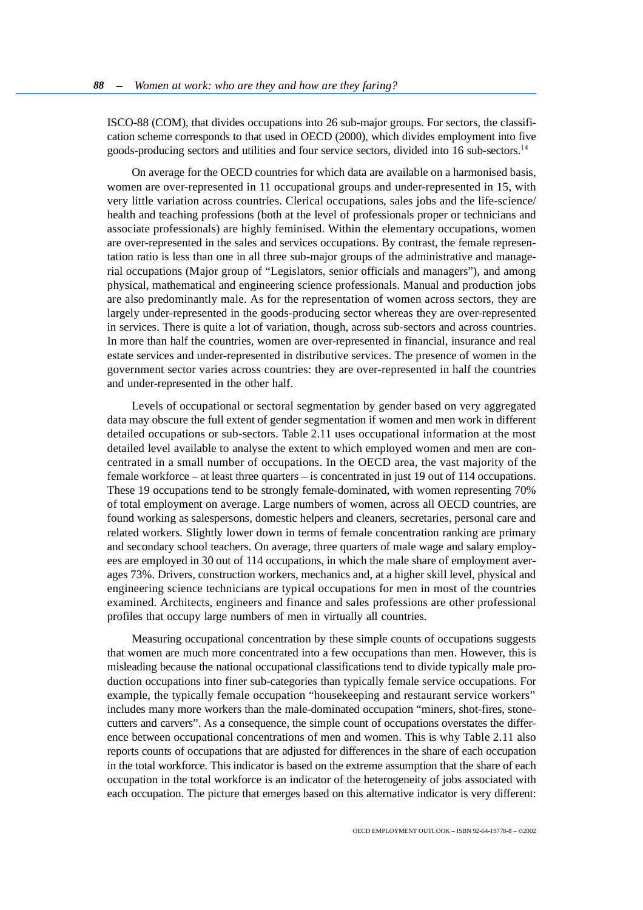ISCO-88 (COM), that divides occupations into 26 sub-major groups. For sectors, the classification scheme corresponds to that used in OECD (2000), which divides employment into five goods-producing sectors and utilities and four service sectors, divided into 16 sub-sectors.[14]

On average for the OECD countries for which data are available on a harmonised basis, women are over-represented in 11 occupational groups and under-represented in 15, with very little variation across countries. Clerical occupations, sales jobs and the life-science/health and teaching professions (both at the level of professionals proper or technicians and associate professionals) are highly feminised. Within the elementary occupations, women are over-represented in the sales and services occupations. By contrast, the female representation ratio is less than one in all three sub-major groups of the administrative and managerial occupations (Major group of "Legislators, senior officials and managers"), and among physical, mathematical and engineering science professionals. Manual and production jobs are also predominantly male. As for the representation of women across sectors, they are largely under-represented in the goods-producing sector whereas they are over-represented in services. There is quite a lot of variation, though, across sub-sectors and across countries. In more than half the countries, women are over-represented in financial, insurance and real estate services and under-represented in distributive services. The presence of women in the government sector varies across countries: they are over-represented in half the countries and under-represented in the other half.

Levels of occupational or sectoral segmentation by gender based on very aggregated data may obscure the full extent of gender segmentation if women and men work in different detailed occupations or sub-sectors. Table 2.11 uses occupational information at the most detailed level available to analyse the extent to which employed women and men are concentrated in a small number of occupations. In the OECD area, the vast majority of the female workforce – at least three quarters – is concentrated in just 19 out of 114 occupations. These 19 occupations tend to be strongly female-dominated, with women representing 70% of total employment on average. Large numbers of women, across all OECD countries, are found working as salespersons, domestic helpers and cleaners, secretaries, personal care and related workers. Slightly lower down in terms of female concentration ranking are primary and secondary school teachers. On average, three quarters of male wage and salary employees are employed in 30 out of 114 occupations, in which the male share of employment averages 73%. Drivers, construction workers, mechanics and, at a higher skill level, physical and engineering science technicians are typical occupations for men in most of the countries examined. Architects, engineers and finance and sales professions are other professional profiles that occupy large numbers of men in virtually all countries.

Measuring occupational concentration by these simple counts of occupations suggests that women are much more concentrated into a few occupations than men. However, this is misleading because the national occupational classifications tend to divide typically male production occupations into finer sub-categories than typically female service occupations. For example, the typically female occupation "housekeeping and restaurant service workers" includes many more workers than the male-dominated occupation "miners, shot-fires, stone-cutters and carvers". As a consequence, the simple count of occupations overstates the difference between occupational concentrations of men and women. This is why Table 2.11 also reports counts of occupations that are adjusted for differences in the share of each occupation in the total workforce. This indicator is based on the extreme assumption that the share of each occupation in the total workforce is an indicator of the heterogeneity of jobs associated with each occupation. The picture that emerges based on this alternative indicator is very different: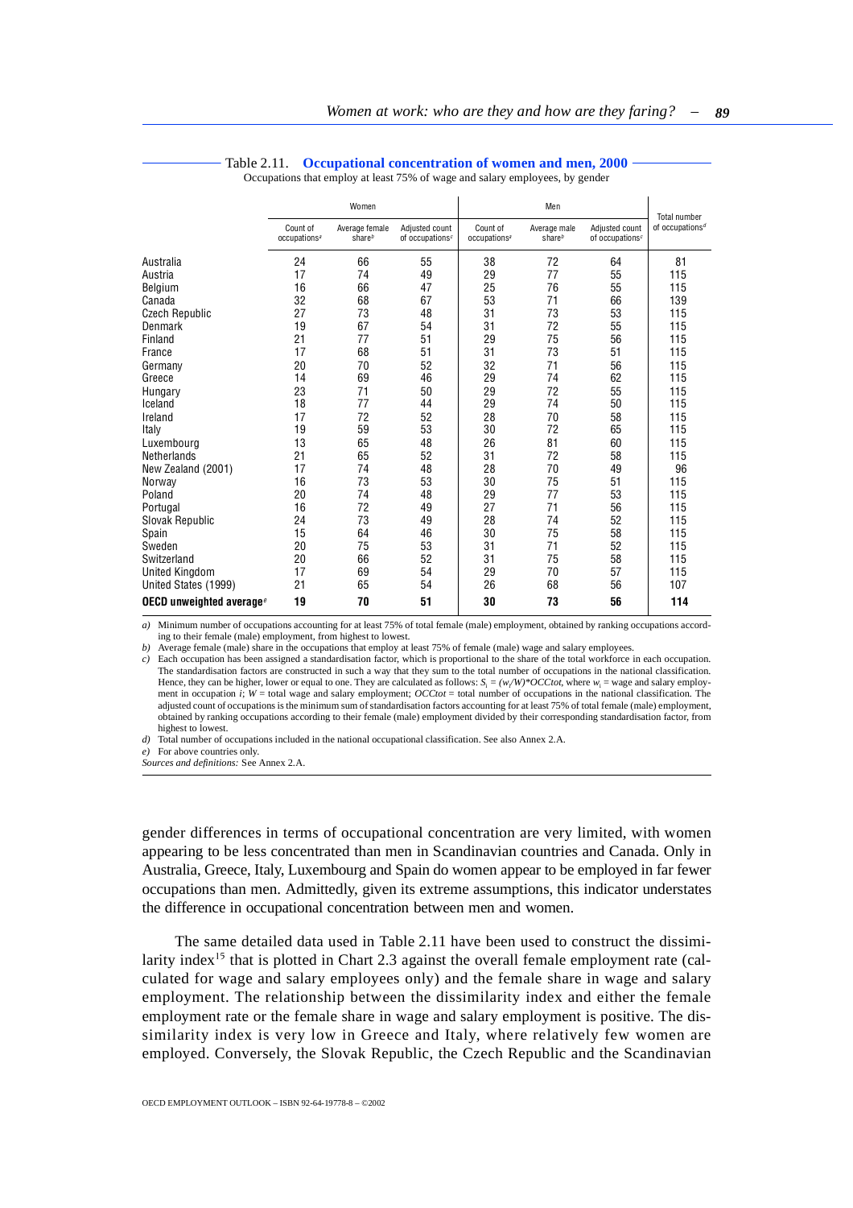Table 2.11. **Occupational concentration of women and men, 2000**

Occupations that employ at least 75% of wage and salary employees, by gender

| | Women | | | Men | | | Total number of occupations[d] |
|---|---|---|---|---|---|---|---|
| | Count of occupations[a] | Average female share[b] | Adjusted count of occupations[c] | Count of occupations[a] | Average male share[b] | Adjusted count of occupations[c] | |
| Australia | 24 | 66 | 55 | 38 | 72 | 64 | 81 |
| Austria | 17 | 74 | 49 | 29 | 77 | 55 | 115 |
| Belgium | 16 | 66 | 47 | 25 | 76 | 55 | 115 |
| Canada | 32 | 68 | 67 | 53 | 71 | 66 | 139 |
| Czech Republic | 27 | 73 | 48 | 31 | 73 | 53 | 115 |
| Denmark | 19 | 67 | 54 | 31 | 72 | 55 | 115 |
| Finland | 21 | 77 | 51 | 29 | 75 | 56 | 115 |
| France | 17 | 68 | 51 | 31 | 73 | 51 | 115 |
| Germany | 20 | 70 | 52 | 32 | 71 | 56 | 115 |
| Greece | 14 | 69 | 46 | 29 | 74 | 62 | 115 |
| Hungary | 23 | 71 | 50 | 29 | 72 | 55 | 115 |
| Iceland | 18 | 77 | 44 | 29 | 74 | 50 | 115 |
| Ireland | 17 | 72 | 52 | 28 | 70 | 58 | 115 |
| Italy | 19 | 59 | 53 | 30 | 72 | 65 | 115 |
| Luxembourg | 13 | 65 | 48 | 26 | 81 | 60 | 115 |
| Netherlands | 21 | 65 | 52 | 31 | 72 | 58 | 115 |
| New Zealand (2001) | 17 | 74 | 48 | 28 | 70 | 49 | 96 |
| Norway | 16 | 73 | 53 | 30 | 75 | 51 | 115 |
| Poland | 20 | 74 | 48 | 29 | 77 | 53 | 115 |
| Portugal | 16 | 72 | 49 | 27 | 71 | 56 | 115 |
| Slovak Republic | 24 | 73 | 49 | 28 | 74 | 52 | 115 |
| Spain | 15 | 64 | 46 | 30 | 75 | 58 | 115 |
| Sweden | 20 | 75 | 53 | 31 | 71 | 52 | 115 |
| Switzerland | 20 | 66 | 52 | 31 | 75 | 58 | 115 |
| United Kingdom | 17 | 69 | 54 | 29 | 70 | 57 | 115 |
| United States (1999) | 21 | 65 | 54 | 26 | 68 | 56 | 107 |
| **OECD unweighted average**[e] | **19** | **70** | **51** | **30** | **73** | **56** | **114** |

*a)* Minimum number of occupations accounting for at least 75% of total female (male) employment, obtained by ranking occupations according to their female (male) employment, from highest to lowest.

*b)* Average female (male) share in the occupations that employ at least 75% of female (male) wage and salary employees.

*c)* Each occupation has been assigned a standardisation factor, which is proportional to the share of the total workforce in each occupation. The standardisation factors are constructed in such a way that they sum to the total number of occupations in the national classification. Hence, they can be higher, lower or equal to one. They are calculated as follows: $S_i = (w_i/W)*OCCtot$, where $w_i$ = wage and salary employment in occupation $i$; $W$ = total wage and salary employment; $OCCtot$ = total number of occupations in the national classification. The adjusted count of occupations is the minimum sum of standardisation factors accounting for at least 75% of total female (male) employment, obtained by ranking occupations according to their female (male) employment divided by their corresponding standardisation factor, from highest to lowest.

*d)* Total number of occupations included in the national occupational classification. See also Annex 2.A.

*e)* For above countries only.

*Sources and definitions:* See Annex 2.A.

gender differences in terms of occupational concentration are very limited, with women appearing to be less concentrated than men in Scandinavian countries and Canada. Only in Australia, Greece, Italy, Luxembourg and Spain do women appear to be employed in far fewer occupations than men. Admittedly, given its extreme assumptions, this indicator understates the difference in occupational concentration between men and women.

The same detailed data used in Table 2.11 have been used to construct the dissimilarity index[15] that is plotted in Chart 2.3 against the overall female employment rate (calculated for wage and salary employees only) and the female share in wage and salary employment. The relationship between the dissimilarity index and either the female employment rate or the female share in wage and salary employment is positive. The dissimilarity index is very low in Greece and Italy, where relatively few women are employed. Conversely, the Slovak Republic, the Czech Republic and the Scandinavian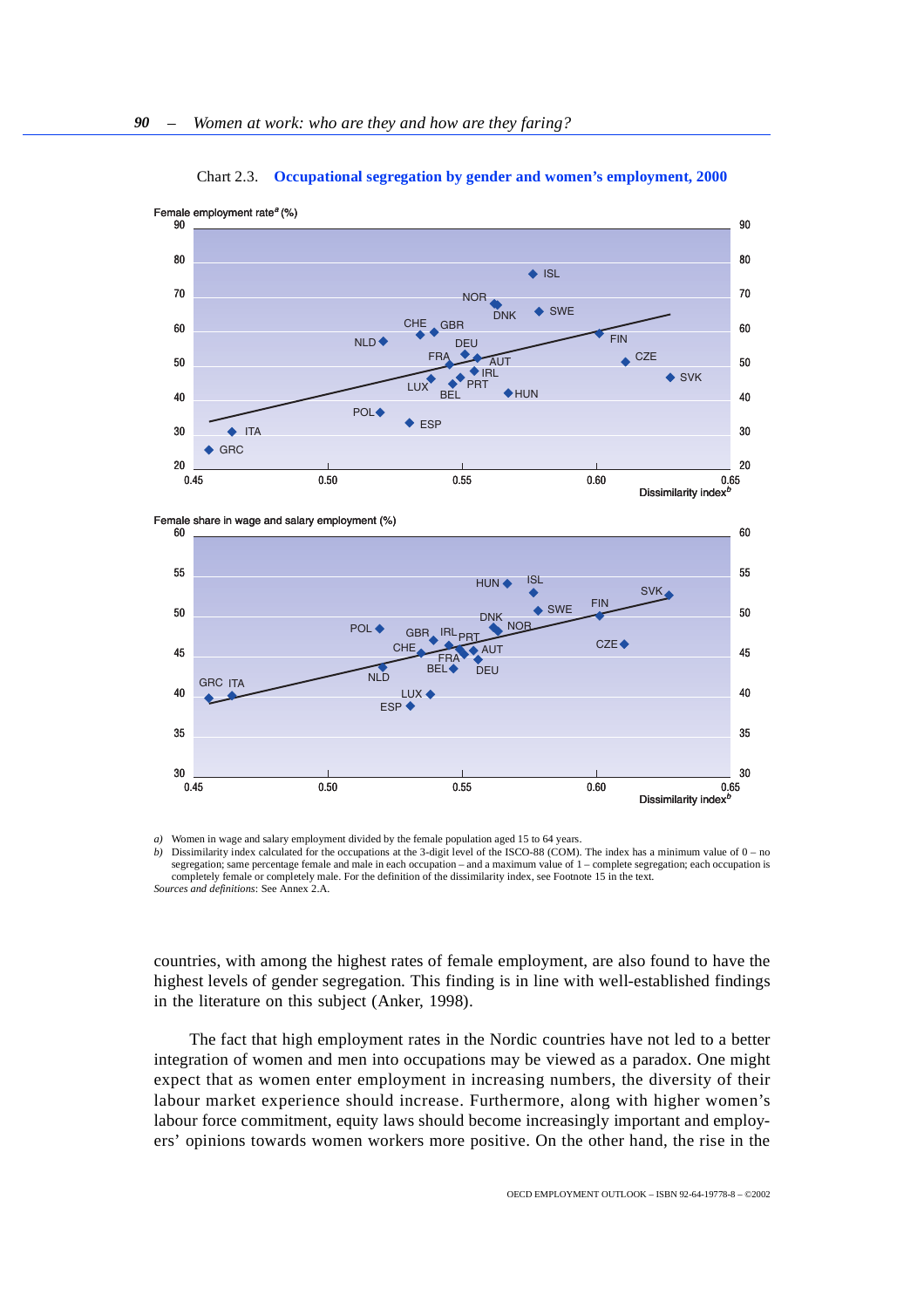Chart 2.3. **Occupational segregation by gender and women's employment, 2000**

a) Women in wage and salary employment divided by the female population aged 15 to 64 years.

b) Dissimilarity index calculated for the occupations at the 3-digit level of the ISCO-88 (COM). The index has a minimum value of 0 – no segregation; same percentage female and male in each occupation – and a maximum value of 1 – complete segregation; each occupation is completely female or completely male. For the definition of the dissimilarity index, see Footnote 15 in the text.

*Sources and definitions*: See Annex 2.A.

countries, with among the highest rates of female employment, are also found to have the highest levels of gender segregation. This finding is in line with well-established findings in the literature on this subject (Anker, 1998).

The fact that high employment rates in the Nordic countries have not led to a better integration of women and men into occupations may be viewed as a paradox. One might expect that as women enter employment in increasing numbers, the diversity of their labour market experience should increase. Furthermore, along with higher women's labour force commitment, equity laws should become increasingly important and employers' opinions towards women workers more positive. On the other hand, the rise in the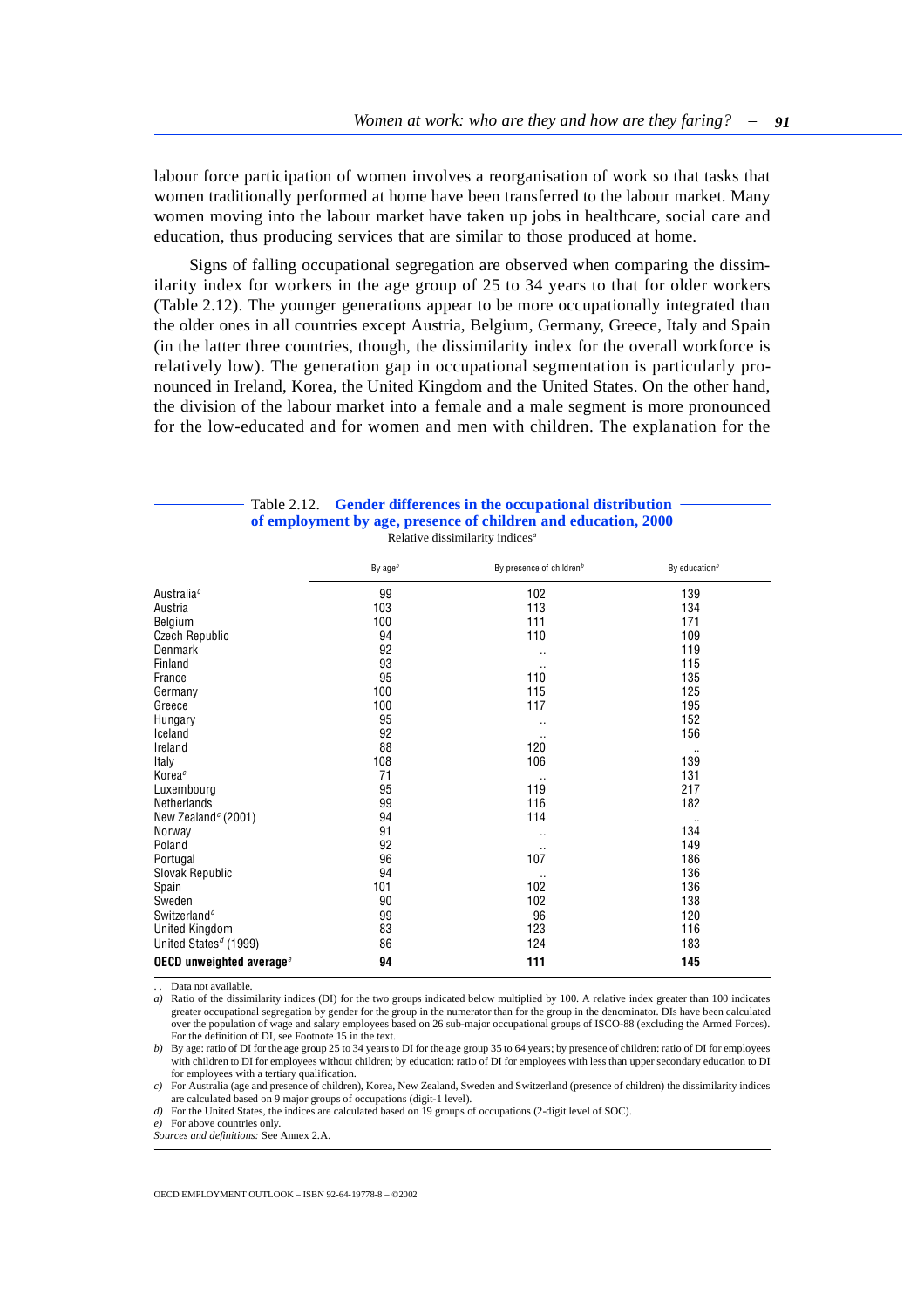labour force participation of women involves a reorganisation of work so that tasks that women traditionally performed at home have been transferred to the labour market. Many women moving into the labour market have taken up jobs in healthcare, social care and education, thus producing services that are similar to those produced at home.

Signs of falling occupational segregation are observed when comparing the dissimilarity index for workers in the age group of 25 to 34 years to that for older workers (Table 2.12). The younger generations appear to be more occupationally integrated than the older ones in all countries except Austria, Belgium, Germany, Greece, Italy and Spain (in the latter three countries, though, the dissimilarity index for the overall workforce is relatively low). The generation gap in occupational segmentation is particularly pronounced in Ireland, Korea, the United Kingdom and the United States. On the other hand, the division of the labour market into a female and a male segment is more pronounced for the low-educated and for women and men with children. The explanation for the

**Table 2.12. Gender differences in the occupational distribution of employment by age, presence of children and education, 2000**

Relative dissimilarity indices[a]

| | By age[b] | By presence of children[b] | By education[b] |
|---|---|---|---|
| Australia[c] | 99 | 102 | 139 |
| Austria | 103 | 113 | 134 |
| Belgium | 100 | 111 | 171 |
| Czech Republic | 94 | 110 | 109 |
| Denmark | 92 | .. | 119 |
| Finland | 93 | .. | 115 |
| France | 95 | 110 | 135 |
| Germany | 100 | 115 | 125 |
| Greece | 100 | 117 | 195 |
| Hungary | 95 | .. | 152 |
| Iceland | 92 | .. | 156 |
| Ireland | 88 | 120 | .. |
| Italy | 108 | 106 | 139 |
| Korea[c] | 71 | .. | 131 |
| Luxembourg | 95 | 119 | 217 |
| Netherlands | 99 | 116 | 182 |
| New Zealand[c] (2001) | 94 | 114 | .. |
| Norway | 91 | .. | 134 |
| Poland | 92 | .. | 149 |
| Portugal | 96 | 107 | 186 |
| Slovak Republic | 94 | .. | 136 |
| Spain | 101 | 102 | 136 |
| Sweden | 90 | 102 | 138 |
| Switzerland[c] | 99 | 96 | 120 |
| United Kingdom | 83 | 123 | 116 |
| United States[d] (1999) | 86 | 124 | 183 |
| **OECD unweighted average[e]** | **94** | **111** | **145** |

.. Data not available.

*a)* Ratio of the dissimilarity indices (DI) for the two groups indicated below multiplied by 100. A relative index greater than 100 indicates greater occupational segregation by gender for the group in the numerator than for the group in the denominator. DIs have been calculated over the population of wage and salary employees based on 26 sub-major occupational groups of ISCO-88 (excluding the Armed Forces). For the definition of DI, see Footnote 15 in the text.

*b)* By age: ratio of DI for the age group 25 to 34 years to DI for the age group 35 to 64 years; by presence of children: ratio of DI for employees with children to DI for employees without children; by education: ratio of DI for employees with less than upper secondary education to DI for employees with a tertiary qualification.

*c)* For Australia (age and presence of children), Korea, New Zealand, Sweden and Switzerland (presence of children) the dissimilarity indices are calculated based on 9 major groups of occupations (digit-1 level).

*d)* For the United States, the indices are calculated based on 19 groups of occupations (2-digit level of SOC).

*e)* For above countries only.

*Sources and definitions:* See Annex 2.A.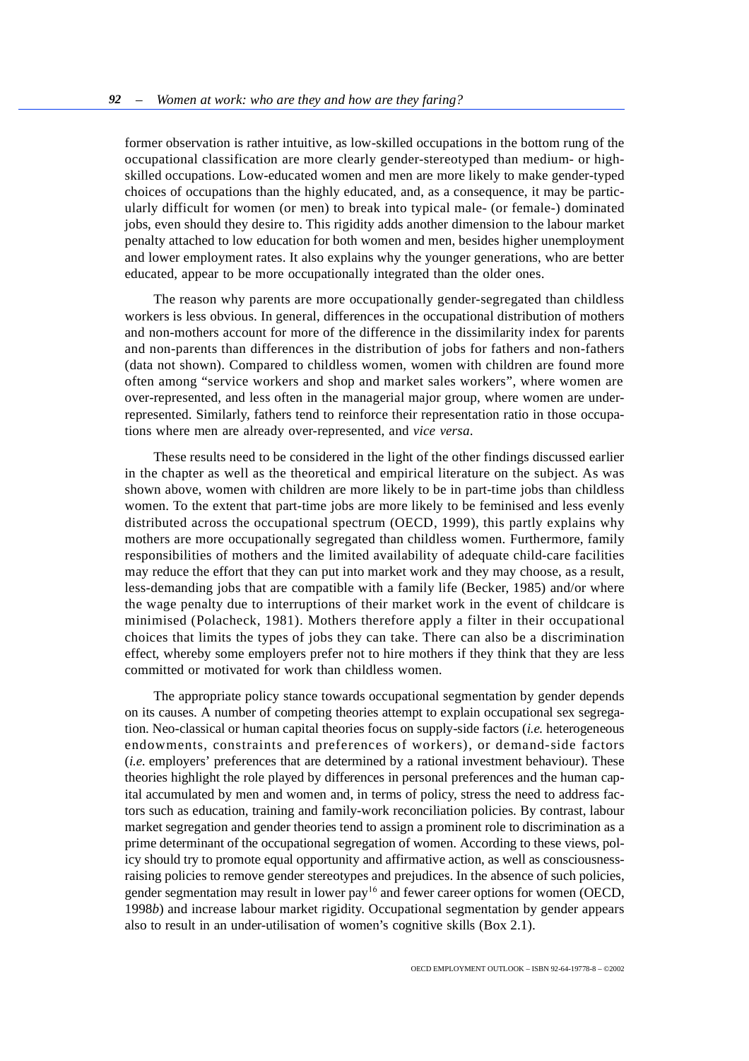former observation is rather intuitive, as low-skilled occupations in the bottom rung of the occupational classification are more clearly gender-stereotyped than medium- or high-skilled occupations. Low-educated women and men are more likely to make gender-typed choices of occupations than the highly educated, and, as a consequence, it may be particularly difficult for women (or men) to break into typical male- (or female-) dominated jobs, even should they desire to. This rigidity adds another dimension to the labour market penalty attached to low education for both women and men, besides higher unemployment and lower employment rates. It also explains why the younger generations, who are better educated, appear to be more occupationally integrated than the older ones.

The reason why parents are more occupationally gender-segregated than childless workers is less obvious. In general, differences in the occupational distribution of mothers and non-mothers account for more of the difference in the dissimilarity index for parents and non-parents than differences in the distribution of jobs for fathers and non-fathers (data not shown). Compared to childless women, women with children are found more often among "service workers and shop and market sales workers", where women are over-represented, and less often in the managerial major group, where women are under-represented. Similarly, fathers tend to reinforce their representation ratio in those occupations where men are already over-represented, and *vice versa*.

These results need to be considered in the light of the other findings discussed earlier in the chapter as well as the theoretical and empirical literature on the subject. As was shown above, women with children are more likely to be in part-time jobs than childless women. To the extent that part-time jobs are more likely to be feminised and less evenly distributed across the occupational spectrum (OECD, 1999), this partly explains why mothers are more occupationally segregated than childless women. Furthermore, family responsibilities of mothers and the limited availability of adequate child-care facilities may reduce the effort that they can put into market work and they may choose, as a result, less-demanding jobs that are compatible with a family life (Becker, 1985) and/or where the wage penalty due to interruptions of their market work in the event of childcare is minimised (Polacheck, 1981). Mothers therefore apply a filter in their occupational choices that limits the types of jobs they can take. There can also be a discrimination effect, whereby some employers prefer not to hire mothers if they think that they are less committed or motivated for work than childless women.

The appropriate policy stance towards occupational segmentation by gender depends on its causes. A number of competing theories attempt to explain occupational sex segregation. Neo-classical or human capital theories focus on supply-side factors (*i.e.* heterogeneous endowments, constraints and preferences of workers), or demand-side factors (*i.e.* employers' preferences that are determined by a rational investment behaviour). These theories highlight the role played by differences in personal preferences and the human capital accumulated by men and women and, in terms of policy, stress the need to address factors such as education, training and family-work reconciliation policies. By contrast, labour market segregation and gender theories tend to assign a prominent role to discrimination as a prime determinant of the occupational segregation of women. According to these views, policy should try to promote equal opportunity and affirmative action, as well as consciousness-raising policies to remove gender stereotypes and prejudices. In the absence of such policies, gender segmentation may result in lower pay[16] and fewer career options for women (OECD, 1998*b*) and increase labour market rigidity. Occupational segmentation by gender appears also to result in an under-utilisation of women's cognitive skills (Box 2.1).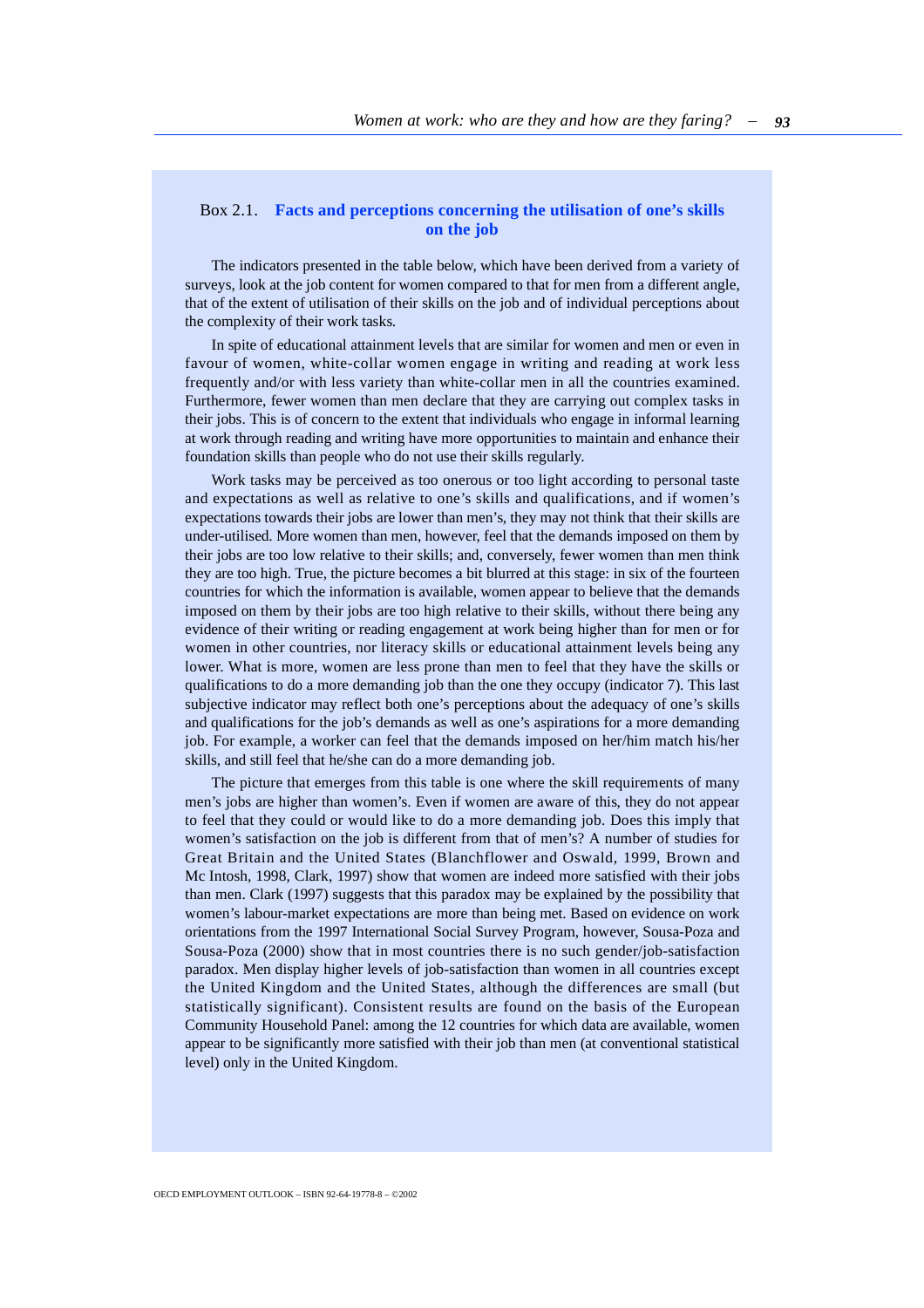### Box 2.1. Facts and perceptions concerning the utilisation of one's skills on the job

The indicators presented in the table below, which have been derived from a variety of surveys, look at the job content for women compared to that for men from a different angle, that of the extent of utilisation of their skills on the job and of individual perceptions about the complexity of their work tasks.

In spite of educational attainment levels that are similar for women and men or even in favour of women, white-collar women engage in writing and reading at work less frequently and/or with less variety than white-collar men in all the countries examined. Furthermore, fewer women than men declare that they are carrying out complex tasks in their jobs. This is of concern to the extent that individuals who engage in informal learning at work through reading and writing have more opportunities to maintain and enhance their foundation skills than people who do not use their skills regularly.

Work tasks may be perceived as too onerous or too light according to personal taste and expectations as well as relative to one's skills and qualifications, and if women's expectations towards their jobs are lower than men's, they may not think that their skills are under-utilised. More women than men, however, feel that the demands imposed on them by their jobs are too low relative to their skills; and, conversely, fewer women than men think they are too high. True, the picture becomes a bit blurred at this stage: in six of the fourteen countries for which the information is available, women appear to believe that the demands imposed on them by their jobs are too high relative to their skills, without there being any evidence of their writing or reading engagement at work being higher than for men or for women in other countries, nor literacy skills or educational attainment levels being any lower. What is more, women are less prone than men to feel that they have the skills or qualifications to do a more demanding job than the one they occupy (indicator 7). This last subjective indicator may reflect both one's perceptions about the adequacy of one's skills and qualifications for the job's demands as well as one's aspirations for a more demanding job. For example, a worker can feel that the demands imposed on her/him match his/her skills, and still feel that he/she can do a more demanding job.

The picture that emerges from this table is one where the skill requirements of many men's jobs are higher than women's. Even if women are aware of this, they do not appear to feel that they could or would like to do a more demanding job. Does this imply that women's satisfaction on the job is different from that of men's? A number of studies for Great Britain and the United States (Blanchflower and Oswald, 1999, Brown and Mc Intosh, 1998, Clark, 1997) show that women are indeed more satisfied with their jobs than men. Clark (1997) suggests that this paradox may be explained by the possibility that women's labour-market expectations are more than being met. Based on evidence on work orientations from the 1997 International Social Survey Program, however, Sousa-Poza and Sousa-Poza (2000) show that in most countries there is no such gender/job-satisfaction paradox. Men display higher levels of job-satisfaction than women in all countries except the United Kingdom and the United States, although the differences are small (but statistically significant). Consistent results are found on the basis of the European Community Household Panel: among the 12 countries for which data are available, women appear to be significantly more satisfied with their job than men (at conventional statistical level) only in the United Kingdom.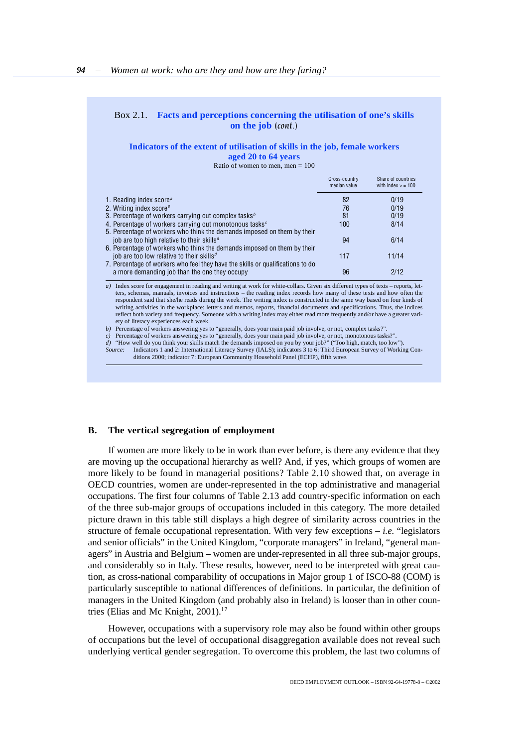### Box 2.1. Facts and perceptions concerning the utilisation of one's skills on the job (*cont.*)

**Indicators of the extent of utilisation of skills in the job, female workers aged 20 to 64 years**

Ratio of women to men, men = 100

| | Cross-country median value | Share of countries with index > = 100 |
|---|---|---|
| 1. Reading index score[a] | 82 | 0/19 |
| 2. Writing index score[a] | 76 | 0/19 |
| 3. Percentage of workers carrying out complex tasks[b] | 81 | 0/19 |
| 4. Percentage of workers carrying out monotonous tasks[c] | 100 | 8/14 |
| 5. Percentage of workers who think the demands imposed on them by their job are too high relative to their skills[d] | 94 | 6/14 |
| 6. Percentage of workers who think the demands imposed on them by their job are too low relative to their skills[d] | 117 | 11/14 |
| 7. Percentage of workers who feel they have the skills or qualifications to do a more demanding job than the one they occupy | 96 | 2/12 |

*a)* Index score for engagement in reading and writing at work for white-collars. Given six different types of texts – reports, letters, schemas, manuals, invoices and instructions – the reading index records how many of these texts and how often the respondent said that she/he reads during the week. The writing index is constructed in the same way based on four kinds of writing activities in the workplace: letters and memos, reports, financial documents and specifications. Thus, the indices reflect both variety and frequency. Someone with a writing index may either read more frequently and/or have a greater variety of literacy experiences each week.

*b)* Percentage of workers answering yes to "generally, does your main paid job involve, or not, complex tasks?".

*c)* Percentage of workers answering yes to "generally, does your main paid job involve, or not, monotonous tasks?".

*d)* "How well do you think your skills match the demands imposed on you by your job?" ("Too high, match, too low").

*Source:* Indicators 1 and 2: International Literacy Survey (IALS); indicators 3 to 6: Third European Survey of Working Conditions 2000; indicator 7: European Community Household Panel (ECHP), fifth wave.

## B. The vertical segregation of employment

If women are more likely to be in work than ever before, is there any evidence that they are moving up the occupational hierarchy as well? And, if yes, which groups of women are more likely to be found in managerial positions? Table 2.10 showed that, on average in OECD countries, women are under-represented in the top administrative and managerial occupations. The first four columns of Table 2.13 add country-specific information on each of the three sub-major groups of occupations included in this category. The more detailed picture drawn in this table still displays a high degree of similarity across countries in the structure of female occupational representation. With very few exceptions – *i.e.* "legislators and senior officials" in the United Kingdom, "corporate managers" in Ireland, "general managers" in Austria and Belgium – women are under-represented in all three sub-major groups, and considerably so in Italy. These results, however, need to be interpreted with great caution, as cross-national comparability of occupations in Major group 1 of ISCO-88 (COM) is particularly susceptible to national differences of definitions. In particular, the definition of managers in the United Kingdom (and probably also in Ireland) is looser than in other countries (Elias and Mc Knight, 2001).[17]

However, occupations with a supervisory role may also be found within other groups of occupations but the level of occupational disaggregation available does not reveal such underlying vertical gender segregation. To overcome this problem, the last two columns of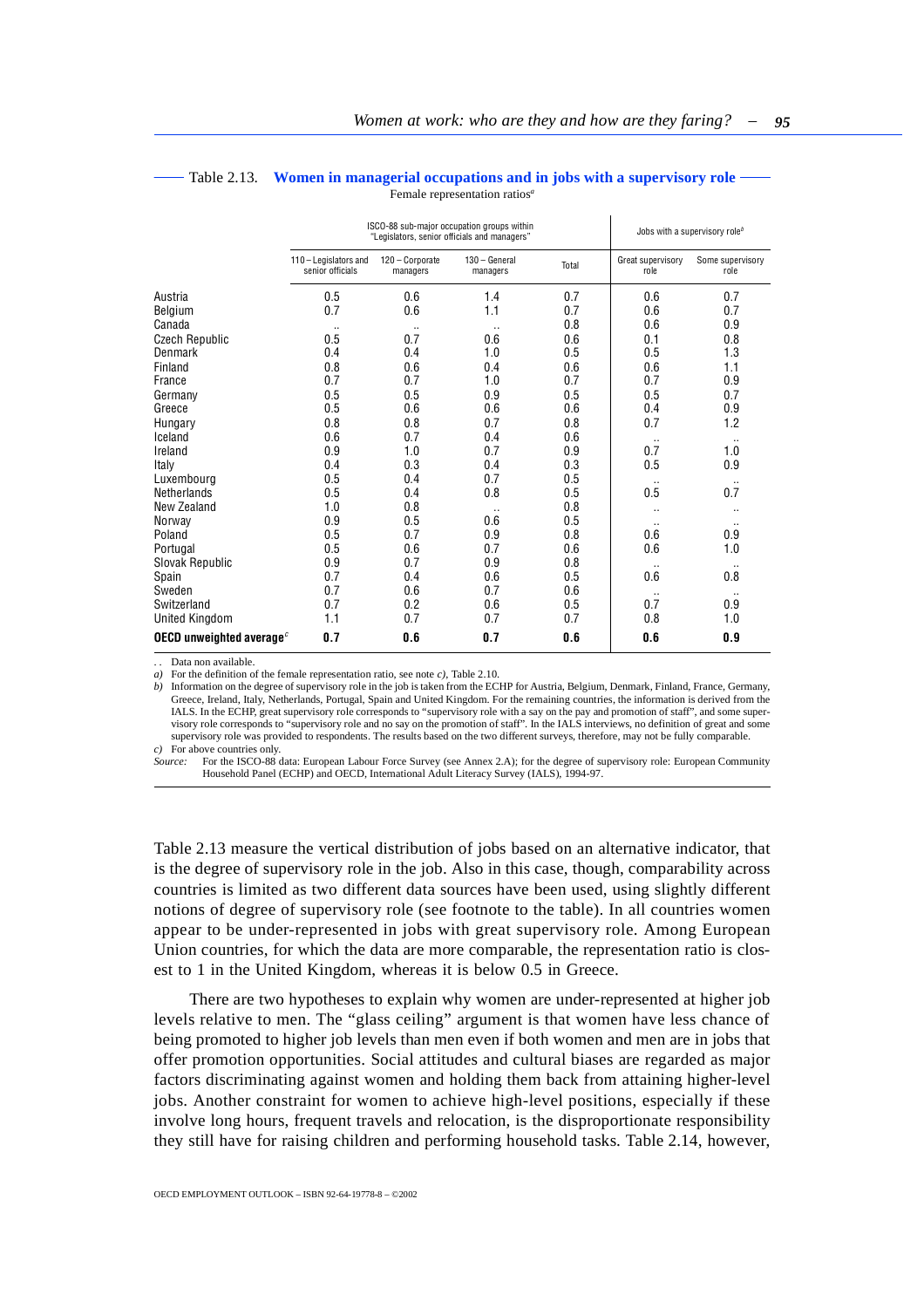Table 2.13. **Women in managerial occupations and in jobs with a supervisory role**

Female representation ratios[a]

| | ISCO-88 sub-major occupation groups within "Legislators, senior officials and managers" | | | | Jobs with a supervisory role[b] | |
|---|---|---|---|---|---|---|
| | 110 – Legislators and senior officials | 120 – Corporate managers | 130 – General managers | Total | Great supervisory role | Some supervisory role |
| Austria | 0.5 | 0.6 | 1.4 | 0.7 | 0.6 | 0.7 |
| Belgium | 0.7 | 0.6 | 1.1 | 0.7 | 0.6 | 0.7 |
| Canada | .. | .. | .. | 0.8 | 0.6 | 0.9 |
| Czech Republic | 0.5 | 0.7 | 0.6 | 0.6 | 0.1 | 0.8 |
| Denmark | 0.4 | 0.4 | 1.0 | 0.5 | 0.5 | 1.3 |
| Finland | 0.8 | 0.6 | 0.4 | 0.6 | 0.6 | 1.1 |
| France | 0.7 | 0.7 | 1.0 | 0.7 | 0.7 | 0.9 |
| Germany | 0.5 | 0.5 | 0.9 | 0.5 | 0.5 | 0.7 |
| Greece | 0.5 | 0.6 | 0.6 | 0.6 | 0.4 | 0.9 |
| Hungary | 0.8 | 0.8 | 0.7 | 0.8 | 0.7 | 1.2 |
| Iceland | 0.6 | 0.7 | 0.4 | 0.6 | .. | .. |
| Ireland | 0.9 | 1.0 | 0.7 | 0.9 | 0.7 | 1.0 |
| Italy | 0.4 | 0.3 | 0.4 | 0.3 | 0.5 | 0.9 |
| Luxembourg | 0.5 | 0.4 | 0.7 | 0.5 | .. | .. |
| Netherlands | 0.5 | 0.4 | 0.8 | 0.5 | 0.5 | 0.7 |
| New Zealand | 1.0 | 0.8 | .. | 0.8 | .. | .. |
| Norway | 0.9 | 0.5 | 0.6 | 0.5 | .. | .. |
| Poland | 0.5 | 0.7 | 0.9 | 0.8 | 0.6 | 0.9 |
| Portugal | 0.5 | 0.6 | 0.7 | 0.6 | 0.6 | 1.0 |
| Slovak Republic | 0.9 | 0.7 | 0.9 | 0.8 | .. | .. |
| Spain | 0.7 | 0.4 | 0.6 | 0.5 | 0.6 | 0.8 |
| Sweden | 0.7 | 0.6 | 0.7 | 0.6 | .. | .. |
| Switzerland | 0.7 | 0.2 | 0.6 | 0.5 | 0.7 | 0.9 |
| United Kingdom | 1.1 | 0.7 | 0.7 | 0.7 | 0.8 | 1.0 |
| **OECD unweighted average[c]** | **0.7** | **0.6** | **0.7** | **0.6** | **0.6** | **0.9** |

. . Data non available.

*a)* For the definition of the female representation ratio, see note *c)*, Table 2.10.

*b)* Information on the degree of supervisory role in the job is taken from the ECHP for Austria, Belgium, Denmark, Finland, France, Germany, Greece, Ireland, Italy, Netherlands, Portugal, Spain and United Kingdom. For the remaining countries, the information is derived from the IALS. In the ECHP, great supervisory role corresponds to "supervisory role with a say on the pay and promotion of staff", and some supervisory role corresponds to "supervisory role and no say on the promotion of staff". In the IALS interviews, no definition of great and some supervisory role was provided to respondents. The results based on the two different surveys, therefore, may not be fully comparable.

*c)* For above countries only.

*Source:* For the ISCO-88 data: European Labour Force Survey (see Annex 2.A); for the degree of supervisory role: European Community Household Panel (ECHP) and OECD, International Adult Literacy Survey (IALS), 1994-97.

Table 2.13 measure the vertical distribution of jobs based on an alternative indicator, that is the degree of supervisory role in the job. Also in this case, though, comparability across countries is limited as two different data sources have been used, using slightly different notions of degree of supervisory role (see footnote to the table). In all countries women appear to be under-represented in jobs with great supervisory role. Among European Union countries, for which the data are more comparable, the representation ratio is closest to 1 in the United Kingdom, whereas it is below 0.5 in Greece.

There are two hypotheses to explain why women are under-represented at higher job levels relative to men. The "glass ceiling" argument is that women have less chance of being promoted to higher job levels than men even if both women and men are in jobs that offer promotion opportunities. Social attitudes and cultural biases are regarded as major factors discriminating against women and holding them back from attaining higher-level jobs. Another constraint for women to achieve high-level positions, especially if these involve long hours, frequent travels and relocation, is the disproportionate responsibility they still have for raising children and performing household tasks. Table 2.14, however,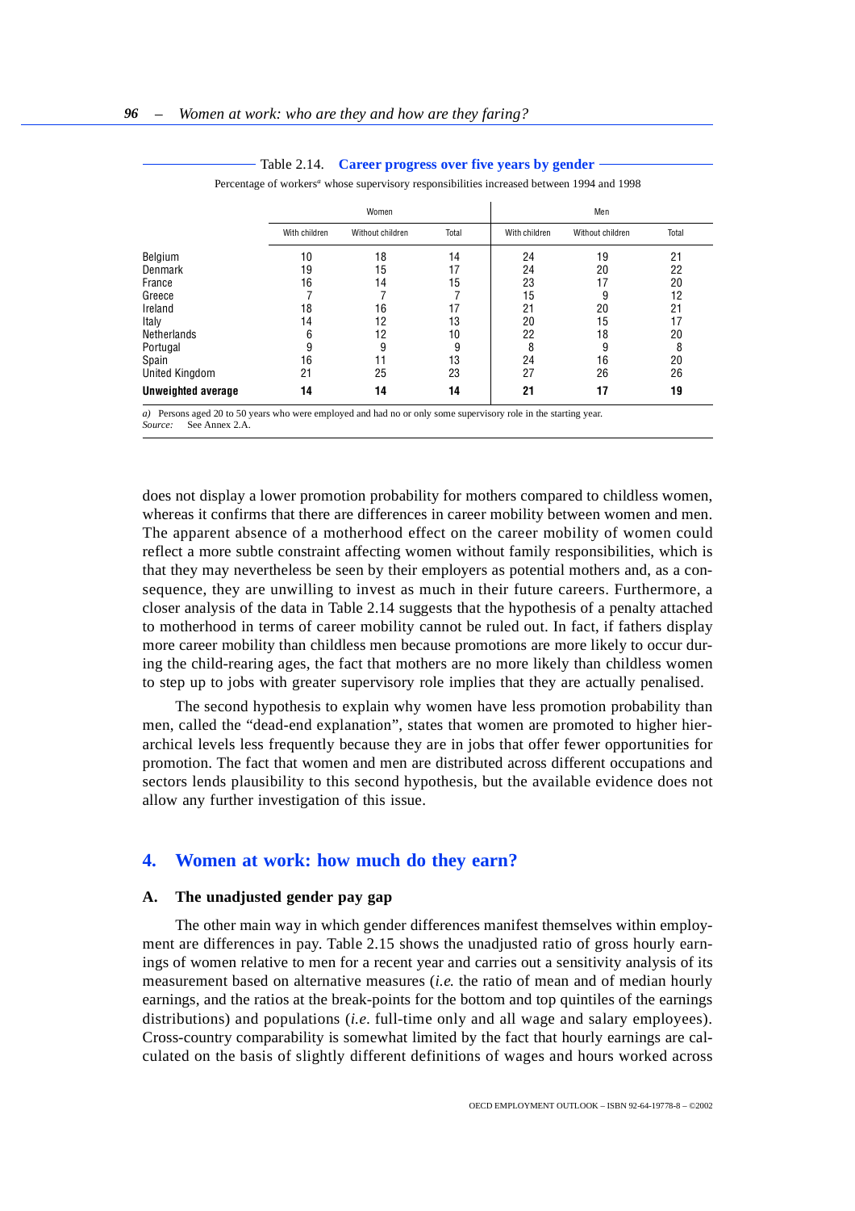Table 2.14. **Career progress over five years by gender**

Percentage of workers[a] whose supervisory responsibilities increased between 1994 and 1998

| | Women | | | Men | | |
|---|---|---|---|---|---|---|
| | With children | Without children | Total | With children | Without children | Total |
| Belgium | 10 | 18 | 14 | 24 | 19 | 21 |
| Denmark | 19 | 15 | 17 | 24 | 20 | 22 |
| France | 16 | 14 | 15 | 23 | 17 | 20 |
| Greece | 7 | 7 | 7 | 15 | 9 | 12 |
| Ireland | 18 | 16 | 17 | 21 | 20 | 21 |
| Italy | 14 | 12 | 13 | 20 | 15 | 17 |
| Netherlands | 6 | 12 | 10 | 22 | 18 | 20 |
| Portugal | 9 | 9 | 9 | 8 | 9 | 8 |
| Spain | 16 | 11 | 13 | 24 | 16 | 20 |
| United Kingdom | 21 | 25 | 23 | 27 | 26 | 26 |
| **Unweighted average** | **14** | **14** | **14** | **21** | **17** | **19** |

*a)* Persons aged 20 to 50 years who were employed and had no or only some supervisory role in the starting year.
*Source:* See Annex 2.A.

does not display a lower promotion probability for mothers compared to childless women, whereas it confirms that there are differences in career mobility between women and men. The apparent absence of a motherhood effect on the career mobility of women could reflect a more subtle constraint affecting women without family responsibilities, which is that they may nevertheless be seen by their employers as potential mothers and, as a consequence, they are unwilling to invest as much in their future careers. Furthermore, a closer analysis of the data in Table 2.14 suggests that the hypothesis of a penalty attached to motherhood in terms of career mobility cannot be ruled out. In fact, if fathers display more career mobility than childless men because promotions are more likely to occur during the child-rearing ages, the fact that mothers are no more likely than childless women to step up to jobs with greater supervisory role implies that they are actually penalised.

The second hypothesis to explain why women have less promotion probability than men, called the "dead-end explanation", states that women are promoted to higher hierarchical levels less frequently because they are in jobs that offer fewer opportunities for promotion. The fact that women and men are distributed across different occupations and sectors lends plausibility to this second hypothesis, but the available evidence does not allow any further investigation of this issue.

## 4. Women at work: how much do they earn?

### A. The unadjusted gender pay gap

The other main way in which gender differences manifest themselves within employment are differences in pay. Table 2.15 shows the unadjusted ratio of gross hourly earnings of women relative to men for a recent year and carries out a sensitivity analysis of its measurement based on alternative measures (*i.e.* the ratio of mean and of median hourly earnings, and the ratios at the break-points for the bottom and top quintiles of the earnings distributions) and populations (*i.e.* full-time only and all wage and salary employees). Cross-country comparability is somewhat limited by the fact that hourly earnings are calculated on the basis of slightly different definitions of wages and hours worked across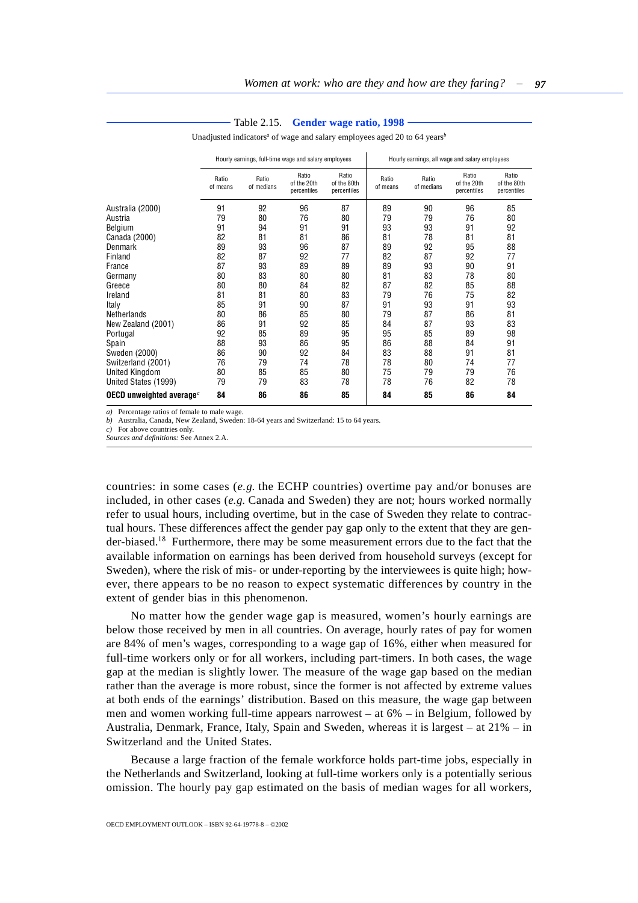Table 2.15. **Gender wage ratio, 1998**

Unadjusted indicators[a] of wage and salary employees aged 20 to 64 years[b]

| | Hourly earnings, full-time wage and salary employees | | | | Hourly earnings, all wage and salary employees | | | |
|---|---|---|---|---|---|---|---|---|
| | Ratio of means | Ratio of medians | Ratio of the 20th percentiles | Ratio of the 80th percentiles | Ratio of means | Ratio of medians | Ratio of the 20th percentiles | Ratio of the 80th percentiles |
| Australia (2000) | 91 | 92 | 96 | 87 | 89 | 90 | 96 | 85 |
| Austria | 79 | 80 | 76 | 80 | 79 | 79 | 76 | 80 |
| Belgium | 91 | 94 | 91 | 91 | 93 | 93 | 91 | 92 |
| Canada (2000) | 82 | 81 | 81 | 86 | 81 | 78 | 81 | 81 |
| Denmark | 89 | 93 | 96 | 87 | 89 | 92 | 95 | 88 |
| Finland | 82 | 87 | 92 | 77 | 82 | 87 | 92 | 77 |
| France | 87 | 93 | 89 | 89 | 89 | 93 | 90 | 91 |
| Germany | 80 | 83 | 80 | 80 | 81 | 83 | 78 | 80 |
| Greece | 80 | 80 | 84 | 82 | 87 | 82 | 85 | 88 |
| Ireland | 81 | 81 | 80 | 83 | 79 | 76 | 75 | 82 |
| Italy | 85 | 91 | 90 | 87 | 91 | 93 | 91 | 93 |
| Netherlands | 80 | 86 | 85 | 80 | 79 | 87 | 86 | 81 |
| New Zealand (2001) | 86 | 91 | 92 | 85 | 84 | 87 | 93 | 83 |
| Portugal | 92 | 85 | 89 | 95 | 95 | 85 | 89 | 98 |
| Spain | 88 | 93 | 86 | 95 | 86 | 88 | 84 | 91 |
| Sweden (2000) | 86 | 90 | 92 | 84 | 83 | 88 | 91 | 81 |
| Switzerland (2001) | 76 | 79 | 74 | 78 | 78 | 80 | 74 | 77 |
| United Kingdom | 80 | 85 | 85 | 80 | 75 | 79 | 79 | 76 |
| United States (1999) | 79 | 79 | 83 | 78 | 78 | 76 | 82 | 78 |
| **OECD unweighted average**[c] | **84** | **86** | **86** | **85** | **84** | **85** | **86** | **84** |

*a)* Percentage ratios of female to male wage.
*b)* Australia, Canada, New Zealand, Sweden: 18-64 years and Switzerland: 15 to 64 years.
*c)* For above countries only.
*Sources and definitions:* See Annex 2.A.

countries: in some cases (*e.g.* the ECHP countries) overtime pay and/or bonuses are included, in other cases (*e.g.* Canada and Sweden) they are not; hours worked normally refer to usual hours, including overtime, but in the case of Sweden they relate to contractual hours. These differences affect the gender pay gap only to the extent that they are gender-biased.[18] Furthermore, there may be some measurement errors due to the fact that the available information on earnings has been derived from household surveys (except for Sweden), where the risk of mis- or under-reporting by the interviewees is quite high; however, there appears to be no reason to expect systematic differences by country in the extent of gender bias in this phenomenon.

No matter how the gender wage gap is measured, women's hourly earnings are below those received by men in all countries. On average, hourly rates of pay for women are 84% of men's wages, corresponding to a wage gap of 16%, either when measured for full-time workers only or for all workers, including part-timers. In both cases, the wage gap at the median is slightly lower. The measure of the wage gap based on the median rather than the average is more robust, since the former is not affected by extreme values at both ends of the earnings' distribution. Based on this measure, the wage gap between men and women working full-time appears narrowest – at 6% – in Belgium, followed by Australia, Denmark, France, Italy, Spain and Sweden, whereas it is largest – at 21% – in Switzerland and the United States.

Because a large fraction of the female workforce holds part-time jobs, especially in the Netherlands and Switzerland, looking at full-time workers only is a potentially serious omission. The hourly pay gap estimated on the basis of median wages for all workers,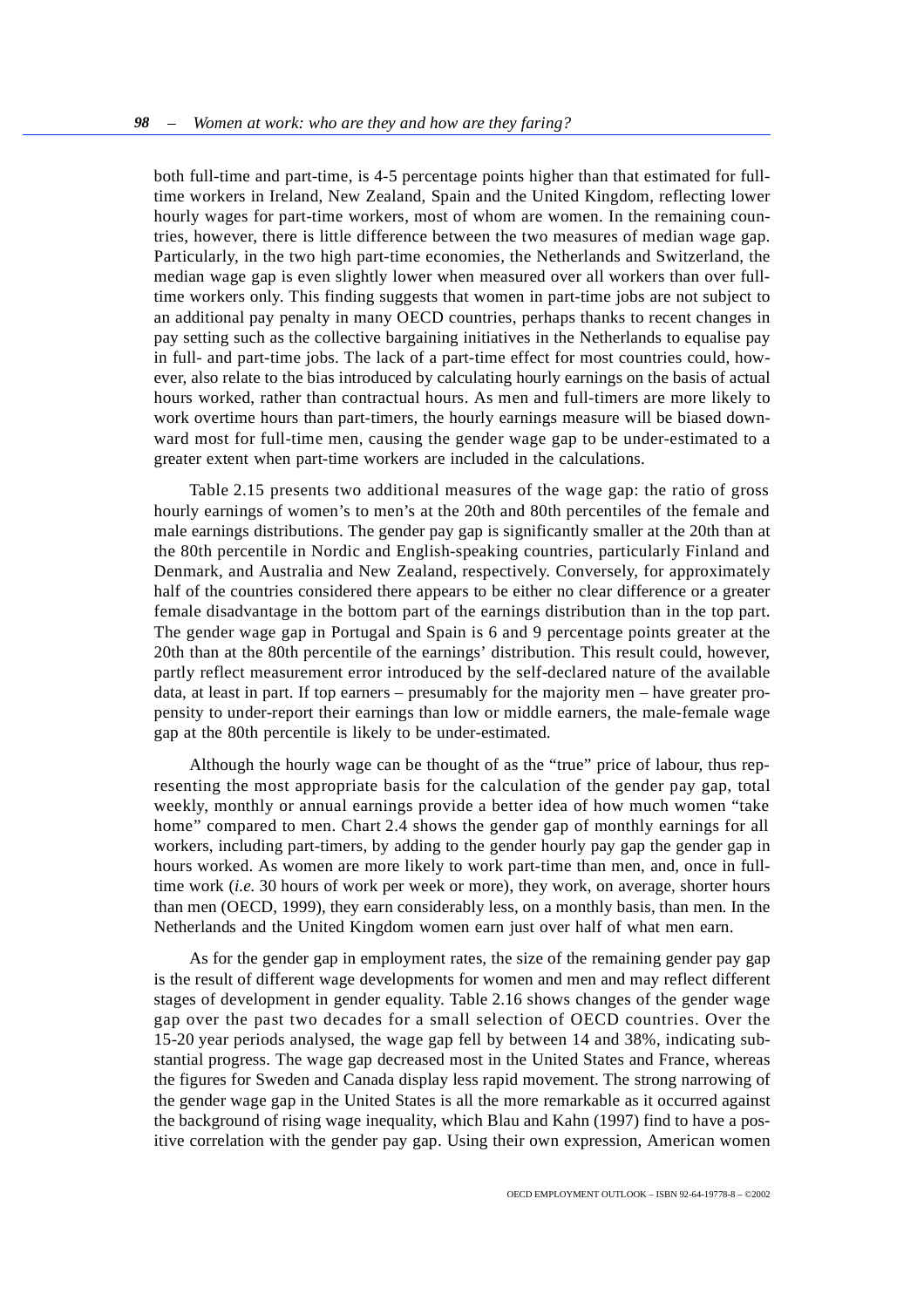both full-time and part-time, is 4-5 percentage points higher than that estimated for full-time workers in Ireland, New Zealand, Spain and the United Kingdom, reflecting lower hourly wages for part-time workers, most of whom are women. In the remaining countries, however, there is little difference between the two measures of median wage gap. Particularly, in the two high part-time economies, the Netherlands and Switzerland, the median wage gap is even slightly lower when measured over all workers than over full-time workers only. This finding suggests that women in part-time jobs are not subject to an additional pay penalty in many OECD countries, perhaps thanks to recent changes in pay setting such as the collective bargaining initiatives in the Netherlands to equalise pay in full- and part-time jobs. The lack of a part-time effect for most countries could, however, also relate to the bias introduced by calculating hourly earnings on the basis of actual hours worked, rather than contractual hours. As men and full-timers are more likely to work overtime hours than part-timers, the hourly earnings measure will be biased downward most for full-time men, causing the gender wage gap to be under-estimated to a greater extent when part-time workers are included in the calculations.

Table 2.15 presents two additional measures of the wage gap: the ratio of gross hourly earnings of women's to men's at the 20th and 80th percentiles of the female and male earnings distributions. The gender pay gap is significantly smaller at the 20th than at the 80th percentile in Nordic and English-speaking countries, particularly Finland and Denmark, and Australia and New Zealand, respectively. Conversely, for approximately half of the countries considered there appears to be either no clear difference or a greater female disadvantage in the bottom part of the earnings distribution than in the top part. The gender wage gap in Portugal and Spain is 6 and 9 percentage points greater at the 20th than at the 80th percentile of the earnings' distribution. This result could, however, partly reflect measurement error introduced by the self-declared nature of the available data, at least in part. If top earners – presumably for the majority men – have greater propensity to under-report their earnings than low or middle earners, the male-female wage gap at the 80th percentile is likely to be under-estimated.

Although the hourly wage can be thought of as the "true" price of labour, thus representing the most appropriate basis for the calculation of the gender pay gap, total weekly, monthly or annual earnings provide a better idea of how much women "take home" compared to men. Chart 2.4 shows the gender gap of monthly earnings for all workers, including part-timers, by adding to the gender hourly pay gap the gender gap in hours worked. As women are more likely to work part-time than men, and, once in full-time work (*i.e.* 30 hours of work per week or more), they work, on average, shorter hours than men (OECD, 1999), they earn considerably less, on a monthly basis, than men. In the Netherlands and the United Kingdom women earn just over half of what men earn.

As for the gender gap in employment rates, the size of the remaining gender pay gap is the result of different wage developments for women and men and may reflect different stages of development in gender equality. Table 2.16 shows changes of the gender wage gap over the past two decades for a small selection of OECD countries. Over the 15-20 year periods analysed, the wage gap fell by between 14 and 38%, indicating substantial progress. The wage gap decreased most in the United States and France, whereas the figures for Sweden and Canada display less rapid movement. The strong narrowing of the gender wage gap in the United States is all the more remarkable as it occurred against the background of rising wage inequality, which Blau and Kahn (1997) find to have a positive correlation with the gender pay gap. Using their own expression, American women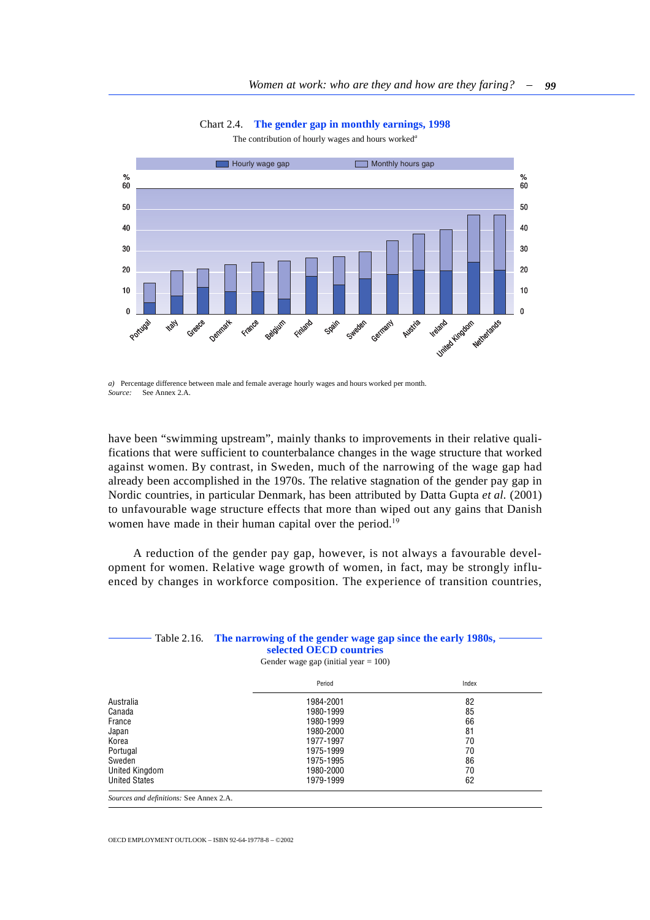Chart 2.4. **The gender gap in monthly earnings, 1998**

The contribution of hourly wages and hours worked[a]

a) Percentage difference between male and female average hourly wages and hours worked per month.
*Source:* See Annex 2.A.

have been "swimming upstream", mainly thanks to improvements in their relative qualifications that were sufficient to counterbalance changes in the wage structure that worked against women. By contrast, in Sweden, much of the narrowing of the wage gap had already been accomplished in the 1970s. The relative stagnation of the gender pay gap in Nordic countries, in particular Denmark, has been attributed by Datta Gupta *et al.* (2001) to unfavourable wage structure effects that more than wiped out any gains that Danish women have made in their human capital over the period.[19]

A reduction of the gender pay gap, however, is not always a favourable development for women. Relative wage growth of women, in fact, may be strongly influenced by changes in workforce composition. The experience of transition countries,

Table 2.16. **The narrowing of the gender wage gap since the early 1980s, selected OECD countries**

Gender wage gap (initial year = 100)

| | Period | Index |
|---|---|---|
| Australia | 1984-2001 | 82 |
| Canada | 1980-1999 | 85 |
| France | 1980-1999 | 66 |
| Japan | 1980-2000 | 81 |
| Korea | 1977-1997 | 70 |
| Portugal | 1975-1999 | 70 |
| Sweden | 1975-1995 | 86 |
| United Kingdom | 1980-2000 | 70 |
| United States | 1979-1999 | 62 |

*Sources and definitions:* See Annex 2.A.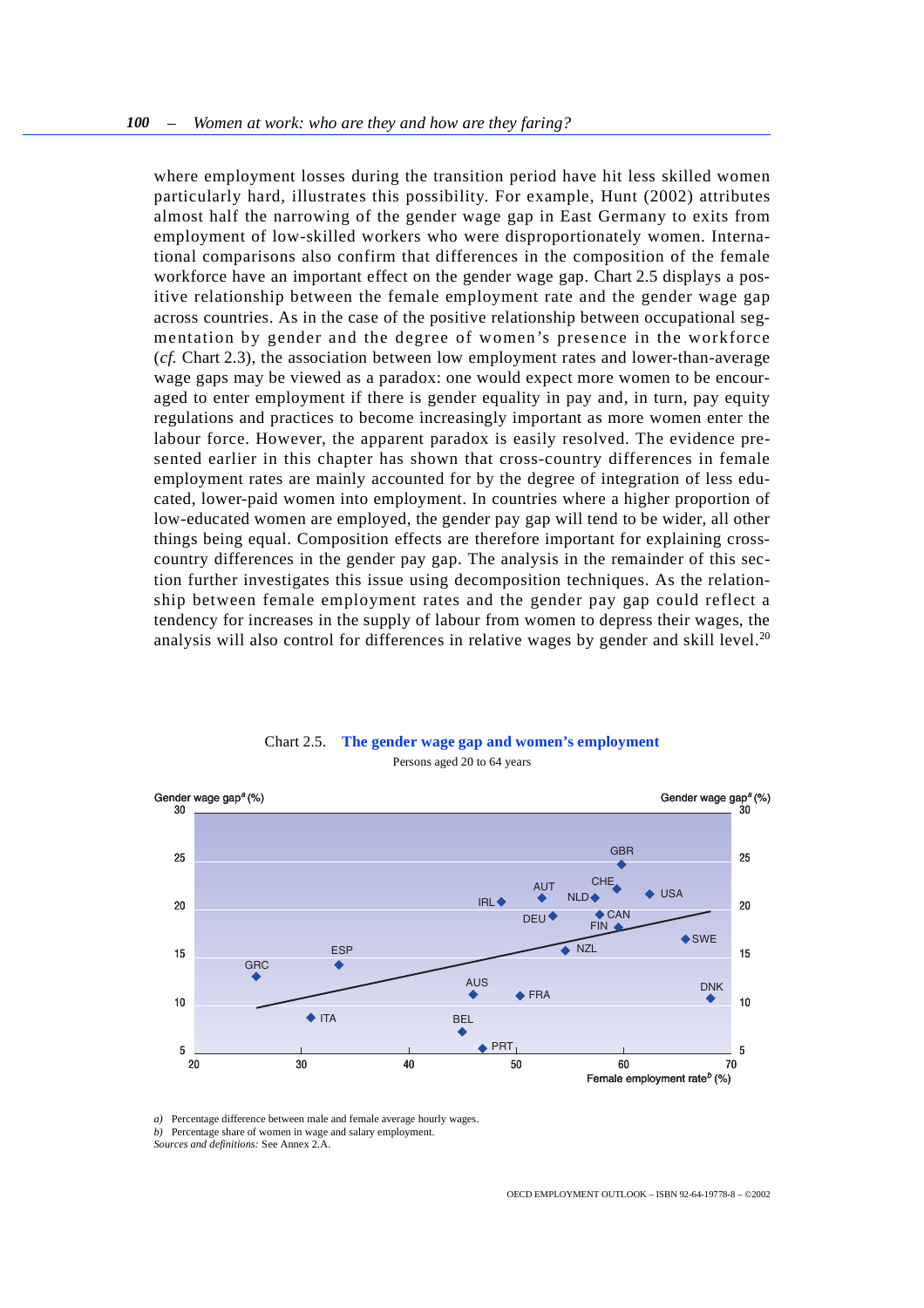where employment losses during the transition period have hit less skilled women particularly hard, illustrates this possibility. For example, Hunt (2002) attributes almost half the narrowing of the gender wage gap in East Germany to exits from employment of low-skilled workers who were disproportionately women. International comparisons also confirm that differences in the composition of the female workforce have an important effect on the gender wage gap. Chart 2.5 displays a positive relationship between the female employment rate and the gender wage gap across countries. As in the case of the positive relationship between occupational segmentation by gender and the degree of women's presence in the workforce (*cf.* Chart 2.3), the association between low employment rates and lower-than-average wage gaps may be viewed as a paradox: one would expect more women to be encouraged to enter employment if there is gender equality in pay and, in turn, pay equity regulations and practices to become increasingly important as more women enter the labour force. However, the apparent paradox is easily resolved. The evidence presented earlier in this chapter has shown that cross-country differences in female employment rates are mainly accounted for by the degree of integration of less educated, lower-paid women into employment. In countries where a higher proportion of low-educated women are employed, the gender pay gap will tend to be wider, all other things being equal. Composition effects are therefore important for explaining cross-country differences in the gender pay gap. The analysis in the remainder of this section further investigates this issue using decomposition techniques. As the relationship between female employment rates and the gender pay gap could reflect a tendency for increases in the supply of labour from women to depress their wages, the analysis will also control for differences in relative wages by gender and skill level.[20]

Chart 2.5. **The gender wage gap and women's employment**

Persons aged 20 to 64 years

Gender wage gap[a] (%) — vertical axis, 5 to 30; Female employment rate[b] (%) — horizontal axis, 20 to 70. Countries plotted: GRC, ESP, ITA, IRL, AUT, DEU, AUS, BEL, PRT, FRA, NLD, CHE, GBR, CAN, FIN, NZL, USA, SWE, DNK.

*a)* Percentage difference between male and female average hourly wages.

*b)* Percentage share of women in wage and salary employment.

*Sources and definitions:* See Annex 2.A.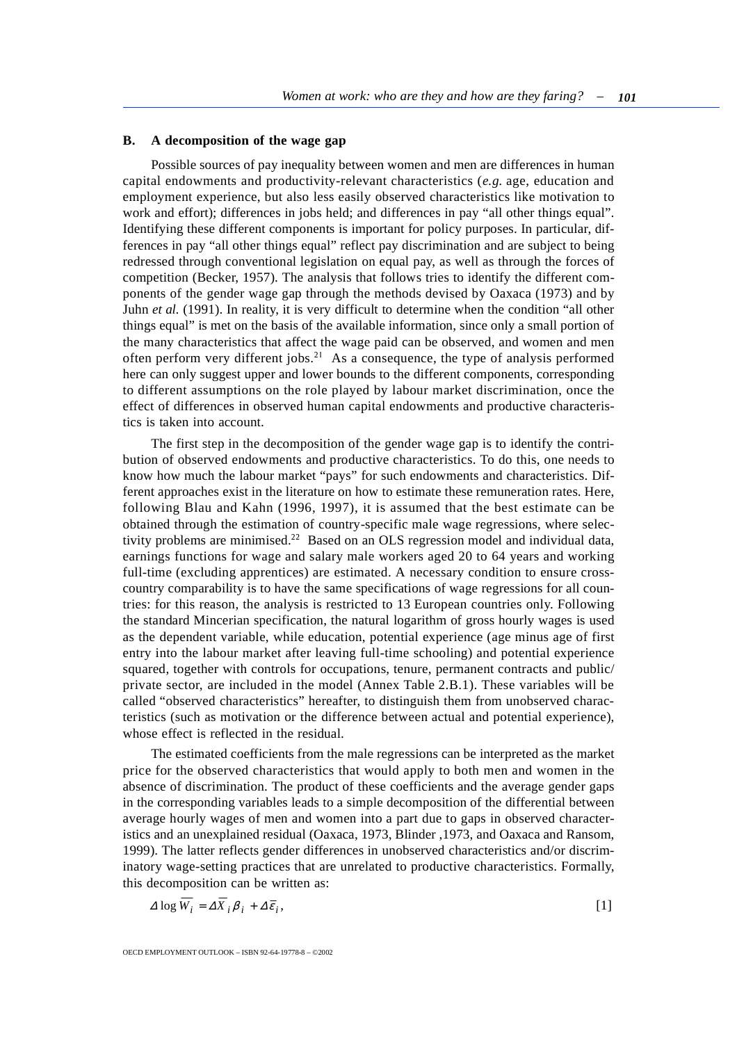## B. A decomposition of the wage gap

Possible sources of pay inequality between women and men are differences in human capital endowments and productivity-relevant characteristics (*e.g.* age, education and employment experience, but also less easily observed characteristics like motivation to work and effort); differences in jobs held; and differences in pay "all other things equal". Identifying these different components is important for policy purposes. In particular, differences in pay "all other things equal" reflect pay discrimination and are subject to being redressed through conventional legislation on equal pay, as well as through the forces of competition (Becker, 1957). The analysis that follows tries to identify the different components of the gender wage gap through the methods devised by Oaxaca (1973) and by Juhn *et al.* (1991). In reality, it is very difficult to determine when the condition "all other things equal" is met on the basis of the available information, since only a small portion of the many characteristics that affect the wage paid can be observed, and women and men often perform very different jobs.[21] As a consequence, the type of analysis performed here can only suggest upper and lower bounds to the different components, corresponding to different assumptions on the role played by labour market discrimination, once the effect of differences in observed human capital endowments and productive characteristics is taken into account.

The first step in the decomposition of the gender wage gap is to identify the contribution of observed endowments and productive characteristics. To do this, one needs to know how much the labour market "pays" for such endowments and characteristics. Different approaches exist in the literature on how to estimate these remuneration rates. Here, following Blau and Kahn (1996, 1997), it is assumed that the best estimate can be obtained through the estimation of country-specific male wage regressions, where selectivity problems are minimised.[22] Based on an OLS regression model and individual data, earnings functions for wage and salary male workers aged 20 to 64 years and working full-time (excluding apprentices) are estimated. A necessary condition to ensure cross-country comparability is to have the same specifications of wage regressions for all countries: for this reason, the analysis is restricted to 13 European countries only. Following the standard Mincerian specification, the natural logarithm of gross hourly wages is used as the dependent variable, while education, potential experience (age minus age of first entry into the labour market after leaving full-time schooling) and potential experience squared, together with controls for occupations, tenure, permanent contracts and public/private sector, are included in the model (Annex Table 2.B.1). These variables will be called "observed characteristics" hereafter, to distinguish them from unobserved characteristics (such as motivation or the difference between actual and potential experience), whose effect is reflected in the residual.

The estimated coefficients from the male regressions can be interpreted as the market price for the observed characteristics that would apply to both men and women in the absence of discrimination. The product of these coefficients and the average gender gaps in the corresponding variables leads to a simple decomposition of the differential between average hourly wages of men and women into a part due to gaps in observed characteristics and an unexplained residual (Oaxaca, 1973, Blinder ,1973, and Oaxaca and Ransom, 1999). The latter reflects gender differences in unobserved characteristics and/or discriminatory wage-setting practices that are unrelated to productive characteristics. Formally, this decomposition can be written as:

$$\Delta \log \overline{W}_i = \Delta \overline{X}_i \beta_i + \Delta \overline{\varepsilon}_i, \qquad [1]$$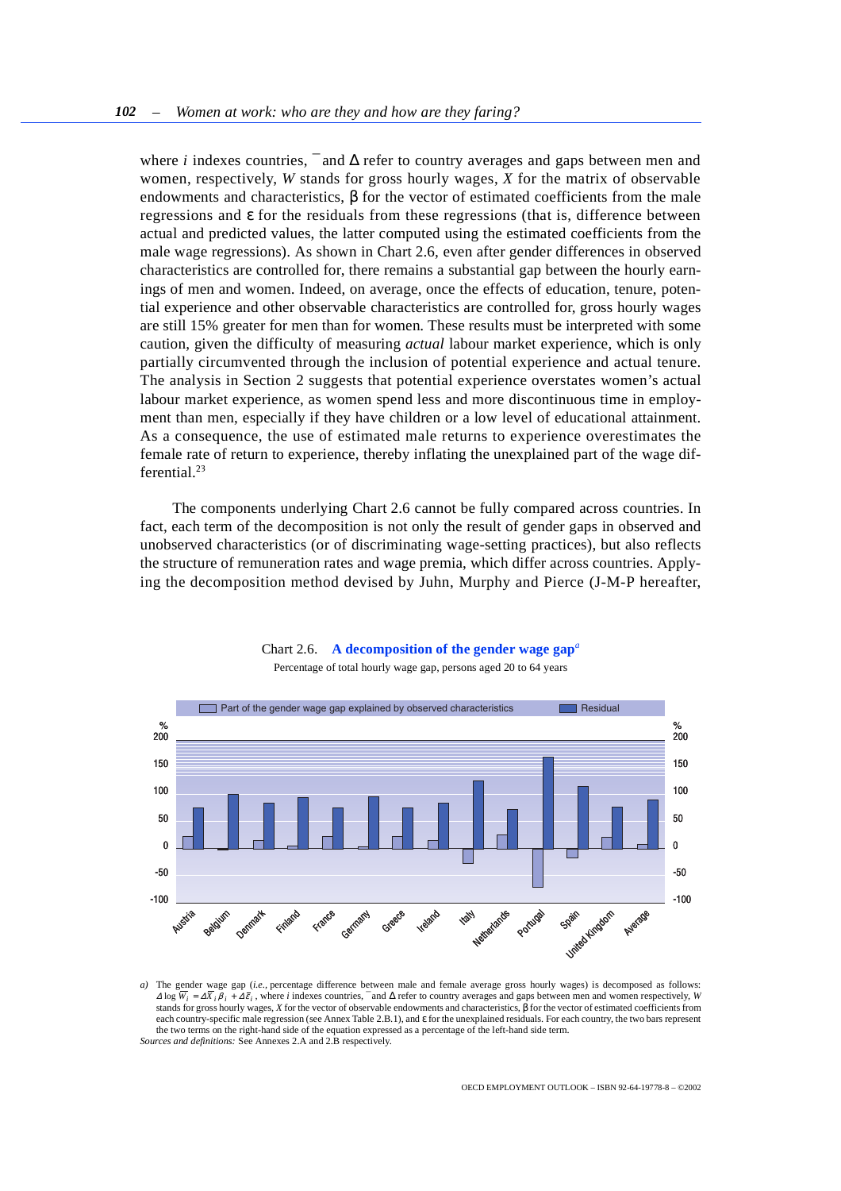where $i$ indexes countries, $^{-}$ and $\Delta$ refer to country averages and gaps between men and women, respectively, $W$ stands for gross hourly wages, $X$ for the matrix of observable endowments and characteristics, $\beta$ for the vector of estimated coefficients from the male regressions and $\varepsilon$ for the residuals from these regressions (that is, difference between actual and predicted values, the latter computed using the estimated coefficients from the male wage regressions). As shown in Chart 2.6, even after gender differences in observed characteristics are controlled for, there remains a substantial gap between the hourly earnings of men and women. Indeed, on average, once the effects of education, tenure, potential experience and other observable characteristics are controlled for, gross hourly wages are still 15% greater for men than for women. These results must be interpreted with some caution, given the difficulty of measuring *actual* labour market experience, which is only partially circumvented through the inclusion of potential experience and actual tenure. The analysis in Section 2 suggests that potential experience overstates women's actual labour market experience, as women spend less and more discontinuous time in employment than men, especially if they have children or a low level of educational attainment. As a consequence, the use of estimated male returns to experience overestimates the female rate of return to experience, thereby inflating the unexplained part of the wage differential.[23]

The components underlying Chart 2.6 cannot be fully compared across countries. In fact, each term of the decomposition is not only the result of gender gaps in observed and unobserved characteristics (or of discriminating wage-setting practices), but also reflects the structure of remuneration rates and wage premia, which differ across countries. Applying the decomposition method devised by Juhn, Murphy and Pierce (J-M-P hereafter,

Chart 2.6. **A decomposition of the gender wage gap**[a]

Percentage of total hourly wage gap, persons aged 20 to 64 years

*a)* The gender wage gap (*i.e.*, percentage difference between male and female average gross hourly wages) is decomposed as follows: $\Delta \log \overline{W}_i = \Delta \overline{X}_i \beta_i + \Delta \overline{\varepsilon}_i$, where $i$ indexes countries, $^{-}$ and $\Delta$ refer to country averages and gaps between men and women respectively, $W$ stands for gross hourly wages, $X$ for the vector of observable endowments and characteristics, $\beta$ for the vector of estimated coefficients from each country-specific male regression (see Annex Table 2.B.1), and $\varepsilon$ for the unexplained residuals. For each country, the two bars represent the two terms on the right-hand side of the equation expressed as a percentage of the left-hand side term.

*Sources and definitions:* See Annexes 2.A and 2.B respectively.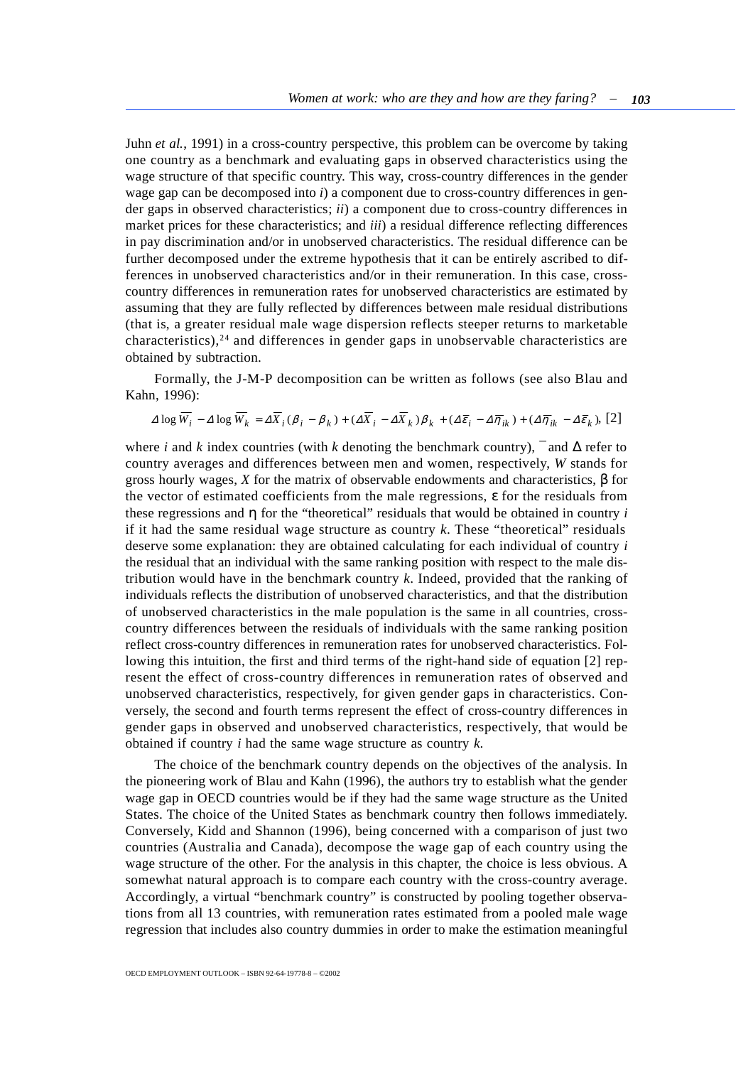Juhn *et al.*, 1991) in a cross-country perspective, this problem can be overcome by taking one country as a benchmark and evaluating gaps in observed characteristics using the wage structure of that specific country. This way, cross-country differences in the gender wage gap can be decomposed into *i*) a component due to cross-country differences in gender gaps in observed characteristics; *ii*) a component due to cross-country differences in market prices for these characteristics; and *iii*) a residual difference reflecting differences in pay discrimination and/or in unobserved characteristics. The residual difference can be further decomposed under the extreme hypothesis that it can be entirely ascribed to differences in unobserved characteristics and/or in their remuneration. In this case, cross-country differences in remuneration rates for unobserved characteristics are estimated by assuming that they are fully reflected by differences between male residual distributions (that is, a greater residual male wage dispersion reflects steeper returns to marketable characteristics),[24] and differences in gender gaps in unobservable characteristics are obtained by subtraction.

Formally, the J-M-P decomposition can be written as follows (see also Blau and Kahn, 1996):

$$\Delta \log \overline{W_i} - \Delta \log \overline{W_k} = \Delta \overline{X}_i (\beta_i - \beta_k) + (\Delta \overline{X}_i - \Delta \overline{X}_k)\beta_k + (\Delta \overline{\varepsilon}_i - \Delta \overline{\eta}_{ik}) + (\Delta \overline{\eta}_{ik} - \Delta \overline{\varepsilon}_k), \quad [2]$$

where *i* and *k* index countries (with *k* denoting the benchmark country), $^{-}$ and $\Delta$ refer to country averages and differences between men and women, respectively, *W* stands for gross hourly wages, *X* for the matrix of observable endowments and characteristics, $\beta$ for the vector of estimated coefficients from the male regressions, $\varepsilon$ for the residuals from these regressions and $\eta$ for the "theoretical" residuals that would be obtained in country *i* if it had the same residual wage structure as country *k*. These "theoretical" residuals deserve some explanation: they are obtained calculating for each individual of country *i* the residual that an individual with the same ranking position with respect to the male distribution would have in the benchmark country *k*. Indeed, provided that the ranking of individuals reflects the distribution of unobserved characteristics, and that the distribution of unobserved characteristics in the male population is the same in all countries, cross-country differences between the residuals of individuals with the same ranking position reflect cross-country differences in remuneration rates for unobserved characteristics. Following this intuition, the first and third terms of the right-hand side of equation [2] represent the effect of cross-country differences in remuneration rates of observed and unobserved characteristics, respectively, for given gender gaps in characteristics. Conversely, the second and fourth terms represent the effect of cross-country differences in gender gaps in observed and unobserved characteristics, respectively, that would be obtained if country *i* had the same wage structure as country *k*.

The choice of the benchmark country depends on the objectives of the analysis. In the pioneering work of Blau and Kahn (1996), the authors try to establish what the gender wage gap in OECD countries would be if they had the same wage structure as the United States. The choice of the United States as benchmark country then follows immediately. Conversely, Kidd and Shannon (1996), being concerned with a comparison of just two countries (Australia and Canada), decompose the wage gap of each country using the wage structure of the other. For the analysis in this chapter, the choice is less obvious. A somewhat natural approach is to compare each country with the cross-country average. Accordingly, a virtual "benchmark country" is constructed by pooling together observations from all 13 countries, with remuneration rates estimated from a pooled male wage regression that includes also country dummies in order to make the estimation meaningful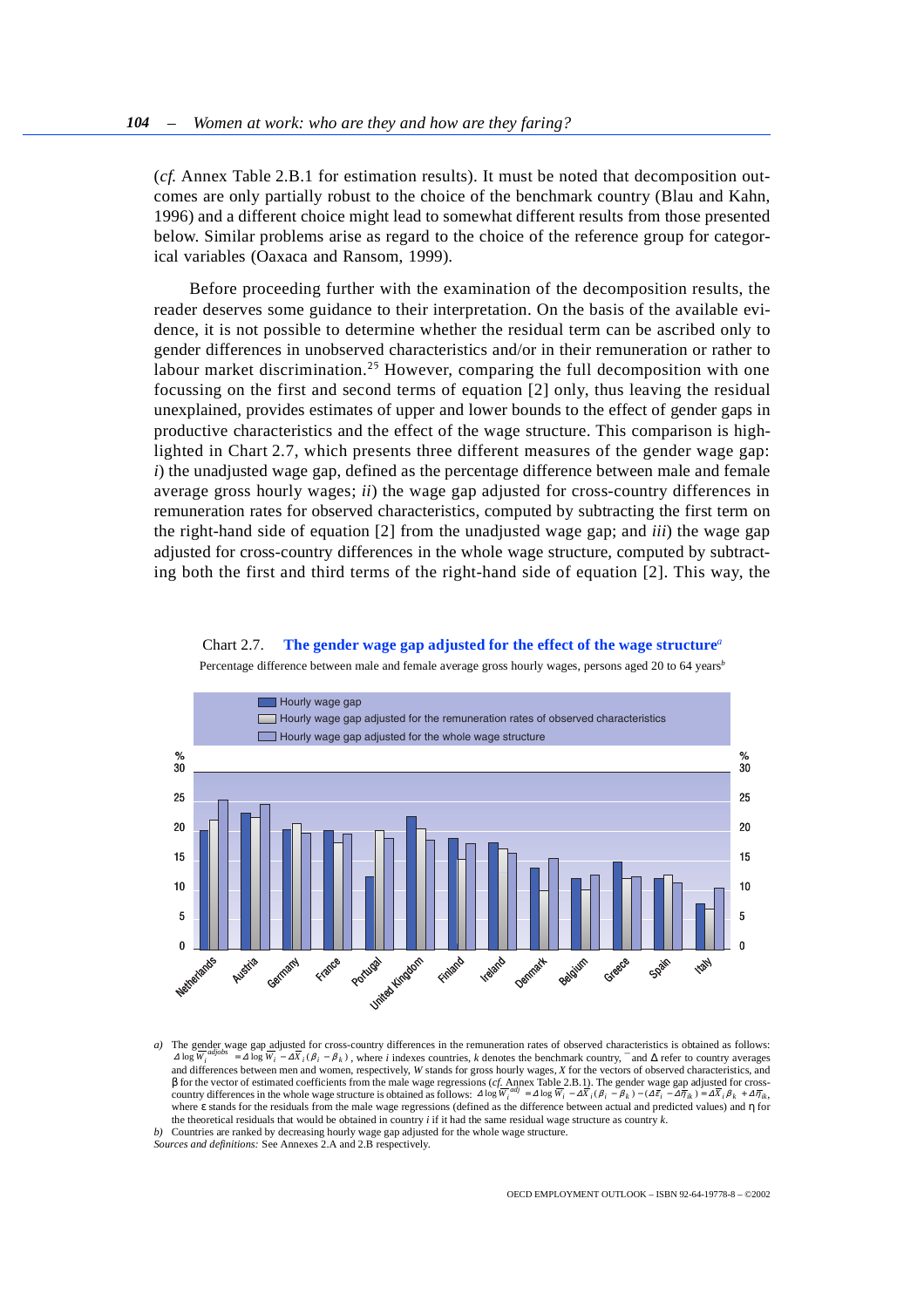(*cf.* Annex Table 2.B.1 for estimation results). It must be noted that decomposition outcomes are only partially robust to the choice of the benchmark country (Blau and Kahn, 1996) and a different choice might lead to somewhat different results from those presented below. Similar problems arise as regard to the choice of the reference group for categorical variables (Oaxaca and Ransom, 1999).

Before proceeding further with the examination of the decomposition results, the reader deserves some guidance to their interpretation. On the basis of the available evidence, it is not possible to determine whether the residual term can be ascribed only to gender differences in unobserved characteristics and/or in their remuneration or rather to labour market discrimination.[25] However, comparing the full decomposition with one focussing on the first and second terms of equation [2] only, thus leaving the residual unexplained, provides estimates of upper and lower bounds to the effect of gender gaps in productive characteristics and the effect of the wage structure. This comparison is highlighted in Chart 2.7, which presents three different measures of the gender wage gap: *i*) the unadjusted wage gap, defined as the percentage difference between male and female average gross hourly wages; *ii*) the wage gap adjusted for cross-country differences in remuneration rates for observed characteristics, computed by subtracting the first term on the right-hand side of equation [2] from the unadjusted wage gap; and *iii*) the wage gap adjusted for cross-country differences in the whole wage structure, computed by subtracting both the first and third terms of the right-hand side of equation [2]. This way, the

Chart 2.7. **The gender wage gap adjusted for the effect of the wage structure**[a]

Percentage difference between male and female average gross hourly wages, persons aged 20 to 64 years[b]

| Country | Hourly wage gap | Hourly wage gap adjusted for the remuneration rates of observed characteristics | Hourly wage gap adjusted for the whole wage structure |
|---|---|---|---|
| Netherlands | 20 | 22 | 25 |
| Austria | 23 | 22 | 24.5 |
| Germany | 20 | 21 | 19.5 |
| France | 20 | 18 | 19.5 |
| Portugal | 12 | 20 | 19 |
| United Kingdom | 22.5 | 20.5 | 18.5 |
| Finland | 19 | 15 | 18 |
| Ireland | 18 | 17 | 16 |
| Denmark | 14 | 10 | 15.5 |
| Belgium | 12 | 10 | 12.5 |
| Greece | 15 | 12 | 12 |
| Spain | 12 | 12.5 | 11.5 |
| Italy | 7.5 | 7 | 10.5 |

*a)* The gender wage gap adjusted for cross-country differences in the remuneration rates of observed characteristics is obtained as follows: $\Delta \log \overline{W}_i^{adjobs} = \Delta \log \overline{W}_i - \Delta \overline{X}_i(\beta_i - \beta_k)$, where *i* indexes countries, *k* denotes the benchmark country, ¯ and Δ refer to country averages and differences between men and women, respectively, *W* stands for gross hourly wages, *X* for the vectors of observed characteristics, and β for the vector of estimated coefficients from the male wage regressions (*cf.* Annex Table 2.B.1). The gender wage gap adjusted for cross-country differences in the whole wage structure is obtained as follows: $\Delta \log \overline{W}_i^{adj} = \Delta \log \overline{W}_i - \Delta \overline{X}_i(\beta_i - \beta_k) - (\Delta \overline{\varepsilon}_i - \Delta \overline{\eta}_{ik}) = \Delta \overline{X}_i \beta_k + \Delta \overline{\eta}_{ik}$, where ε stands for the residuals from the male wage regressions (defined as the difference between actual and predicted values) and η for the theoretical residuals that would be obtained in country *i* if it had the same residual wage structure as country *k*.

*b)* Countries are ranked by decreasing hourly wage gap adjusted for the whole wage structure.

*Sources and definitions:* See Annexes 2.A and 2.B respectively.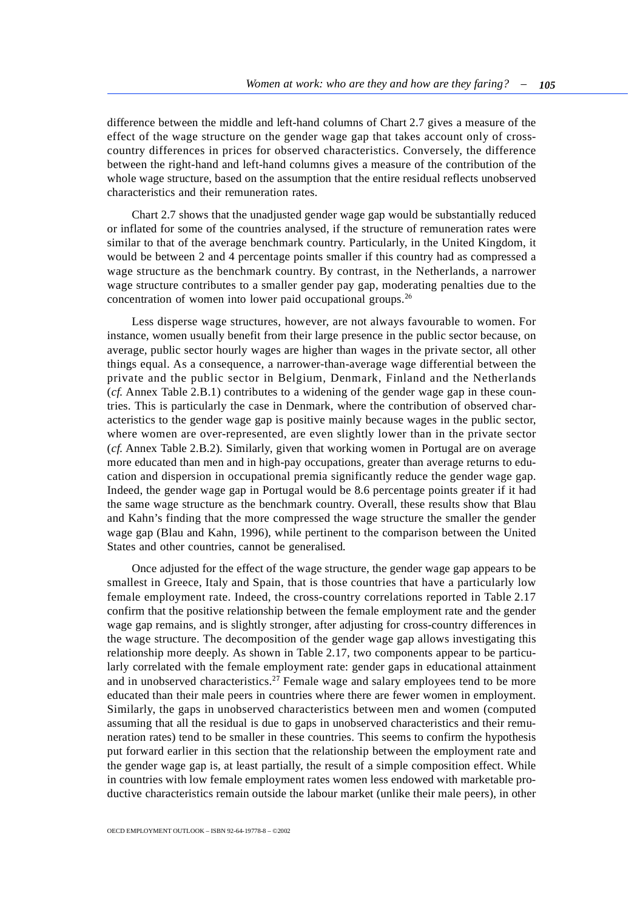difference between the middle and left-hand columns of Chart 2.7 gives a measure of the effect of the wage structure on the gender wage gap that takes account only of cross-country differences in prices for observed characteristics. Conversely, the difference between the right-hand and left-hand columns gives a measure of the contribution of the whole wage structure, based on the assumption that the entire residual reflects unobserved characteristics and their remuneration rates.

Chart 2.7 shows that the unadjusted gender wage gap would be substantially reduced or inflated for some of the countries analysed, if the structure of remuneration rates were similar to that of the average benchmark country. Particularly, in the United Kingdom, it would be between 2 and 4 percentage points smaller if this country had as compressed a wage structure as the benchmark country. By contrast, in the Netherlands, a narrower wage structure contributes to a smaller gender pay gap, moderating penalties due to the concentration of women into lower paid occupational groups.[26]

Less disperse wage structures, however, are not always favourable to women. For instance, women usually benefit from their large presence in the public sector because, on average, public sector hourly wages are higher than wages in the private sector, all other things equal. As a consequence, a narrower-than-average wage differential between the private and the public sector in Belgium, Denmark, Finland and the Netherlands (*cf.* Annex Table 2.B.1) contributes to a widening of the gender wage gap in these countries. This is particularly the case in Denmark, where the contribution of observed characteristics to the gender wage gap is positive mainly because wages in the public sector, where women are over-represented, are even slightly lower than in the private sector (*cf.* Annex Table 2.B.2). Similarly, given that working women in Portugal are on average more educated than men and in high-pay occupations, greater than average returns to education and dispersion in occupational premia significantly reduce the gender wage gap. Indeed, the gender wage gap in Portugal would be 8.6 percentage points greater if it had the same wage structure as the benchmark country. Overall, these results show that Blau and Kahn's finding that the more compressed the wage structure the smaller the gender wage gap (Blau and Kahn, 1996), while pertinent to the comparison between the United States and other countries, cannot be generalised.

Once adjusted for the effect of the wage structure, the gender wage gap appears to be smallest in Greece, Italy and Spain, that is those countries that have a particularly low female employment rate. Indeed, the cross-country correlations reported in Table 2.17 confirm that the positive relationship between the female employment rate and the gender wage gap remains, and is slightly stronger, after adjusting for cross-country differences in the wage structure. The decomposition of the gender wage gap allows investigating this relationship more deeply. As shown in Table 2.17, two components appear to be particularly correlated with the female employment rate: gender gaps in educational attainment and in unobserved characteristics.[27] Female wage and salary employees tend to be more educated than their male peers in countries where there are fewer women in employment. Similarly, the gaps in unobserved characteristics between men and women (computed assuming that all the residual is due to gaps in unobserved characteristics and their remuneration rates) tend to be smaller in these countries. This seems to confirm the hypothesis put forward earlier in this section that the relationship between the employment rate and the gender wage gap is, at least partially, the result of a simple composition effect. While in countries with low female employment rates women less endowed with marketable productive characteristics remain outside the labour market (unlike their male peers), in other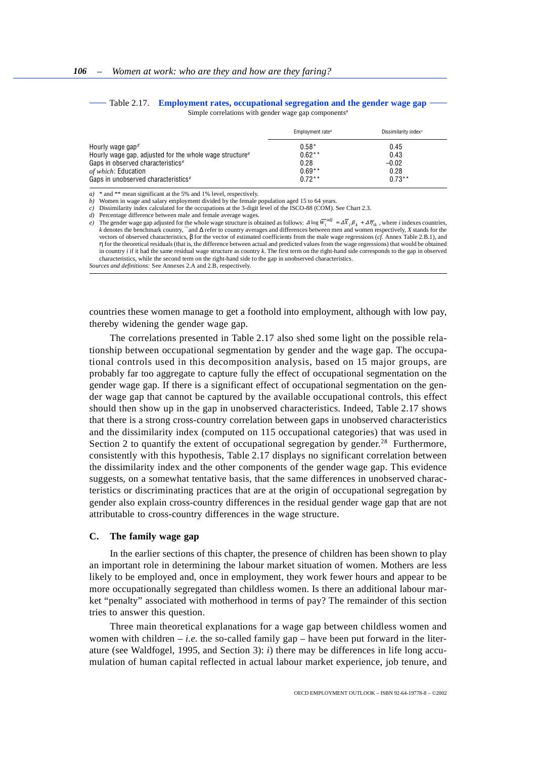Table 2.17. **Employment rates, occupational segregation and the gender wage gap**

Simple correlations with gender wage gap components[a]

| | Employment rate[b] | Dissimilarity index[c] |
|---|---|---|
| Hourly wage gap[d] | 0.58* | 0.45 |
| Hourly wage gap, adjusted for the whole wage structure[e] | 0.62** | 0.43 |
| Gaps in observed characteristics[e] | 0.28 | –0.02 |
| *of which*: Education | 0.69** | 0.28 |
| Gaps in unobserved characteristics[e] | 0.72** | 0.73** |

*a)* * and ** mean significant at the 5% and 1% level, respectively.

*b)* Women in wage and salary employment divided by the female population aged 15 to 64 years.

*c)* Dissimilarity index calculated for the occupations at the 3-digit level of the ISCO-88 (COM). See Chart 2.3.

*d)* Percentage difference between male and female average wages.

*e)* The gender wage gap adjusted for the whole wage structure is obtained as follows: $\Delta \log \overline{W}_i^{adj} = \Delta \overline{X}_i \beta_k + \Delta \overline{\eta}_{ik}$, where *i* indexes countries, *k* denotes the benchmark country, $\overline{\ }$ and $\Delta$ refer to country averages and differences between men and women respectively, *X* stands for the vectors of observed characteristics, $\beta$ for the vector of estimated coefficients from the male wage regressions (*cf.* Annex Table 2.B.1), and $\eta$ for the theoretical residuals (that is, the difference between actual and predicted values from the wage regressions) that would be obtained in country *i* if it had the same residual wage structure as country *k*. The first term on the right-hand side corresponds to the gap in observed characteristics, while the second term on the right-hand side to the gap in unobserved characteristics.

*Sources and definitions:* See Annexes 2.A and 2.B, respectively.

countries these women manage to get a foothold into employment, although with low pay, thereby widening the gender wage gap.

The correlations presented in Table 2.17 also shed some light on the possible relationship between occupational segmentation by gender and the wage gap. The occupational controls used in this decomposition analysis, based on 15 major groups, are probably far too aggregate to capture fully the effect of occupational segmentation on the gender wage gap. If there is a significant effect of occupational segmentation on the gender wage gap that cannot be captured by the available occupational controls, this effect should then show up in the gap in unobserved characteristics. Indeed, Table 2.17 shows that there is a strong cross-country correlation between gaps in unobserved characteristics and the dissimilarity index (computed on 115 occupational categories) that was used in Section 2 to quantify the extent of occupational segregation by gender.[28] Furthermore, consistently with this hypothesis, Table 2.17 displays no significant correlation between the dissimilarity index and the other components of the gender wage gap. This evidence suggests, on a somewhat tentative basis, that the same differences in unobserved characteristics or discriminating practices that are at the origin of occupational segregation by gender also explain cross-country differences in the residual gender wage gap that are not attributable to cross-country differences in the wage structure.

## C. The family wage gap

In the earlier sections of this chapter, the presence of children has been shown to play an important role in determining the labour market situation of women. Mothers are less likely to be employed and, once in employment, they work fewer hours and appear to be more occupationally segregated than childless women. Is there an additional labour market "penalty" associated with motherhood in terms of pay? The remainder of this section tries to answer this question.

Three main theoretical explanations for a wage gap between childless women and women with children – *i.e.* the so-called family gap – have been put forward in the literature (see Waldfogel, 1995, and Section 3): *i*) there may be differences in life long accumulation of human capital reflected in actual labour market experience, job tenure, and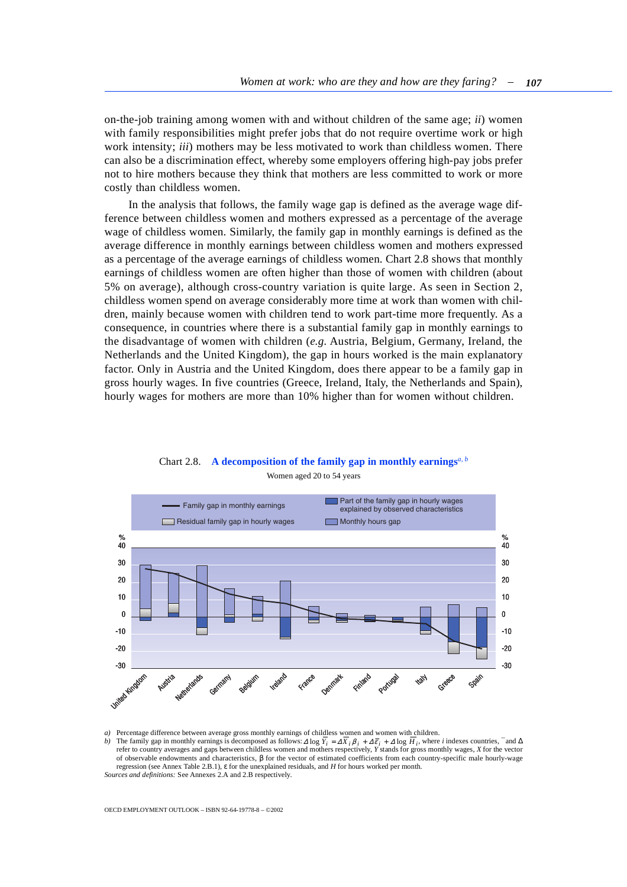on-the-job training among women with and without children of the same age; *ii*) women with family responsibilities might prefer jobs that do not require overtime work or high work intensity; *iii*) mothers may be less motivated to work than childless women. There can also be a discrimination effect, whereby some employers offering high-pay jobs prefer not to hire mothers because they think that mothers are less committed to work or more costly than childless women.

In the analysis that follows, the family wage gap is defined as the average wage difference between childless women and mothers expressed as a percentage of the average wage of childless women. Similarly, the family gap in monthly earnings is defined as the average difference in monthly earnings between childless women and mothers expressed as a percentage of the average earnings of childless women. Chart 2.8 shows that monthly earnings of childless women are often higher than those of women with children (about 5% on average), although cross-country variation is quite large. As seen in Section 2, childless women spend on average considerably more time at work than women with children, mainly because women with children tend to work part-time more frequently. As a consequence, in countries where there is a substantial family gap in monthly earnings to the disadvantage of women with children (*e.g.* Austria, Belgium, Germany, Ireland, the Netherlands and the United Kingdom), the gap in hours worked is the main explanatory factor. Only in Austria and the United Kingdom, does there appear to be a family gap in gross hourly wages. In five countries (Greece, Ireland, Italy, the Netherlands and Spain), hourly wages for mothers are more than 10% higher than for women without children.

Chart 2.8. **A decomposition of the family gap in monthly earnings**[a, b]

Women aged 20 to 54 years

Legend: Family gap in monthly earnings; Residual family gap in hourly wages; Part of the family gap in hourly wages explained by observed characteristics; Monthly hours gap

Countries: United Kingdom, Austria, Netherlands, Germany, Belgium, Ireland, France, Denmark, Finland, Portugal, Italy, Greece, Spain

*a)* Percentage difference between average gross monthly earnings of childless women and women with children.

*b)* The family gap in monthly earnings is decomposed as follows: $\Delta \log \overline{Y}_i = \Delta \overline{X}_i \beta_i + \Delta \overline{\varepsilon}_i + \Delta \log \overline{H}_i$, where $i$ indexes countries, $^{-}$ and $\Delta$ refer to country averages and gaps between childless women and mothers respectively, $Y$ stands for gross monthly wages, $X$ for the vector of observable endowments and characteristics, $\beta$ for the vector of estimated coefficients from each country-specific male hourly-wage regression (see Annex Table 2.B.1), $\varepsilon$ for the unexplained residuals, and $H$ for hours worked per month.

*Sources and definitions:* See Annexes 2.A and 2.B respectively.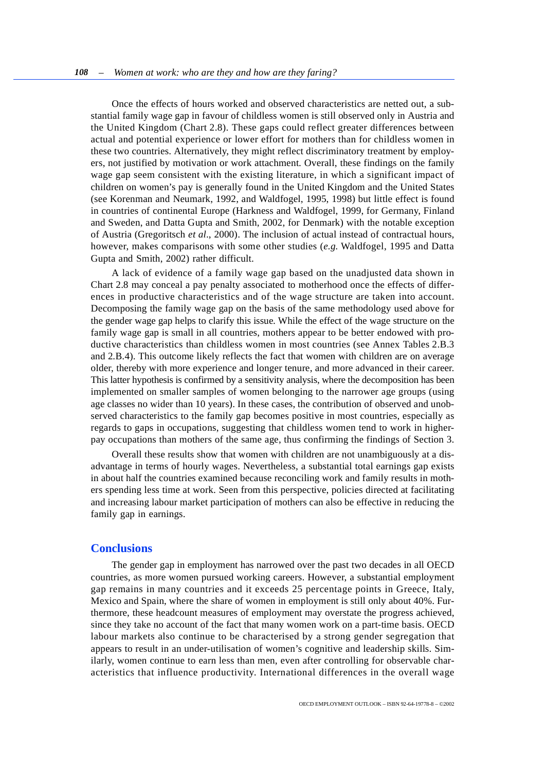Once the effects of hours worked and observed characteristics are netted out, a substantial family wage gap in favour of childless women is still observed only in Austria and the United Kingdom (Chart 2.8). These gaps could reflect greater differences between actual and potential experience or lower effort for mothers than for childless women in these two countries. Alternatively, they might reflect discriminatory treatment by employers, not justified by motivation or work attachment. Overall, these findings on the family wage gap seem consistent with the existing literature, in which a significant impact of children on women's pay is generally found in the United Kingdom and the United States (see Korenman and Neumark, 1992, and Waldfogel, 1995, 1998) but little effect is found in countries of continental Europe (Harkness and Waldfogel, 1999, for Germany, Finland and Sweden, and Datta Gupta and Smith, 2002, for Denmark) with the notable exception of Austria (Gregoritsch *et al.*, 2000). The inclusion of actual instead of contractual hours, however, makes comparisons with some other studies (*e.g.* Waldfogel, 1995 and Datta Gupta and Smith, 2002) rather difficult.

A lack of evidence of a family wage gap based on the unadjusted data shown in Chart 2.8 may conceal a pay penalty associated to motherhood once the effects of differences in productive characteristics and of the wage structure are taken into account. Decomposing the family wage gap on the basis of the same methodology used above for the gender wage gap helps to clarify this issue. While the effect of the wage structure on the family wage gap is small in all countries, mothers appear to be better endowed with productive characteristics than childless women in most countries (see Annex Tables 2.B.3 and 2.B.4). This outcome likely reflects the fact that women with children are on average older, thereby with more experience and longer tenure, and more advanced in their career. This latter hypothesis is confirmed by a sensitivity analysis, where the decomposition has been implemented on smaller samples of women belonging to the narrower age groups (using age classes no wider than 10 years). In these cases, the contribution of observed and unobserved characteristics to the family gap becomes positive in most countries, especially as regards to gaps in occupations, suggesting that childless women tend to work in higher-pay occupations than mothers of the same age, thus confirming the findings of Section 3.

Overall these results show that women with children are not unambiguously at a disadvantage in terms of hourly wages. Nevertheless, a substantial total earnings gap exists in about half the countries examined because reconciling work and family results in mothers spending less time at work. Seen from this perspective, policies directed at facilitating and increasing labour market participation of mothers can also be effective in reducing the family gap in earnings.

## Conclusions

The gender gap in employment has narrowed over the past two decades in all OECD countries, as more women pursued working careers. However, a substantial employment gap remains in many countries and it exceeds 25 percentage points in Greece, Italy, Mexico and Spain, where the share of women in employment is still only about 40%. Furthermore, these headcount measures of employment may overstate the progress achieved, since they take no account of the fact that many women work on a part-time basis. OECD labour markets also continue to be characterised by a strong gender segregation that appears to result in an under-utilisation of women's cognitive and leadership skills. Similarly, women continue to earn less than men, even after controlling for observable characteristics that influence productivity. International differences in the overall wage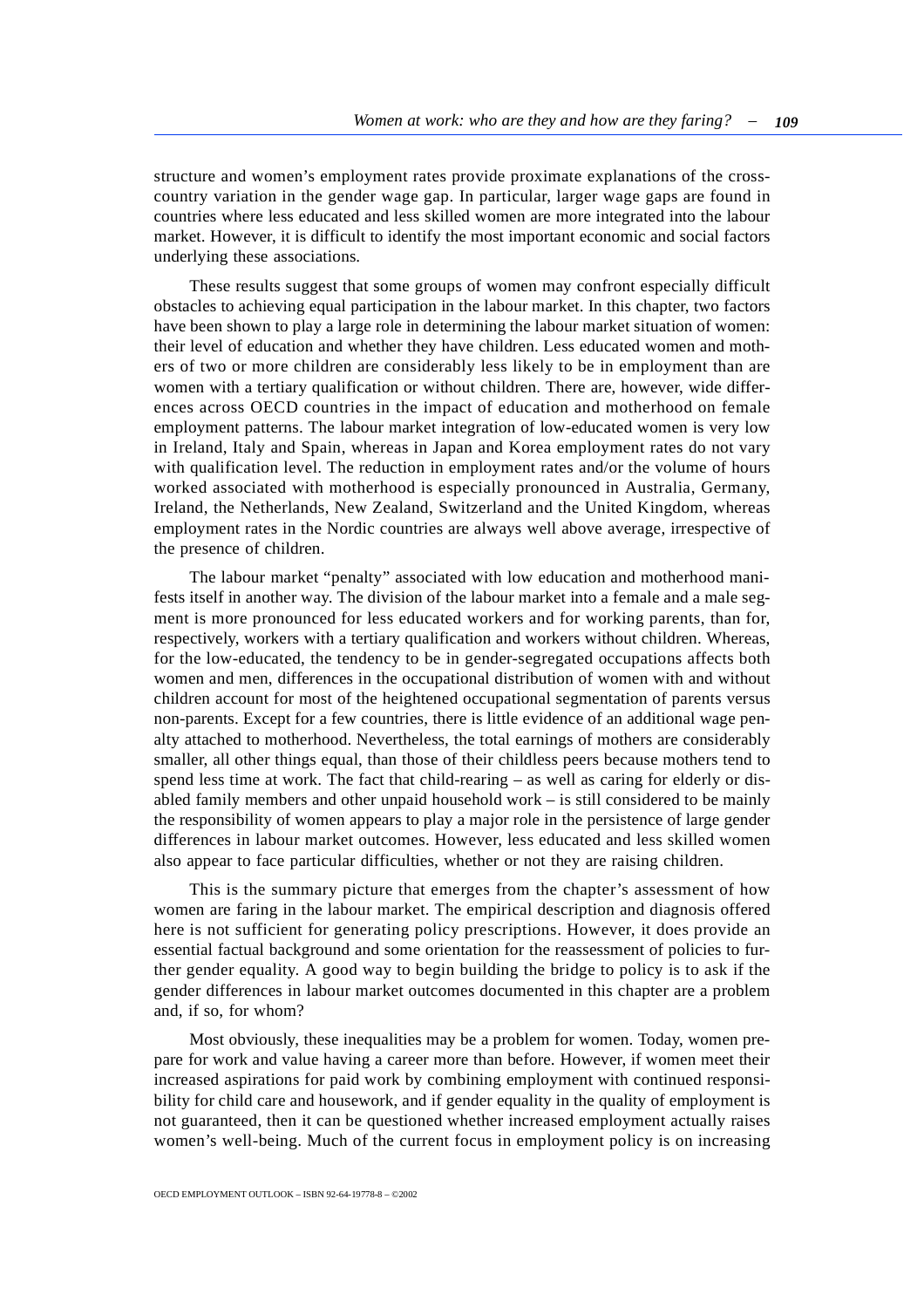structure and women's employment rates provide proximate explanations of the cross-country variation in the gender wage gap. In particular, larger wage gaps are found in countries where less educated and less skilled women are more integrated into the labour market. However, it is difficult to identify the most important economic and social factors underlying these associations.

These results suggest that some groups of women may confront especially difficult obstacles to achieving equal participation in the labour market. In this chapter, two factors have been shown to play a large role in determining the labour market situation of women: their level of education and whether they have children. Less educated women and mothers of two or more children are considerably less likely to be in employment than are women with a tertiary qualification or without children. There are, however, wide differences across OECD countries in the impact of education and motherhood on female employment patterns. The labour market integration of low-educated women is very low in Ireland, Italy and Spain, whereas in Japan and Korea employment rates do not vary with qualification level. The reduction in employment rates and/or the volume of hours worked associated with motherhood is especially pronounced in Australia, Germany, Ireland, the Netherlands, New Zealand, Switzerland and the United Kingdom, whereas employment rates in the Nordic countries are always well above average, irrespective of the presence of children.

The labour market "penalty" associated with low education and motherhood manifests itself in another way. The division of the labour market into a female and a male segment is more pronounced for less educated workers and for working parents, than for, respectively, workers with a tertiary qualification and workers without children. Whereas, for the low-educated, the tendency to be in gender-segregated occupations affects both women and men, differences in the occupational distribution of women with and without children account for most of the heightened occupational segmentation of parents versus non-parents. Except for a few countries, there is little evidence of an additional wage penalty attached to motherhood. Nevertheless, the total earnings of mothers are considerably smaller, all other things equal, than those of their childless peers because mothers tend to spend less time at work. The fact that child-rearing – as well as caring for elderly or disabled family members and other unpaid household work – is still considered to be mainly the responsibility of women appears to play a major role in the persistence of large gender differences in labour market outcomes. However, less educated and less skilled women also appear to face particular difficulties, whether or not they are raising children.

This is the summary picture that emerges from the chapter's assessment of how women are faring in the labour market. The empirical description and diagnosis offered here is not sufficient for generating policy prescriptions. However, it does provide an essential factual background and some orientation for the reassessment of policies to further gender equality. A good way to begin building the bridge to policy is to ask if the gender differences in labour market outcomes documented in this chapter are a problem and, if so, for whom?

Most obviously, these inequalities may be a problem for women. Today, women prepare for work and value having a career more than before. However, if women meet their increased aspirations for paid work by combining employment with continued responsibility for child care and housework, and if gender equality in the quality of employment is not guaranteed, then it can be questioned whether increased employment actually raises women's well-being. Much of the current focus in employment policy is on increasing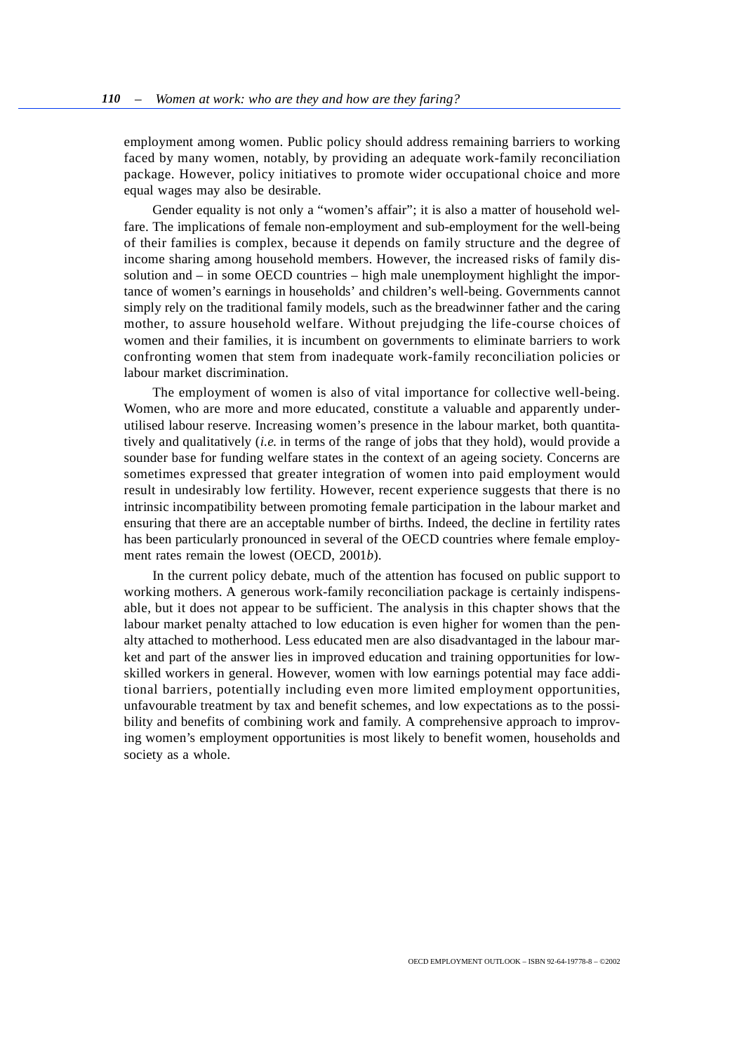employment among women. Public policy should address remaining barriers to working faced by many women, notably, by providing an adequate work-family reconciliation package. However, policy initiatives to promote wider occupational choice and more equal wages may also be desirable.

Gender equality is not only a "women's affair"; it is also a matter of household welfare. The implications of female non-employment and sub-employment for the well-being of their families is complex, because it depends on family structure and the degree of income sharing among household members. However, the increased risks of family dissolution and – in some OECD countries – high male unemployment highlight the importance of women's earnings in households' and children's well-being. Governments cannot simply rely on the traditional family models, such as the breadwinner father and the caring mother, to assure household welfare. Without prejudging the life-course choices of women and their families, it is incumbent on governments to eliminate barriers to work confronting women that stem from inadequate work-family reconciliation policies or labour market discrimination.

The employment of women is also of vital importance for collective well-being. Women, who are more and more educated, constitute a valuable and apparently underutilised labour reserve. Increasing women's presence in the labour market, both quantitatively and qualitatively (*i.e.* in terms of the range of jobs that they hold), would provide a sounder base for funding welfare states in the context of an ageing society. Concerns are sometimes expressed that greater integration of women into paid employment would result in undesirably low fertility. However, recent experience suggests that there is no intrinsic incompatibility between promoting female participation in the labour market and ensuring that there are an acceptable number of births. Indeed, the decline in fertility rates has been particularly pronounced in several of the OECD countries where female employment rates remain the lowest (OECD, 2001*b*).

In the current policy debate, much of the attention has focused on public support to working mothers. A generous work-family reconciliation package is certainly indispensable, but it does not appear to be sufficient. The analysis in this chapter shows that the labour market penalty attached to low education is even higher for women than the penalty attached to motherhood. Less educated men are also disadvantaged in the labour market and part of the answer lies in improved education and training opportunities for low-skilled workers in general. However, women with low earnings potential may face additional barriers, potentially including even more limited employment opportunities, unfavourable treatment by tax and benefit schemes, and low expectations as to the possibility and benefits of combining work and family. A comprehensive approach to improving women's employment opportunities is most likely to benefit women, households and society as a whole.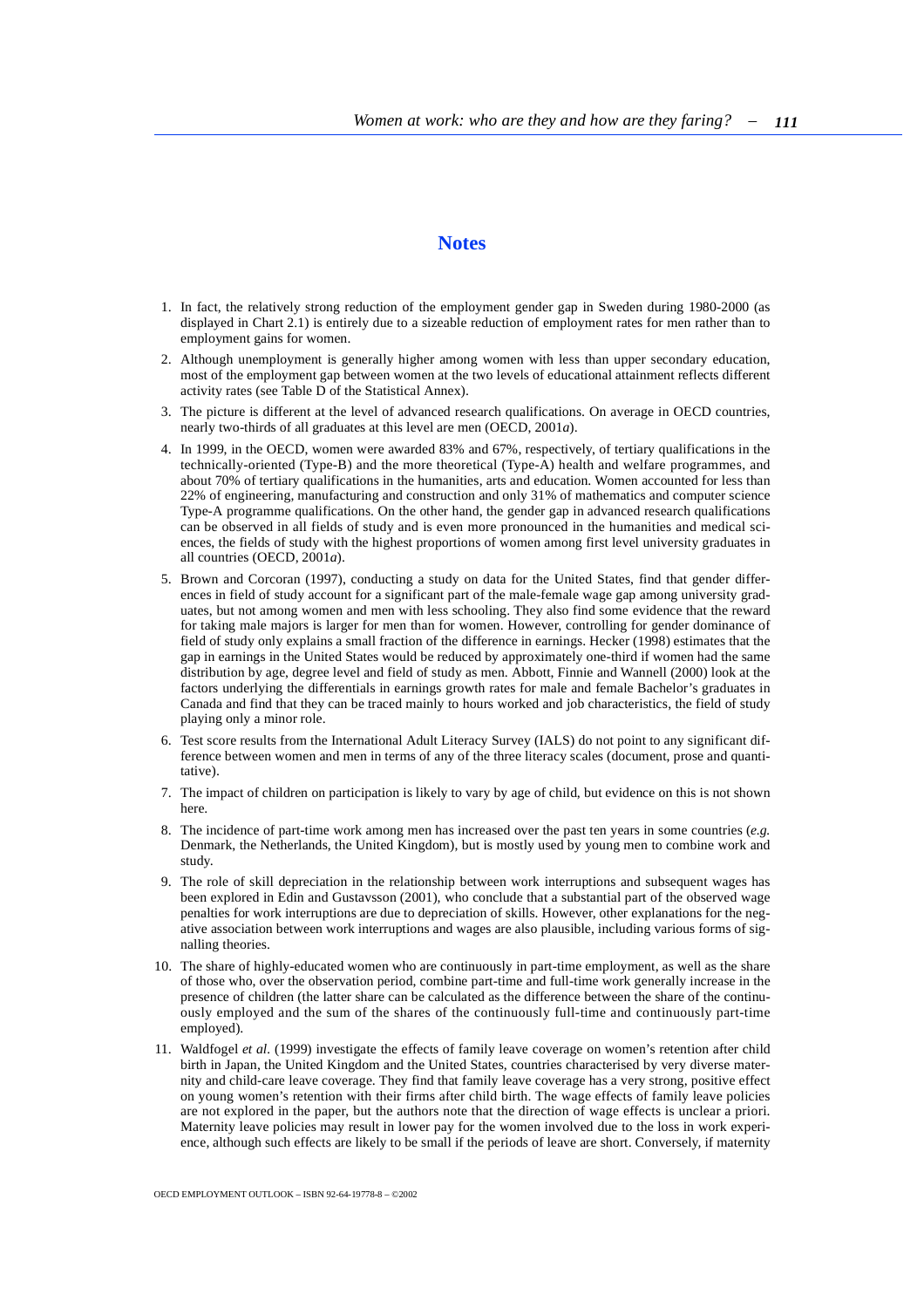## Notes

1. In fact, the relatively strong reduction of the employment gender gap in Sweden during 1980-2000 (as displayed in Chart 2.1) is entirely due to a sizeable reduction of employment rates for men rather than to employment gains for women.
2. Although unemployment is generally higher among women with less than upper secondary education, most of the employment gap between women at the two levels of educational attainment reflects different activity rates (see Table D of the Statistical Annex).
3. The picture is different at the level of advanced research qualifications. On average in OECD countries, nearly two-thirds of all graduates at this level are men (OECD, 2001*a*).
4. In 1999, in the OECD, women were awarded 83% and 67%, respectively, of tertiary qualifications in the technically-oriented (Type-B) and the more theoretical (Type-A) health and welfare programmes, and about 70% of tertiary qualifications in the humanities, arts and education. Women accounted for less than 22% of engineering, manufacturing and construction and only 31% of mathematics and computer science Type-A programme qualifications. On the other hand, the gender gap in advanced research qualifications can be observed in all fields of study and is even more pronounced in the humanities and medical sciences, the fields of study with the highest proportions of women among first level university graduates in all countries (OECD, 2001*a*).
5. Brown and Corcoran (1997), conducting a study on data for the United States, find that gender differences in field of study account for a significant part of the male-female wage gap among university graduates, but not among women and men with less schooling. They also find some evidence that the reward for taking male majors is larger for men than for women. However, controlling for gender dominance of field of study only explains a small fraction of the difference in earnings. Hecker (1998) estimates that the gap in earnings in the United States would be reduced by approximately one-third if women had the same distribution by age, degree level and field of study as men. Abbott, Finnie and Wannell (2000) look at the factors underlying the differentials in earnings growth rates for male and female Bachelor's graduates in Canada and find that they can be traced mainly to hours worked and job characteristics, the field of study playing only a minor role.
6. Test score results from the International Adult Literacy Survey (IALS) do not point to any significant difference between women and men in terms of any of the three literacy scales (document, prose and quantitative).
7. The impact of children on participation is likely to vary by age of child, but evidence on this is not shown here.
8. The incidence of part-time work among men has increased over the past ten years in some countries (*e.g.* Denmark, the Netherlands, the United Kingdom), but is mostly used by young men to combine work and study.
9. The role of skill depreciation in the relationship between work interruptions and subsequent wages has been explored in Edin and Gustavsson (2001), who conclude that a substantial part of the observed wage penalties for work interruptions are due to depreciation of skills. However, other explanations for the negative association between work interruptions and wages are also plausible, including various forms of signalling theories.
10. The share of highly-educated women who are continuously in part-time employment, as well as the share of those who, over the observation period, combine part-time and full-time work generally increase in the presence of children (the latter share can be calculated as the difference between the share of the continuously employed and the sum of the shares of the continuously full-time and continuously part-time employed).
11. Waldfogel *et al.* (1999) investigate the effects of family leave coverage on women's retention after child birth in Japan, the United Kingdom and the United States, countries characterised by very diverse maternity and child-care leave coverage. They find that family leave coverage has a very strong, positive effect on young women's retention with their firms after child birth. The wage effects of family leave policies are not explored in the paper, but the authors note that the direction of wage effects is unclear a priori. Maternity leave policies may result in lower pay for the women involved due to the loss in work experience, although such effects are likely to be small if the periods of leave are short. Conversely, if maternity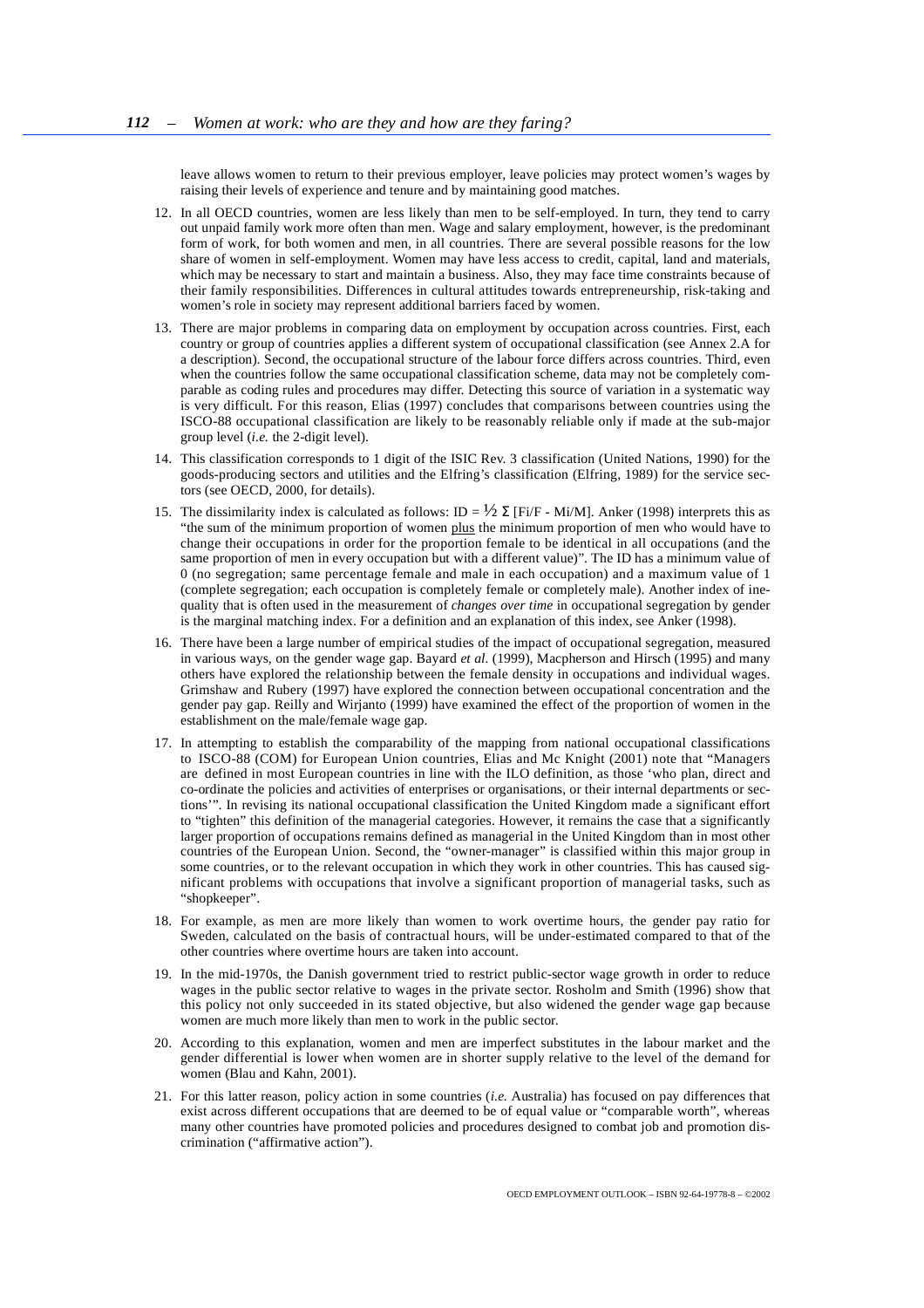leave allows women to return to their previous employer, leave policies may protect women's wages by raising their levels of experience and tenure and by maintaining good matches.

12. In all OECD countries, women are less likely than men to be self-employed. In turn, they tend to carry out unpaid family work more often than men. Wage and salary employment, however, is the predominant form of work, for both women and men, in all countries. There are several possible reasons for the low share of women in self-employment. Women may have less access to credit, capital, land and materials, which may be necessary to start and maintain a business. Also, they may face time constraints because of their family responsibilities. Differences in cultural attitudes towards entrepreneurship, risk-taking and women's role in society may represent additional barriers faced by women.

13. There are major problems in comparing data on employment by occupation across countries. First, each country or group of countries applies a different system of occupational classification (see Annex 2.A for a description). Second, the occupational structure of the labour force differs across countries. Third, even when the countries follow the same occupational classification scheme, data may not be completely comparable as coding rules and procedures may differ. Detecting this source of variation in a systematic way is very difficult. For this reason, Elias (1997) concludes that comparisons between countries using the ISCO-88 occupational classification are likely to be reasonably reliable only if made at the sub-major group level (*i.e.* the 2-digit level).

14. This classification corresponds to 1 digit of the ISIC Rev. 3 classification (United Nations, 1990) for the goods-producing sectors and utilities and the Elfring's classification (Elfring, 1989) for the service sectors (see OECD, 2000, for details).

15. The dissimilarity index is calculated as follows: $ID = \frac{1}{2} \Sigma [Fi/F - Mi/M]$. Anker (1998) interprets this as "the sum of the minimum proportion of women plus the minimum proportion of men who would have to change their occupations in order for the proportion female to be identical in all occupations (and the same proportion of men in every occupation but with a different value)". The ID has a minimum value of 0 (no segregation; same percentage female and male in each occupation) and a maximum value of 1 (complete segregation; each occupation is completely female or completely male). Another index of inequality that is often used in the measurement of *changes over time* in occupational segregation by gender is the marginal matching index. For a definition and an explanation of this index, see Anker (1998).

16. There have been a large number of empirical studies of the impact of occupational segregation, measured in various ways, on the gender wage gap. Bayard *et al.* (1999), Macpherson and Hirsch (1995) and many others have explored the relationship between the female density in occupations and individual wages. Grimshaw and Rubery (1997) have explored the connection between occupational concentration and the gender pay gap. Reilly and Wirjanto (1999) have examined the effect of the proportion of women in the establishment on the male/female wage gap.

17. In attempting to establish the comparability of the mapping from national occupational classifications to ISCO-88 (COM) for European Union countries, Elias and Mc Knight (2001) note that "Managers are defined in most European countries in line with the ILO definition, as those 'who plan, direct and co-ordinate the policies and activities of enterprises or organisations, or their internal departments or sections'". In revising its national occupational classification the United Kingdom made a significant effort to "tighten" this definition of the managerial categories. However, it remains the case that a significantly larger proportion of occupations remains defined as managerial in the United Kingdom than in most other countries of the European Union. Second, the "owner-manager" is classified within this major group in some countries, or to the relevant occupation in which they work in other countries. This has caused significant problems with occupations that involve a significant proportion of managerial tasks, such as "shopkeeper".

18. For example, as men are more likely than women to work overtime hours, the gender pay ratio for Sweden, calculated on the basis of contractual hours, will be under-estimated compared to that of the other countries where overtime hours are taken into account.

19. In the mid-1970s, the Danish government tried to restrict public-sector wage growth in order to reduce wages in the public sector relative to wages in the private sector. Rosholm and Smith (1996) show that this policy not only succeeded in its stated objective, but also widened the gender wage gap because women are much more likely than men to work in the public sector.

20. According to this explanation, women and men are imperfect substitutes in the labour market and the gender differential is lower when women are in shorter supply relative to the level of the demand for women (Blau and Kahn, 2001).

21. For this latter reason, policy action in some countries (*i.e.* Australia) has focused on pay differences that exist across different occupations that are deemed to be of equal value or "comparable worth", whereas many other countries have promoted policies and procedures designed to combat job and promotion discrimination ("affirmative action").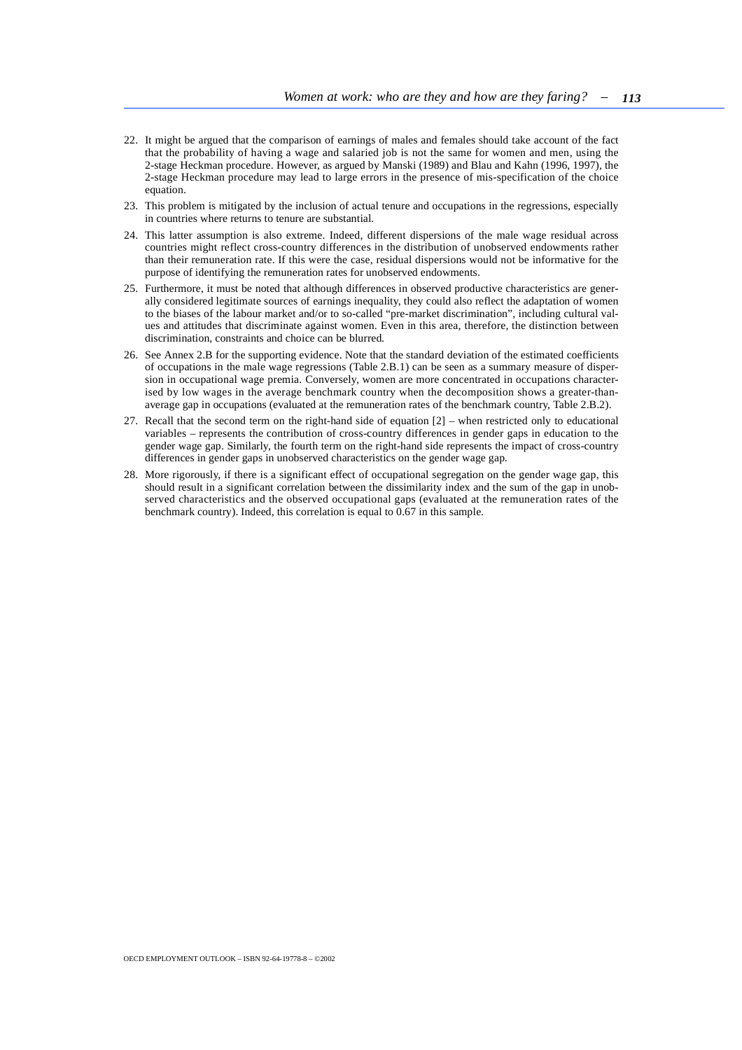22. It might be argued that the comparison of earnings of males and females should take account of the fact that the probability of having a wage and salaried job is not the same for women and men, using the 2-stage Heckman procedure. However, as argued by Manski (1989) and Blau and Kahn (1996, 1997), the 2-stage Heckman procedure may lead to large errors in the presence of mis-specification of the choice equation.

23. This problem is mitigated by the inclusion of actual tenure and occupations in the regressions, especially in countries where returns to tenure are substantial.

24. This latter assumption is also extreme. Indeed, different dispersions of the male wage residual across countries might reflect cross-country differences in the distribution of unobserved endowments rather than their remuneration rate. If this were the case, residual dispersions would not be informative for the purpose of identifying the remuneration rates for unobserved endowments.

25. Furthermore, it must be noted that although differences in observed productive characteristics are generally considered legitimate sources of earnings inequality, they could also reflect the adaptation of women to the biases of the labour market and/or to so-called "pre-market discrimination", including cultural values and attitudes that discriminate against women. Even in this area, therefore, the distinction between discrimination, constraints and choice can be blurred.

26. See Annex 2.B for the supporting evidence. Note that the standard deviation of the estimated coefficients of occupations in the male wage regressions (Table 2.B.1) can be seen as a summary measure of dispersion in occupational wage premia. Conversely, women are more concentrated in occupations characterised by low wages in the average benchmark country when the decomposition shows a greater-than-average gap in occupations (evaluated at the remuneration rates of the benchmark country, Table 2.B.2).

27. Recall that the second term on the right-hand side of equation [2] – when restricted only to educational variables – represents the contribution of cross-country differences in gender gaps in education to the gender wage gap. Similarly, the fourth term on the right-hand side represents the impact of cross-country differences in gender gaps in unobserved characteristics on the gender wage gap.

28. More rigorously, if there is a significant effect of occupational segregation on the gender wage gap, this should result in a significant correlation between the dissimilarity index and the sum of the gap in unobserved characteristics and the observed occupational gaps (evaluated at the remuneration rates of the benchmark country). Indeed, this correlation is equal to 0.67 in this sample.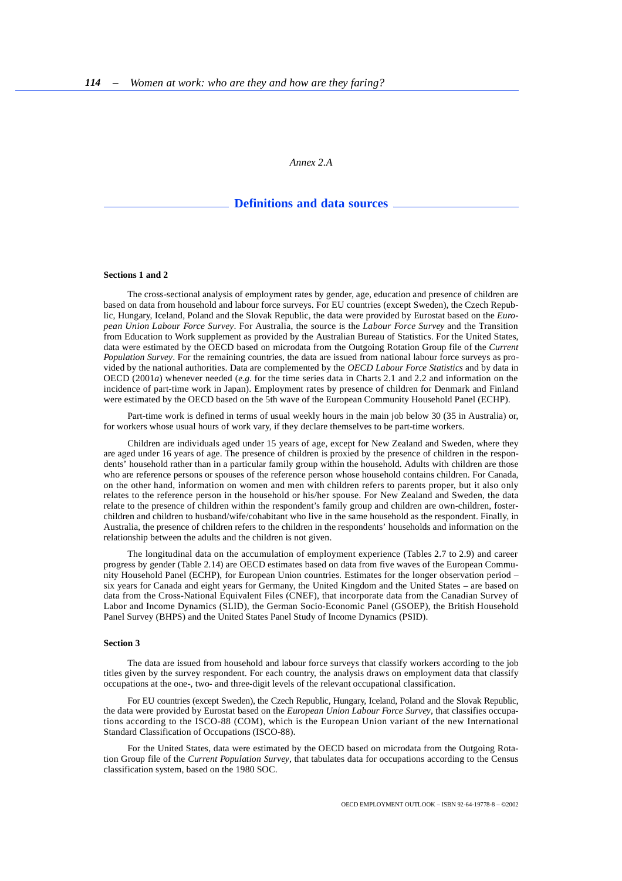*Annex 2.A*

## Definitions and data sources

### Sections 1 and 2

The cross-sectional analysis of employment rates by gender, age, education and presence of children are based on data from household and labour force surveys. For EU countries (except Sweden), the Czech Republic, Hungary, Iceland, Poland and the Slovak Republic, the data were provided by Eurostat based on the *European Union Labour Force Survey*. For Australia, the source is the *Labour Force Survey* and the Transition from Education to Work supplement as provided by the Australian Bureau of Statistics. For the United States, data were estimated by the OECD based on microdata from the Outgoing Rotation Group file of the *Current Population Survey*. For the remaining countries, the data are issued from national labour force surveys as provided by the national authorities. Data are complemented by the *OECD Labour Force Statistics* and by data in OECD (2001*a*) whenever needed (*e.g.* for the time series data in Charts 2.1 and 2.2 and information on the incidence of part-time work in Japan). Employment rates by presence of children for Denmark and Finland were estimated by the OECD based on the 5th wave of the European Community Household Panel (ECHP).

Part-time work is defined in terms of usual weekly hours in the main job below 30 (35 in Australia) or, for workers whose usual hours of work vary, if they declare themselves to be part-time workers.

Children are individuals aged under 15 years of age, except for New Zealand and Sweden, where they are aged under 16 years of age. The presence of children is proxied by the presence of children in the respondents' household rather than in a particular family group within the household. Adults with children are those who are reference persons or spouses of the reference person whose household contains children. For Canada, on the other hand, information on women and men with children refers to parents proper, but it also only relates to the reference person in the household or his/her spouse. For New Zealand and Sweden, the data relate to the presence of children within the respondent's family group and children are own-children, foster-children and children to husband/wife/cohabitant who live in the same household as the respondent. Finally, in Australia, the presence of children refers to the children in the respondents' households and information on the relationship between the adults and the children is not given.

The longitudinal data on the accumulation of employment experience (Tables 2.7 to 2.9) and career progress by gender (Table 2.14) are OECD estimates based on data from five waves of the European Community Household Panel (ECHP), for European Union countries. Estimates for the longer observation period – six years for Canada and eight years for Germany, the United Kingdom and the United States – are based on data from the Cross-National Equivalent Files (CNEF), that incorporate data from the Canadian Survey of Labor and Income Dynamics (SLID), the German Socio-Economic Panel (GSOEP), the British Household Panel Survey (BHPS) and the United States Panel Study of Income Dynamics (PSID).

### Section 3

The data are issued from household and labour force surveys that classify workers according to the job titles given by the survey respondent. For each country, the analysis draws on employment data that classify occupations at the one-, two- and three-digit levels of the relevant occupational classification.

For EU countries (except Sweden), the Czech Republic, Hungary, Iceland, Poland and the Slovak Republic, the data were provided by Eurostat based on the *European Union Labour Force Survey*, that classifies occupations according to the ISCO-88 (COM), which is the European Union variant of the new International Standard Classification of Occupations (ISCO-88).

For the United States, data were estimated by the OECD based on microdata from the Outgoing Rotation Group file of the *Current Population Survey*, that tabulates data for occupations according to the Census classification system, based on the 1980 SOC.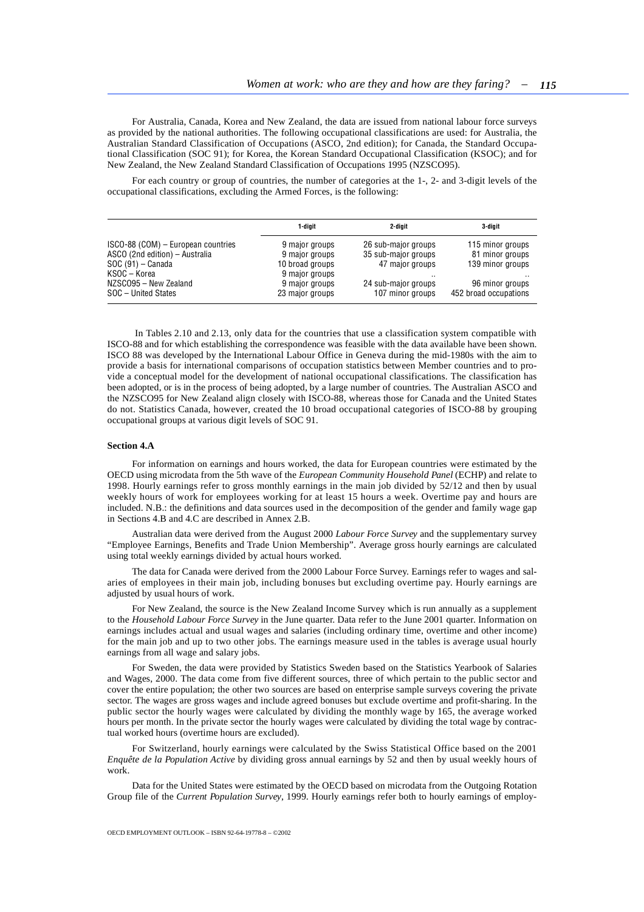For Australia, Canada, Korea and New Zealand, the data are issued from national labour force surveys as provided by the national authorities. The following occupational classifications are used: for Australia, the Australian Standard Classification of Occupations (ASCO, 2nd edition); for Canada, the Standard Occupational Classification (SOC 91); for Korea, the Korean Standard Occupational Classification (KSOC); and for New Zealand, the New Zealand Standard Classification of Occupations 1995 (NZSCO95).

For each country or group of countries, the number of categories at the 1-, 2- and 3-digit levels of the occupational classifications, excluding the Armed Forces, is the following:

| | 1-digit | 2-digit | 3-digit |
|---|---|---|---|
| ISCO-88 (COM) – European countries | 9 major groups | 26 sub-major groups | 115 minor groups |
| ASCO (2nd edition) – Australia | 9 major groups | 35 sub-major groups | 81 minor groups |
| SOC (91) – Canada | 10 broad groups | 47 major groups | 139 minor groups |
| KSOC – Korea | 9 major groups | .. | .. |
| NZSCO95 – New Zealand | 9 major groups | 24 sub-major groups | 96 minor groups |
| SOC – United States | 23 major groups | 107 minor groups | 452 broad occupations |

In Tables 2.10 and 2.13, only data for the countries that use a classification system compatible with ISCO-88 and for which establishing the correspondence was feasible with the data available have been shown. ISCO 88 was developed by the International Labour Office in Geneva during the mid-1980s with the aim to provide a basis for international comparisons of occupation statistics between Member countries and to provide a conceptual model for the development of national occupational classifications. The classification has been adopted, or is in the process of being adopted, by a large number of countries. The Australian ASCO and the NZSCO95 for New Zealand align closely with ISCO-88, whereas those for Canada and the United States do not. Statistics Canada, however, created the 10 broad occupational categories of ISCO-88 by grouping occupational groups at various digit levels of SOC 91.

**Section 4.A**

For information on earnings and hours worked, the data for European countries were estimated by the OECD using microdata from the 5th wave of the *European Community Household Panel* (ECHP) and relate to 1998. Hourly earnings refer to gross monthly earnings in the main job divided by 52/12 and then by usual weekly hours of work for employees working for at least 15 hours a week. Overtime pay and hours are included. N.B.: the definitions and data sources used in the decomposition of the gender and family wage gap in Sections 4.B and 4.C are described in Annex 2.B.

Australian data were derived from the August 2000 *Labour Force Survey* and the supplementary survey "Employee Earnings, Benefits and Trade Union Membership". Average gross hourly earnings are calculated using total weekly earnings divided by actual hours worked.

The data for Canada were derived from the 2000 Labour Force Survey. Earnings refer to wages and salaries of employees in their main job, including bonuses but excluding overtime pay. Hourly earnings are adjusted by usual hours of work.

For New Zealand, the source is the New Zealand Income Survey which is run annually as a supplement to the *Household Labour Force Survey* in the June quarter. Data refer to the June 2001 quarter. Information on earnings includes actual and usual wages and salaries (including ordinary time, overtime and other income) for the main job and up to two other jobs. The earnings measure used in the tables is average usual hourly earnings from all wage and salary jobs.

For Sweden, the data were provided by Statistics Sweden based on the Statistics Yearbook of Salaries and Wages, 2000. The data come from five different sources, three of which pertain to the public sector and cover the entire population; the other two sources are based on enterprise sample surveys covering the private sector. The wages are gross wages and include agreed bonuses but exclude overtime and profit-sharing. In the public sector the hourly wages were calculated by dividing the monthly wage by 165, the average worked hours per month. In the private sector the hourly wages were calculated by dividing the total wage by contractual worked hours (overtime hours are excluded).

For Switzerland, hourly earnings were calculated by the Swiss Statistical Office based on the 2001 *Enquête de la Population Active* by dividing gross annual earnings by 52 and then by usual weekly hours of work.

Data for the United States were estimated by the OECD based on microdata from the Outgoing Rotation Group file of the *Current Population Survey*, 1999. Hourly earnings refer both to hourly earnings of employ-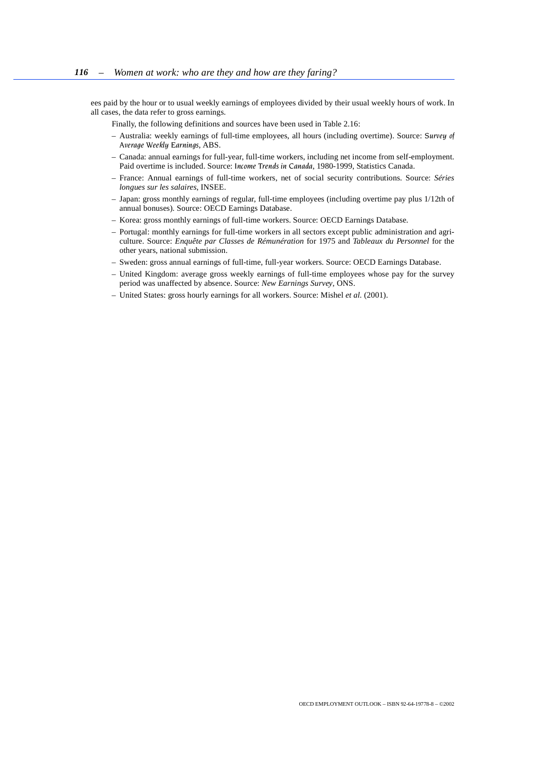ees paid by the hour or to usual weekly earnings of employees divided by their usual weekly hours of work. In all cases, the data refer to gross earnings.

Finally, the following definitions and sources have been used in Table 2.16:

– Australia: weekly earnings of full-time employees, all hours (including overtime). Source: *Survey of Average Weekly Earnings*, ABS.

– Canada: annual earnings for full-year, full-time workers, including net income from self-employment. Paid overtime is included. Source: *Income Trends in Canada*, 1980-1999, Statistics Canada.

– France: Annual earnings of full-time workers, net of social security contributions. Source: *Séries longues sur les salaires*, INSEE.

– Japan: gross monthly earnings of regular, full-time employees (including overtime pay plus 1/12th of annual bonuses). Source: OECD Earnings Database.

– Korea: gross monthly earnings of full-time workers. Source: OECD Earnings Database.

– Portugal: monthly earnings for full-time workers in all sectors except public administration and agriculture. Source: *Enquête par Classes de Rémunération* for 1975 and *Tableaux du Personnel* for the other years, national submission.

– Sweden: gross annual earnings of full-time, full-year workers. Source: OECD Earnings Database.

– United Kingdom: average gross weekly earnings of full-time employees whose pay for the survey period was unaffected by absence. Source: *New Earnings Survey*, ONS.

– United States: gross hourly earnings for all workers. Source: Mishel *et al.* (2001).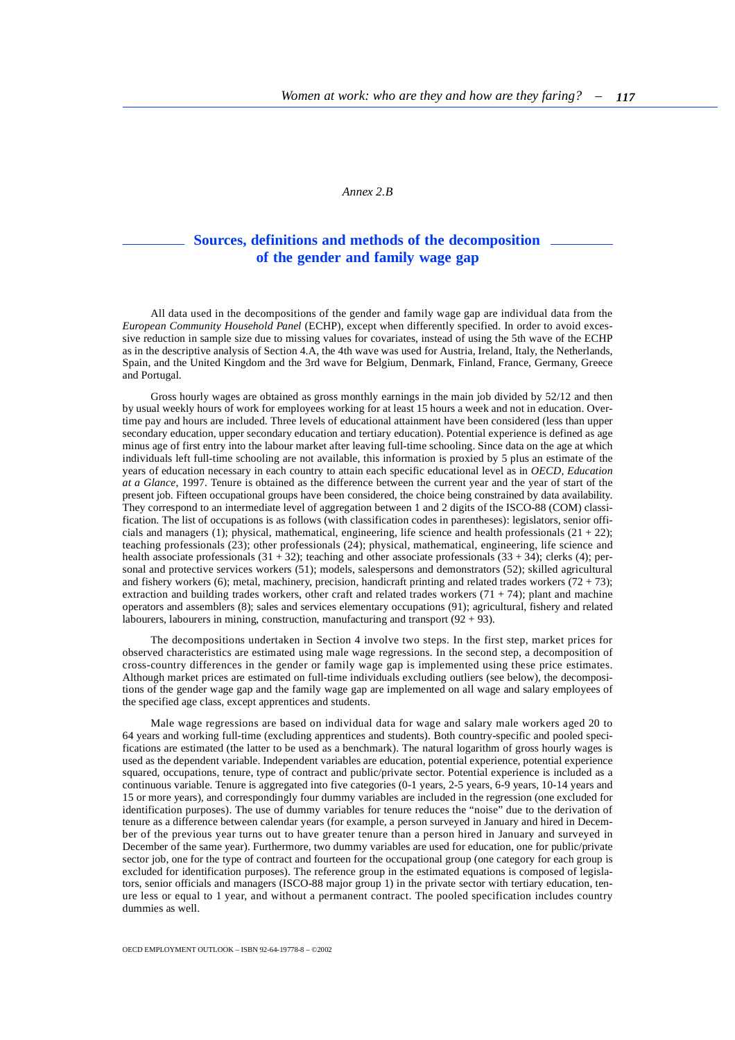*Annex 2.B*

# Sources, definitions and methods of the decomposition of the gender and family wage gap

All data used in the decompositions of the gender and family wage gap are individual data from the *European Community Household Panel* (ECHP), except when differently specified. In order to avoid excessive reduction in sample size due to missing values for covariates, instead of using the 5th wave of the ECHP as in the descriptive analysis of Section 4.A, the 4th wave was used for Austria, Ireland, Italy, the Netherlands, Spain, and the United Kingdom and the 3rd wave for Belgium, Denmark, Finland, France, Germany, Greece and Portugal.

Gross hourly wages are obtained as gross monthly earnings in the main job divided by 52/12 and then by usual weekly hours of work for employees working for at least 15 hours a week and not in education. Overtime pay and hours are included. Three levels of educational attainment have been considered (less than upper secondary education, upper secondary education and tertiary education). Potential experience is defined as age minus age of first entry into the labour market after leaving full-time schooling. Since data on the age at which individuals left full-time schooling are not available, this information is proxied by 5 plus an estimate of the years of education necessary in each country to attain each specific educational level as in *OECD, Education at a Glance*, 1997. Tenure is obtained as the difference between the current year and the year of start of the present job. Fifteen occupational groups have been considered, the choice being constrained by data availability. They correspond to an intermediate level of aggregation between 1 and 2 digits of the ISCO-88 (COM) classification. The list of occupations is as follows (with classification codes in parentheses): legislators, senior officials and managers (1); physical, mathematical, engineering, life science and health professionals (21 + 22); teaching professionals (23); other professionals (24); physical, mathematical, engineering, life science and health associate professionals (31 + 32); teaching and other associate professionals (33 + 34); clerks (4); personal and protective services workers (51); models, salespersons and demonstrators (52); skilled agricultural and fishery workers (6); metal, machinery, precision, handicraft printing and related trades workers (72 + 73); extraction and building trades workers, other craft and related trades workers (71 + 74); plant and machine operators and assemblers (8); sales and services elementary occupations (91); agricultural, fishery and related labourers, labourers in mining, construction, manufacturing and transport (92 + 93).

The decompositions undertaken in Section 4 involve two steps. In the first step, market prices for observed characteristics are estimated using male wage regressions. In the second step, a decomposition of cross-country differences in the gender or family wage gap is implemented using these price estimates. Although market prices are estimated on full-time individuals excluding outliers (see below), the decompositions of the gender wage gap and the family wage gap are implemented on all wage and salary employees of the specified age class, except apprentices and students.

Male wage regressions are based on individual data for wage and salary male workers aged 20 to 64 years and working full-time (excluding apprentices and students). Both country-specific and pooled specifications are estimated (the latter to be used as a benchmark). The natural logarithm of gross hourly wages is used as the dependent variable. Independent variables are education, potential experience, potential experience squared, occupations, tenure, type of contract and public/private sector. Potential experience is included as a continuous variable. Tenure is aggregated into five categories (0-1 years, 2-5 years, 6-9 years, 10-14 years and 15 or more years), and correspondingly four dummy variables are included in the regression (one excluded for identification purposes). The use of dummy variables for tenure reduces the "noise" due to the derivation of tenure as a difference between calendar years (for example, a person surveyed in January and hired in December of the previous year turns out to have greater tenure than a person hired in January and surveyed in December of the same year). Furthermore, two dummy variables are used for education, one for public/private sector job, one for the type of contract and fourteen for the occupational group (one category for each group is excluded for identification purposes). The reference group in the estimated equations is composed of legislators, senior officials and managers (ISCO-88 major group 1) in the private sector with tertiary education, tenure less or equal to 1 year, and without a permanent contract. The pooled specification includes country dummies as well.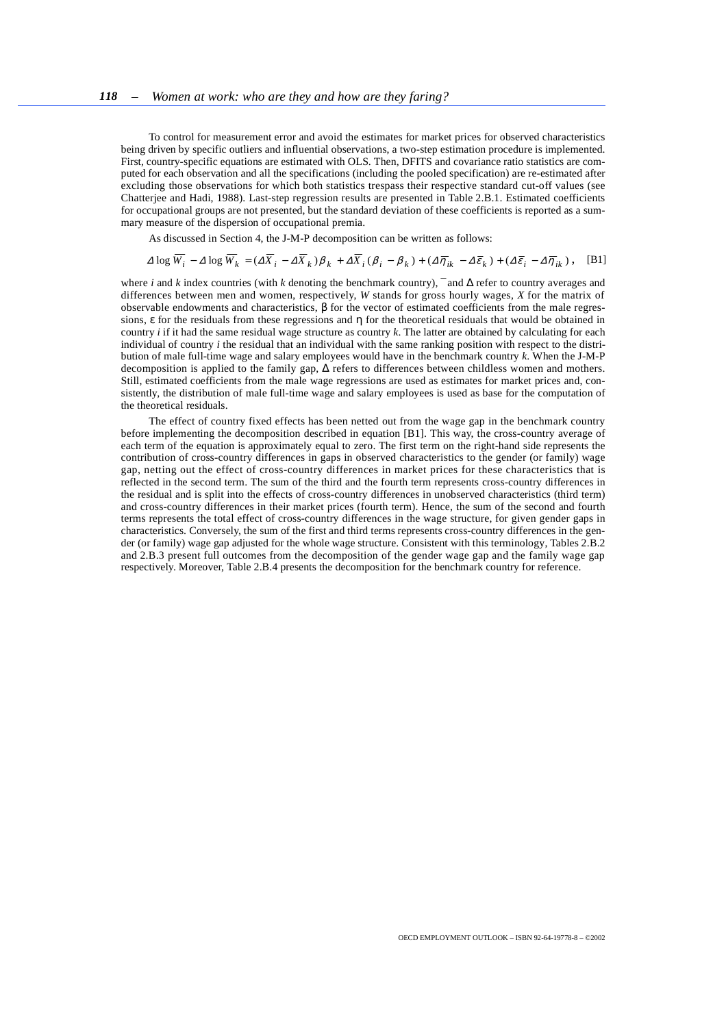To control for measurement error and avoid the estimates for market prices for observed characteristics being driven by specific outliers and influential observations, a two-step estimation procedure is implemented. First, country-specific equations are estimated with OLS. Then, DFITS and covariance ratio statistics are computed for each observation and all the specifications (including the pooled specification) are re-estimated after excluding those observations for which both statistics trespass their respective standard cut-off values (see Chatterjee and Hadi, 1988). Last-step regression results are presented in Table 2.B.1. Estimated coefficients for occupational groups are not presented, but the standard deviation of these coefficients is reported as a summary measure of the dispersion of occupational premia.

As discussed in Section 4, the J-M-P decomposition can be written as follows:

$$\Delta \log \overline{W_i} - \Delta \log \overline{W_k} = (\Delta \overline{X}_i - \Delta \overline{X}_k)\beta_k + \Delta \overline{X}_i(\beta_i - \beta_k) + (\Delta \overline{\eta}_{ik} - \Delta \overline{\varepsilon}_k) + (\Delta \overline{\varepsilon}_i - \Delta \overline{\eta}_{ik}), \quad \text{[B1]}$$

where *i* and *k* index countries (with *k* denoting the benchmark country), $^{-}$ and $\Delta$ refer to country averages and differences between men and women, respectively, *W* stands for gross hourly wages, *X* for the matrix of observable endowments and characteristics, $\beta$ for the vector of estimated coefficients from the male regressions, $\varepsilon$ for the residuals from these regressions and $\eta$ for the theoretical residuals that would be obtained in country *i* if it had the same residual wage structure as country *k*. The latter are obtained by calculating for each individual of country *i* the residual that an individual with the same ranking position with respect to the distribution of male full-time wage and salary employees would have in the benchmark country *k*. When the J-M-P decomposition is applied to the family gap, $\Delta$ refers to differences between childless women and mothers. Still, estimated coefficients from the male wage regressions are used as estimates for market prices and, consistently, the distribution of male full-time wage and salary employees is used as base for the computation of the theoretical residuals.

The effect of country fixed effects has been netted out from the wage gap in the benchmark country before implementing the decomposition described in equation [B1]. This way, the cross-country average of each term of the equation is approximately equal to zero. The first term on the right-hand side represents the contribution of cross-country differences in gaps in observed characteristics to the gender (or family) wage gap, netting out the effect of cross-country differences in market prices for these characteristics that is reflected in the second term. The sum of the third and the fourth term represents cross-country differences in the residual and is split into the effects of cross-country differences in unobserved characteristics (third term) and cross-country differences in their market prices (fourth term). Hence, the sum of the second and fourth terms represents the total effect of cross-country differences in the wage structure, for given gender gaps in characteristics. Conversely, the sum of the first and third terms represents cross-country differences in the gender (or family) wage gap adjusted for the whole wage structure. Consistent with this terminology, Tables 2.B.2 and 2.B.3 present full outcomes from the decomposition of the gender wage gap and the family wage gap respectively. Moreover, Table 2.B.4 presents the decomposition for the benchmark country for reference.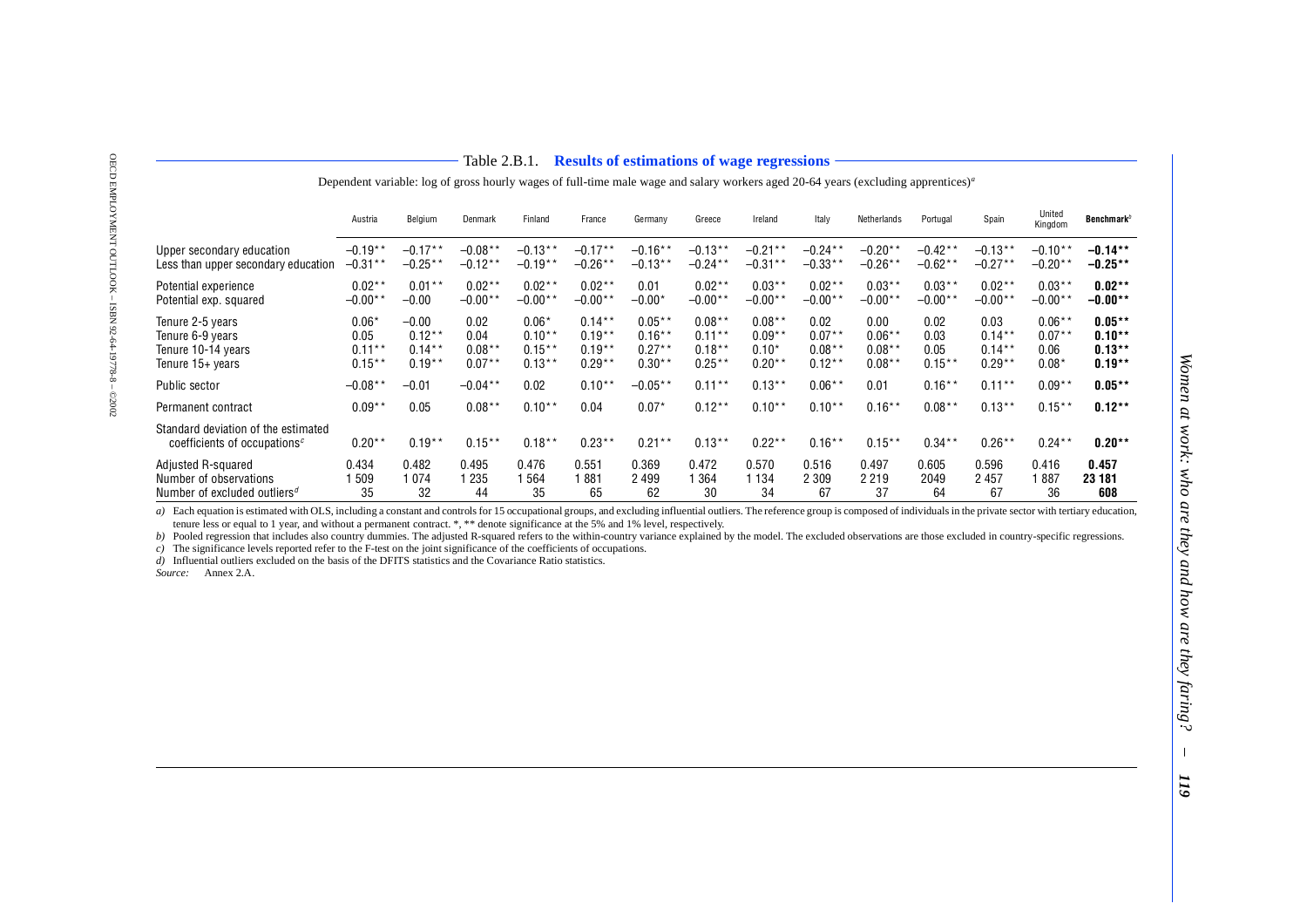## Table 2.B.1. Results of estimations of wage regressions

Dependent variable: log of gross hourly wages of full-time male wage and salary workers aged 20-64 years (excluding apprentices)[a]

| | Austria | Belgium | Denmark | Finland | France | Germany | Greece | Ireland | Italy | Netherlands | Portugal | Spain | United Kingdom | **Benchmark**[b] |
|---|---|---|---|---|---|---|---|---|---|---|---|---|---|---|
| Upper secondary education | –0.19** | –0.17** | –0.08** | –0.13** | –0.17** | –0.16** | –0.13** | –0.21** | –0.24** | –0.20** | –0.42** | –0.13** | –0.10** | **–0.14\*\*** |
| Less than upper secondary education | –0.31** | –0.25** | –0.12** | –0.19** | –0.26** | –0.13** | –0.24** | –0.31** | –0.33** | –0.26** | –0.62** | –0.27** | –0.20** | **–0.25\*\*** |
| Potential experience | 0.02** | 0.01** | 0.02** | 0.02** | 0.02** | 0.01 | 0.02** | 0.03** | 0.02** | 0.03** | 0.03** | 0.02** | 0.03** | **0.02\*\*** |
| Potential exp. squared | –0.00** | –0.00 | –0.00** | –0.00** | –0.00** | –0.00* | –0.00** | –0.00** | –0.00** | –0.00** | –0.00** | –0.00** | –0.00** | **–0.00\*\*** |
| Tenure 2-5 years | 0.06* | –0.00 | 0.02 | 0.06* | 0.14** | 0.05** | 0.08** | 0.08** | 0.02 | 0.00 | 0.02 | 0.03 | 0.06** | **0.05\*\*** |
| Tenure 6-9 years | 0.05 | 0.12** | 0.04 | 0.10** | 0.19** | 0.16** | 0.11** | 0.09** | 0.07** | 0.06** | 0.03 | 0.14** | 0.07** | **0.10\*\*** |
| Tenure 10-14 years | 0.11** | 0.14** | 0.08** | 0.15** | 0.19** | 0.27** | 0.18** | 0.10* | 0.08** | 0.08** | 0.05 | 0.14** | 0.06 | **0.13\*\*** |
| Tenure 15+ years | 0.15** | 0.19** | 0.07** | 0.13** | 0.29** | 0.30** | 0.25** | 0.20** | 0.12** | 0.08** | 0.15** | 0.29** | 0.08* | **0.19\*\*** |
| Public sector | –0.08** | –0.01 | –0.04** | 0.02 | 0.10** | –0.05** | 0.11** | 0.13** | 0.06** | 0.01 | 0.16** | 0.11** | 0.09** | **0.05\*\*** |
| Permanent contract | 0.09** | 0.05 | 0.08** | 0.10** | 0.04 | 0.07* | 0.12** | 0.10** | 0.10** | 0.16** | 0.08** | 0.13** | 0.15** | **0.12\*\*** |
| Standard deviation of the estimated coefficients of occupations[c] | 0.20** | 0.19** | 0.15** | 0.18** | 0.23** | 0.21** | 0.13** | 0.22** | 0.16** | 0.15** | 0.34** | 0.26** | 0.24** | **0.20\*\*** |
| Adjusted R-squared | 0.434 | 0.482 | 0.495 | 0.476 | 0.551 | 0.369 | 0.472 | 0.570 | 0.516 | 0.497 | 0.605 | 0.596 | 0.416 | **0.457** |
| Number of observations | 1 509 | 1 074 | 1 235 | 1 564 | 1 881 | 2 499 | 1 364 | 1 134 | 2 309 | 2 219 | 2049 | 2 457 | 1 887 | **23 181** |
| Number of excluded outliers[d] | 35 | 32 | 44 | 35 | 65 | 62 | 30 | 34 | 67 | 37 | 64 | 67 | 36 | **608** |

*a)* Each equation is estimated with OLS, including a constant and controls for 15 occupational groups, and excluding influential outliers. The reference group is composed of individuals in the private sector with tertiary education, tenure less or equal to 1 year, and without a permanent contract. *, ** denote significance at the 5% and 1% level, respectively.

*b)* Pooled regression that includes also country dummies. The adjusted R-squared refers to the within-country variance explained by the model. The excluded observations are those excluded in country-specific regressions.

*c)* The significance levels reported refer to the F-test on the joint significance of the coefficients of occupations.

*d)* Influential outliers excluded on the basis of the DFITS statistics and the Covariance Ratio statistics.

*Source:* Annex 2.A.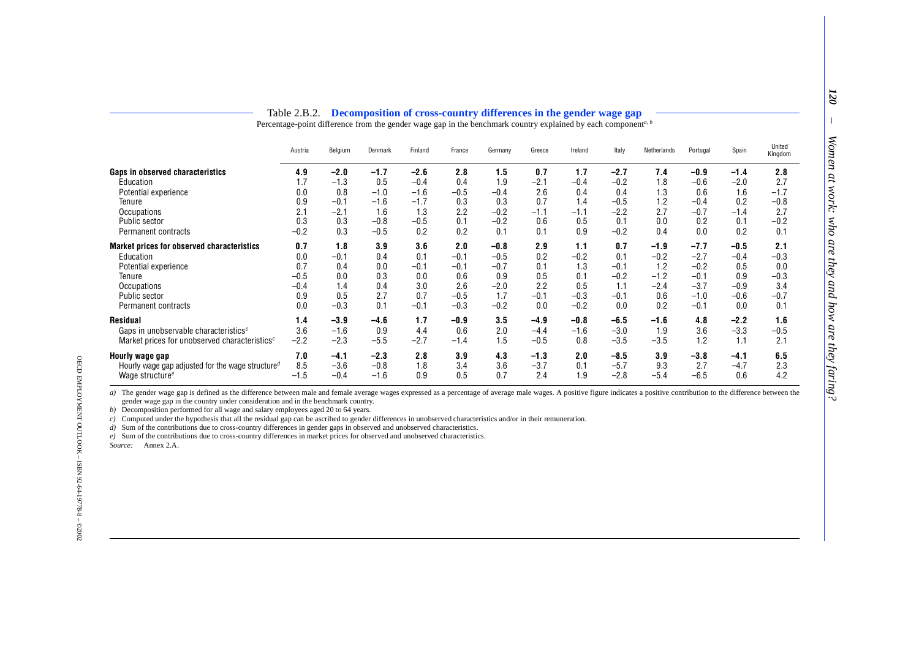Table 2.B.2. **Decomposition of cross-country differences in the gender wage gap**

Percentage-point difference from the gender wage gap in the benchmark country explained by each component[a, b]

| | Austria | Belgium | Denmark | Finland | France | Germany | Greece | Ireland | Italy | Netherlands | Portugal | Spain | United Kingdom |
|---|---|---|---|---|---|---|---|---|---|---|---|---|---|
| **Gaps in observed characteristics** | **4.9** | **−2.0** | **−1.7** | **−2.6** | **2.8** | **1.5** | **0.7** | **1.7** | **−2.7** | **7.4** | **−0.9** | **−1.4** | **2.8** |
| Education | 1.7 | −1.3 | 0.5 | −0.4 | 0.4 | 1.9 | −2.1 | −0.4 | −0.2 | 1.8 | −0.6 | −2.0 | 2.7 |
| Potential experience | 0.0 | 0.8 | −1.0 | −1.6 | −0.5 | −0.4 | 2.6 | 0.4 | 0.4 | 1.3 | 0.6 | 1.6 | −1.7 |
| Tenure | 0.9 | −0.1 | −1.6 | −1.7 | 0.3 | 0.3 | 0.7 | 1.4 | −0.5 | 1.2 | −0.4 | 0.2 | −0.8 |
| Occupations | 2.1 | −2.1 | 1.6 | 1.3 | 2.2 | −0.2 | −1.1 | −1.1 | −2.2 | 2.7 | −0.7 | −1.4 | 2.7 |
| Public sector | 0.3 | 0.3 | −0.8 | −0.5 | 0.1 | −0.2 | 0.6 | 0.5 | 0.1 | 0.0 | 0.2 | 0.1 | −0.2 |
| Permanent contracts | −0.2 | 0.3 | −0.5 | 0.2 | 0.2 | 0.1 | 0.1 | 0.9 | −0.2 | 0.4 | 0.0 | 0.2 | 0.1 |
| **Market prices for observed characteristics** | **0.7** | **1.8** | **3.9** | **3.6** | **2.0** | **−0.8** | **2.9** | **1.1** | **0.7** | **−1.9** | **−7.7** | **−0.5** | **2.1** |
| Education | 0.0 | −0.1 | 0.4 | 0.1 | −0.1 | −0.5 | 0.2 | −0.2 | 0.1 | −0.2 | −2.7 | −0.4 | −0.3 |
| Potential experience | 0.7 | 0.4 | 0.0 | −0.1 | −0.1 | −0.7 | 0.1 | 1.3 | −0.1 | 1.2 | −0.2 | 0.5 | 0.0 |
| Tenure | −0.5 | 0.0 | 0.3 | 0.0 | 0.6 | 0.9 | 0.5 | 0.1 | −0.2 | −1.2 | −0.1 | 0.9 | −0.3 |
| Occupations | −0.4 | 1.4 | 0.4 | 3.0 | 2.6 | −2.0 | 2.2 | 0.5 | 1.1 | −2.4 | −3.7 | −0.9 | 3.4 |
| Public sector | 0.9 | 0.5 | 2.7 | 0.7 | −0.5 | 1.7 | −0.1 | −0.3 | −0.1 | 0.6 | −1.0 | −0.6 | −0.7 |
| Permanent contracts | 0.0 | −0.3 | 0.1 | −0.1 | −0.3 | −0.2 | 0.0 | −0.2 | 0.0 | 0.2 | −0.1 | 0.0 | 0.1 |
| **Residual** | **1.4** | **−3.9** | **−4.6** | **1.7** | **−0.9** | **3.5** | **−4.9** | **−0.8** | **−6.5** | **−1.6** | **4.8** | **−2.2** | **1.6** |
| Gaps in unobservable characteristics[c] | 3.6 | −1.6 | 0.9 | 4.4 | 0.6 | 2.0 | −4.4 | −1.6 | −3.0 | 1.9 | 3.6 | −3.3 | −0.5 |
| Market prices for unobserved characteristics[c] | −2.2 | −2.3 | −5.5 | −2.7 | −1.4 | 1.5 | −0.5 | 0.8 | −3.5 | −3.5 | 1.2 | 1.1 | 2.1 |
| **Hourly wage gap** | **7.0** | **−4.1** | **−2.3** | **2.8** | **3.9** | **4.3** | **−1.3** | **2.0** | **−8.5** | **3.9** | **−3.8** | **−4.1** | **6.5** |
| Hourly wage gap adjusted for the wage structure[d] | 8.5 | −3.6 | −0.8 | 1.8 | 3.4 | 3.6 | −3.7 | 0.1 | −5.7 | 9.3 | 2.7 | −4.7 | 2.3 |
| Wage structure[e] | −1.5 | −0.4 | −1.6 | 0.9 | 0.5 | 0.7 | 2.4 | 1.9 | −2.8 | −5.4 | −6.5 | 0.6 | 4.2 |

*a)* The gender wage gap is defined as the difference between male and female average wages expressed as a percentage of average male wages. A positive figure indicates a positive contribution to the difference between the gender wage gap in the country under consideration and in the benchmark country.

*b)* Decomposition performed for all wage and salary employees aged 20 to 64 years.

*c)* Computed under the hypothesis that all the residual gap can be ascribed to gender differences in unobserved characteristics and/or in their remuneration.

*d)* Sum of the contributions due to cross-country differences in gender gaps in observed and unobserved characteristics.

*e)* Sum of the contributions due to cross-country differences in market prices for observed and unobserved characteristics.

*Source:* Annex 2.A.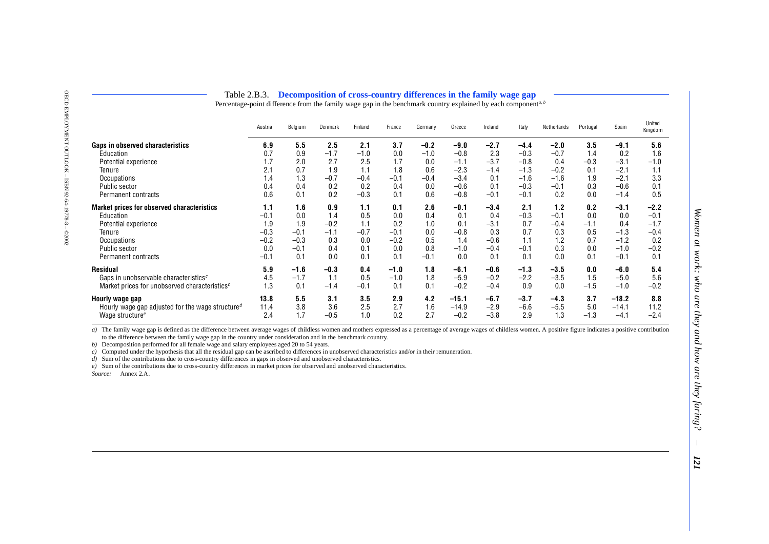Table 2.B.3. **Decomposition of cross-country differences in the family wage gap**

Percentage-point difference from the family wage gap in the benchmark country explained by each component[a, b]

| | Austria | Belgium | Denmark | Finland | France | Germany | Greece | Ireland | Italy | Netherlands | Portugal | Spain | United Kingdom |
|---|---|---|---|---|---|---|---|---|---|---|---|---|---|
| **Gaps in observed characteristics** | **6.9** | **5.5** | **2.5** | **2.1** | **3.7** | **−0.2** | **−9.0** | **−2.7** | **−4.4** | **−2.0** | **3.5** | **−9.1** | **5.6** |
| Education | 0.7 | 0.9 | −1.7 | −1.0 | 0.0 | −1.0 | −0.8 | 2.3 | −0.3 | −0.7 | 1.4 | 0.2 | 1.6 |
| Potential experience | 1.7 | 2.0 | 2.7 | 2.5 | 1.7 | 0.0 | −1.1 | −3.7 | −0.8 | 0.4 | −0.3 | −3.1 | −1.0 |
| Tenure | 2.1 | 0.7 | 1.9 | 1.1 | 1.8 | 0.6 | −2.3 | −1.4 | −1.3 | −0.2 | 0.1 | −2.1 | 1.1 |
| Occupations | 1.4 | 1.3 | −0.7 | −0.4 | −0.1 | −0.4 | −3.4 | 0.1 | −1.6 | −1.6 | 1.9 | −2.1 | 3.3 |
| Public sector | 0.4 | 0.4 | 0.2 | 0.2 | 0.4 | 0.0 | −0.6 | 0.1 | −0.3 | −0.1 | 0.3 | −0.6 | 0.1 |
| Permanent contracts | 0.6 | 0.1 | 0.2 | −0.3 | 0.1 | 0.6 | −0.8 | −0.1 | −0.1 | 0.2 | 0.0 | −1.4 | 0.5 |
| **Market prices for observed characteristics** | **1.1** | **1.6** | **0.9** | **1.1** | **0.1** | **2.6** | **−0.1** | **−3.4** | **2.1** | **1.2** | **0.2** | **−3.1** | **−2.2** |
| Education | −0.1 | 0.0 | 1.4 | 0.5 | 0.0 | 0.4 | 0.1 | 0.4 | −0.3 | −0.1 | 0.0 | 0.0 | −0.1 |
| Potential experience | 1.9 | 1.9 | −0.2 | 1.1 | 0.2 | 1.0 | 0.1 | −3.1 | 0.7 | −0.4 | −1.1 | 0.4 | −1.7 |
| Tenure | −0.3 | −0.1 | −1.1 | −0.7 | −0.1 | 0.0 | −0.8 | 0.3 | 0.7 | 0.3 | 0.5 | −1.3 | −0.4 |
| Occupations | −0.2 | −0.3 | 0.3 | 0.0 | −0.2 | 0.5 | 1.4 | −0.6 | 1.1 | 1.2 | 0.7 | −1.2 | 0.2 |
| Public sector | 0.0 | −0.1 | 0.4 | 0.1 | 0.0 | 0.8 | −1.0 | −0.4 | −0.1 | 0.3 | 0.0 | −1.0 | −0.2 |
| Permanent contracts | −0.1 | 0.1 | 0.0 | 0.1 | 0.1 | −0.1 | 0.0 | 0.1 | 0.1 | 0.0 | 0.1 | −0.1 | 0.1 |
| **Residual** | **5.9** | **−1.6** | **−0.3** | **0.4** | **−1.0** | **1.8** | **−6.1** | **−0.6** | **−1.3** | **−3.5** | **0.0** | **−6.0** | **5.4** |
| Gaps in unobservable characteristics[c] | 4.5 | −1.7 | 1.1 | 0.5 | −1.0 | 1.8 | −5.9 | −0.2 | −2.2 | −3.5 | 1.5 | −5.0 | 5.6 |
| Market prices for unobserved characteristics[c] | 1.3 | 0.1 | −1.4 | −0.1 | 0.1 | 0.1 | −0.2 | −0.4 | 0.9 | 0.0 | −1.5 | −1.0 | −0.2 |
| **Hourly wage gap** | **13.8** | **5.5** | **3.1** | **3.5** | **2.9** | **4.2** | **−15.1** | **−6.7** | **−3.7** | **−4.3** | **3.7** | **−18.2** | **8.8** |
| Hourly wage gap adjusted for the wage structure[d] | 11.4 | 3.8 | 3.6 | 2.5 | 2.7 | 1.6 | −14.9 | −2.9 | −6.6 | −5.5 | 5.0 | −14.1 | 11.2 |
| Wage structure[e] | 2.4 | 1.7 | −0.5 | 1.0 | 0.2 | 2.7 | −0.2 | −3.8 | 2.9 | 1.3 | −1.3 | −4.1 | −2.4 |

*a)* The family wage gap is defined as the difference between average wages of childless women and mothers expressed as a percentage of average wages of childless women. A positive figure indicates a positive contribution to the difference between the family wage gap in the country under consideration and in the benchmark country.

*b)* Decomposition performed for all female wage and salary employees aged 20 to 54 years.

*c)* Computed under the hypothesis that all the residual gap can be ascribed to differences in unobservable characteristics and/or in their remuneration.

*d)* Sum of the contributions due to cross-country differences in gaps in observed and unobserved characteristics.

*e)* Sum of the contributions due to cross-country differences in market prices for observed and unobserved characteristics.

*Source:* Annex 2.A.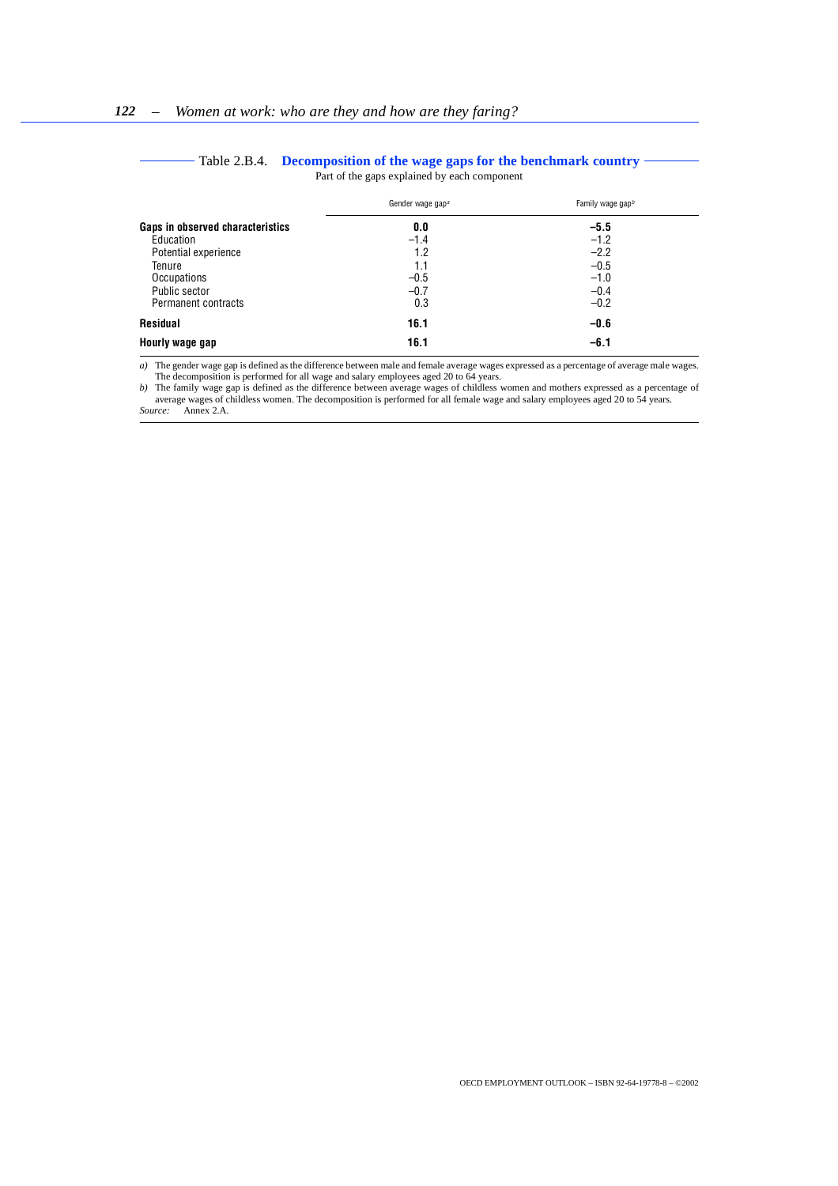Table 2.B.4. **Decomposition of the wage gaps for the benchmark country**

Part of the gaps explained by each component

| | Gender wage gap[a] | Family wage gap[b] |
|---|---|---|
| **Gaps in observed characteristics** | **0.0** | **–5.5** |
| Education | –1.4 | –1.2 |
| Potential experience | 1.2 | –2.2 |
| Tenure | 1.1 | –0.5 |
| Occupations | –0.5 | –1.0 |
| Public sector | –0.7 | –0.4 |
| Permanent contracts | 0.3 | –0.2 |
| **Residual** | **16.1** | **–0.6** |
| **Hourly wage gap** | **16.1** | **–6.1** |

*a)* The gender wage gap is defined as the difference between male and female average wages expressed as a percentage of average male wages. The decomposition is performed for all wage and salary employees aged 20 to 64 years.

*b)* The family wage gap is defined as the difference between average wages of childless women and mothers expressed as a percentage of average wages of childless women. The decomposition is performed for all female wage and salary employees aged 20 to 54 years.

*Source:* Annex 2.A.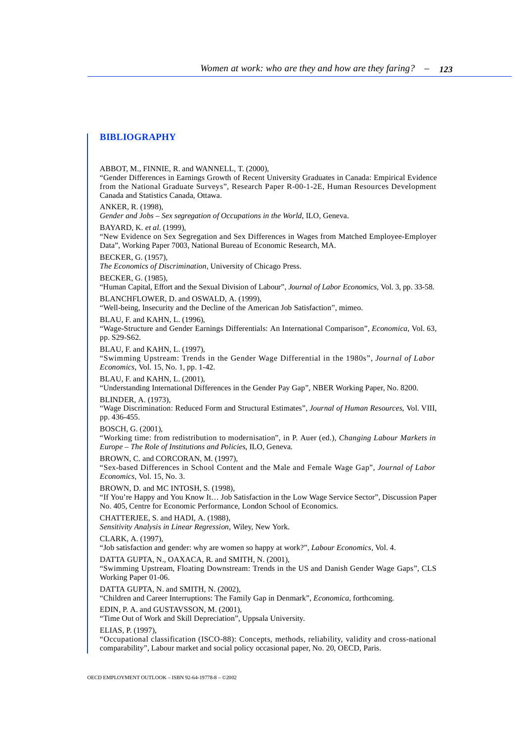## BIBLIOGRAPHY

ABBOT, M., FINNIE, R. and WANNELL, T. (2000),
"Gender Differences in Earnings Growth of Recent University Graduates in Canada: Empirical Evidence from the National Graduate Surveys", Research Paper R-00-1-2E, Human Resources Development Canada and Statistics Canada, Ottawa.

ANKER, R. (1998),
*Gender and Jobs – Sex segregation of Occupations in the World*, ILO, Geneva.

BAYARD, K. *et al*. (1999),
"New Evidence on Sex Segregation and Sex Differences in Wages from Matched Employee-Employer Data", Working Paper 7003, National Bureau of Economic Research, MA.

BECKER, G. (1957),
*The Economics of Discrimination*, University of Chicago Press.

BECKER, G. (1985),
"Human Capital, Effort and the Sexual Division of Labour", *Journal of Labor Economics*, Vol. 3, pp. 33-58.

BLANCHFLOWER, D. and OSWALD, A. (1999),
"Well-being, Insecurity and the Decline of the American Job Satisfaction", mimeo.

BLAU, F. and KAHN, L. (1996),
"Wage-Structure and Gender Earnings Differentials: An International Comparison", *Economica*, Vol. 63, pp. S29-S62.

BLAU, F. and KAHN, L. (1997),
"Swimming Upstream: Trends in the Gender Wage Differential in the 1980s", *Journal of Labor Economics*, Vol. 15, No. 1, pp. 1-42.

BLAU, F. and KAHN, L. (2001),
"Understanding International Differences in the Gender Pay Gap", NBER Working Paper, No. 8200.

BLINDER, A. (1973),
"Wage Discrimination: Reduced Form and Structural Estimates", *Journal of Human Resources*, Vol. VIII, pp. 436-455.

BOSCH, G. (2001),
"Working time: from redistribution to modernisation", in P. Auer (ed.), *Changing Labour Markets in Europe – The Role of Institutions and Policies*, ILO, Geneva.

BROWN, C. and CORCORAN, M. (1997),
"Sex-based Differences in School Content and the Male and Female Wage Gap", *Journal of Labor Economics*, Vol. 15, No. 3.

BROWN, D. and MC INTOSH, S. (1998),
"If You're Happy and You Know It… Job Satisfaction in the Low Wage Service Sector", Discussion Paper No. 405, Centre for Economic Performance, London School of Economics.

CHATTERJEE, S. and HADI, A. (1988),
*Sensitivity Analysis in Linear Regression*, Wiley, New York.

CLARK, A. (1997),
"Job satisfaction and gender: why are women so happy at work?", *Labour Economics*, Vol. 4.

DATTA GUPTA, N., OAXACA, R. and SMITH, N. (2001),
"Swimming Upstream, Floating Downstream: Trends in the US and Danish Gender Wage Gaps", CLS Working Paper 01-06.

DATTA GUPTA, N. and SMITH, N. (2002),
"Children and Career Interruptions: The Family Gap in Denmark", *Economica*, forthcoming.

EDIN, P. A. and GUSTAVSSON, M. (2001),
"Time Out of Work and Skill Depreciation", Uppsala University.

ELIAS, P. (1997),
"Occupational classification (ISCO-88): Concepts, methods, reliability, validity and cross-national comparability", Labour market and social policy occasional paper, No. 20, OECD, Paris.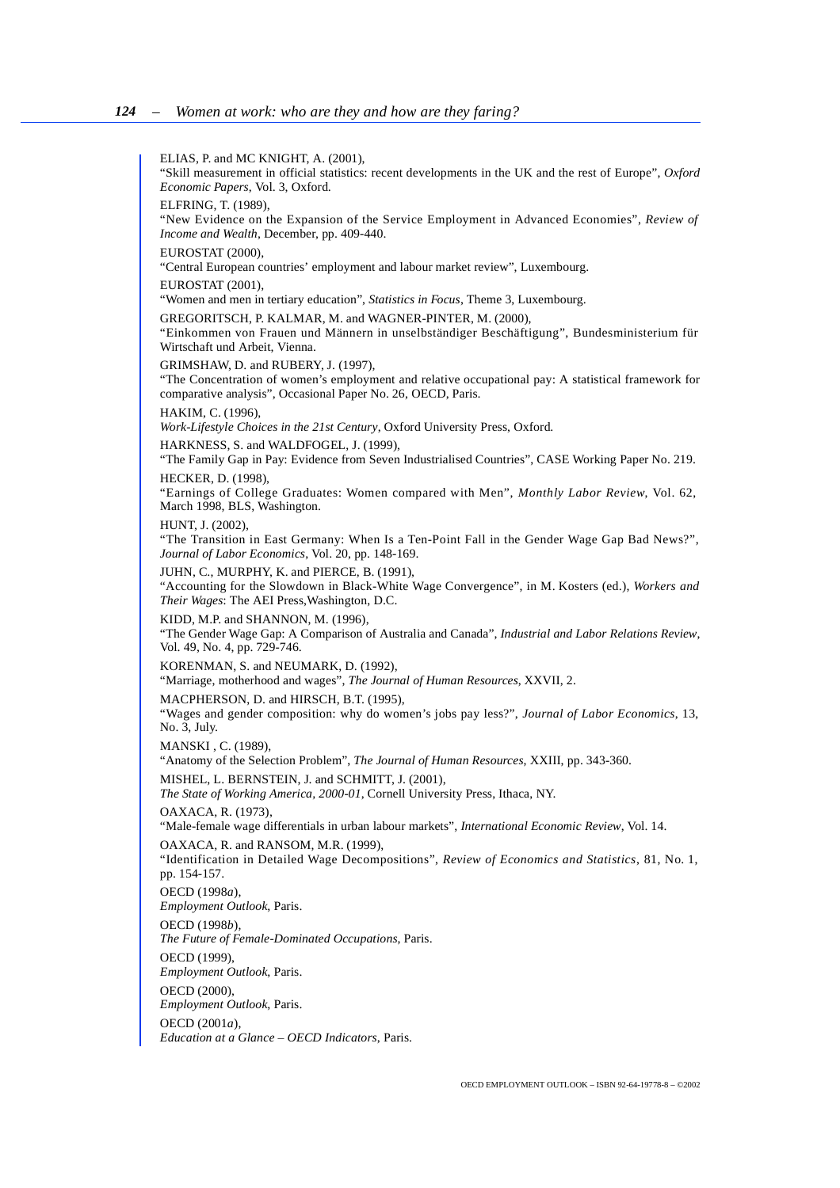ELIAS, P. and MC KNIGHT, A. (2001),
"Skill measurement in official statistics: recent developments in the UK and the rest of Europe", *Oxford Economic Papers*, Vol. 3, Oxford.

ELFRING, T. (1989),
"New Evidence on the Expansion of the Service Employment in Advanced Economies", *Review of Income and Wealth*, December, pp. 409-440.

EUROSTAT (2000),
"Central European countries' employment and labour market review", Luxembourg.

EUROSTAT (2001),
"Women and men in tertiary education", *Statistics in Focus*, Theme 3, Luxembourg.

GREGORITSCH, P. KALMAR, M. and WAGNER-PINTER, M. (2000),
"Einkommen von Frauen und Männern in unselbständiger Beschäftigung", Bundesministerium für Wirtschaft und Arbeit, Vienna.

GRIMSHAW, D. and RUBERY, J. (1997),
"The Concentration of women's employment and relative occupational pay: A statistical framework for comparative analysis", Occasional Paper No. 26, OECD, Paris.

HAKIM, C. (1996),
*Work-Lifestyle Choices in the 21st Century*, Oxford University Press, Oxford.

HARKNESS, S. and WALDFOGEL, J. (1999),
"The Family Gap in Pay: Evidence from Seven Industrialised Countries", CASE Working Paper No. 219.

HECKER, D. (1998),
"Earnings of College Graduates: Women compared with Men", *Monthly Labor Review*, Vol. 62, March 1998, BLS, Washington.

HUNT, J. (2002),
"The Transition in East Germany: When Is a Ten-Point Fall in the Gender Wage Gap Bad News?", *Journal of Labor Economics*, Vol. 20, pp. 148-169.

JUHN, C., MURPHY, K. and PIERCE, B. (1991),
"Accounting for the Slowdown in Black-White Wage Convergence", in M. Kosters (ed.), *Workers and Their Wages*: The AEI Press,Washington, D.C.

KIDD, M.P. and SHANNON, M. (1996),
"The Gender Wage Gap: A Comparison of Australia and Canada", *Industrial and Labor Relations Review*, Vol. 49, No. 4, pp. 729-746.

KORENMAN, S. and NEUMARK, D. (1992),
"Marriage, motherhood and wages", *The Journal of Human Resources*, XXVII, 2.

MACPHERSON, D. and HIRSCH, B.T. (1995),
"Wages and gender composition: why do women's jobs pay less?", *Journal of Labor Economics*, 13, No. 3, July.

MANSKI , C. (1989),
"Anatomy of the Selection Problem", *The Journal of Human Resources*, XXIII, pp. 343-360.

MISHEL, L. BERNSTEIN, J. and SCHMITT, J. (2001),
*The State of Working America, 2000-01*, Cornell University Press, Ithaca, NY.

OAXACA, R. (1973),
"Male-female wage differentials in urban labour markets", *International Economic Review*, Vol. 14.

OAXACA, R. and RANSOM, M.R. (1999),
"Identification in Detailed Wage Decompositions", *Review of Economics and Statistics*, 81, No. 1, pp. 154-157.

OECD (1998*a*),
*Employment Outlook*, Paris.

OECD (1998*b*),
*The Future of Female-Dominated Occupations*, Paris.

OECD (1999),
*Employment Outlook*, Paris.

OECD (2000),
*Employment Outlook*, Paris.

OECD (2001*a*),
*Education at a Glance – OECD Indicators*, Paris.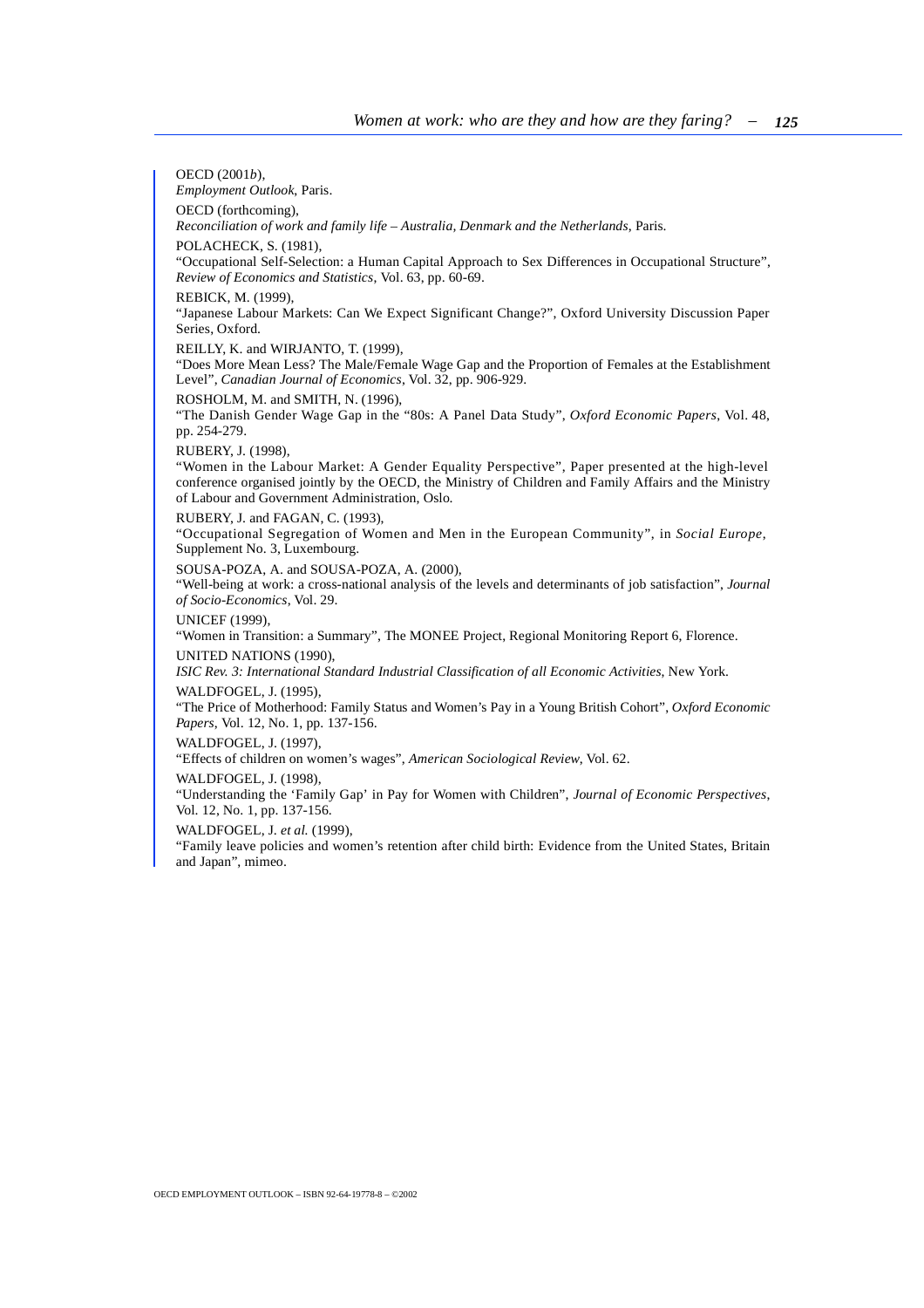OECD (2001*b*),
*Employment Outlook*, Paris.

OECD (forthcoming),
*Reconciliation of work and family life – Australia, Denmark and the Netherlands*, Paris.

POLACHECK, S. (1981),
"Occupational Self-Selection: a Human Capital Approach to Sex Differences in Occupational Structure", *Review of Economics and Statistics*, Vol. 63, pp. 60-69.

REBICK, M. (1999),
"Japanese Labour Markets: Can We Expect Significant Change?", Oxford University Discussion Paper Series, Oxford.

REILLY, K. and WIRJANTO, T. (1999),
"Does More Mean Less? The Male/Female Wage Gap and the Proportion of Females at the Establishment Level", *Canadian Journal of Economics*, Vol. 32, pp. 906-929.

ROSHOLM, M. and SMITH, N. (1996),
"The Danish Gender Wage Gap in the "80s: A Panel Data Study", *Oxford Economic Papers*, Vol. 48, pp. 254-279.

RUBERY, J. (1998),
"Women in the Labour Market: A Gender Equality Perspective", Paper presented at the high-level conference organised jointly by the OECD, the Ministry of Children and Family Affairs and the Ministry of Labour and Government Administration, Oslo.

RUBERY, J. and FAGAN, C. (1993),
"Occupational Segregation of Women and Men in the European Community", in *Social Europe*, Supplement No. 3, Luxembourg.

SOUSA-POZA, A. and SOUSA-POZA, A. (2000),
"Well-being at work: a cross-national analysis of the levels and determinants of job satisfaction", *Journal of Socio-Economics*, Vol. 29.

UNICEF (1999),
"Women in Transition: a Summary", The MONEE Project, Regional Monitoring Report 6, Florence.

UNITED NATIONS (1990),
*ISIC Rev. 3: International Standard Industrial Classification of all Economic Activities*, New York.

WALDFOGEL, J. (1995),
"The Price of Motherhood: Family Status and Women's Pay in a Young British Cohort", *Oxford Economic Papers*, Vol. 12, No. 1, pp. 137-156.

WALDFOGEL, J. (1997),
"Effects of children on women's wages", *American Sociological Review*, Vol. 62.

WALDFOGEL, J. (1998),
"Understanding the 'Family Gap' in Pay for Women with Children", *Journal of Economic Perspectives*, Vol. 12, No. 1, pp. 137-156.

WALDFOGEL, J. *et al.* (1999),
"Family leave policies and women's retention after child birth: Evidence from the United States, Britain and Japan", mimeo.